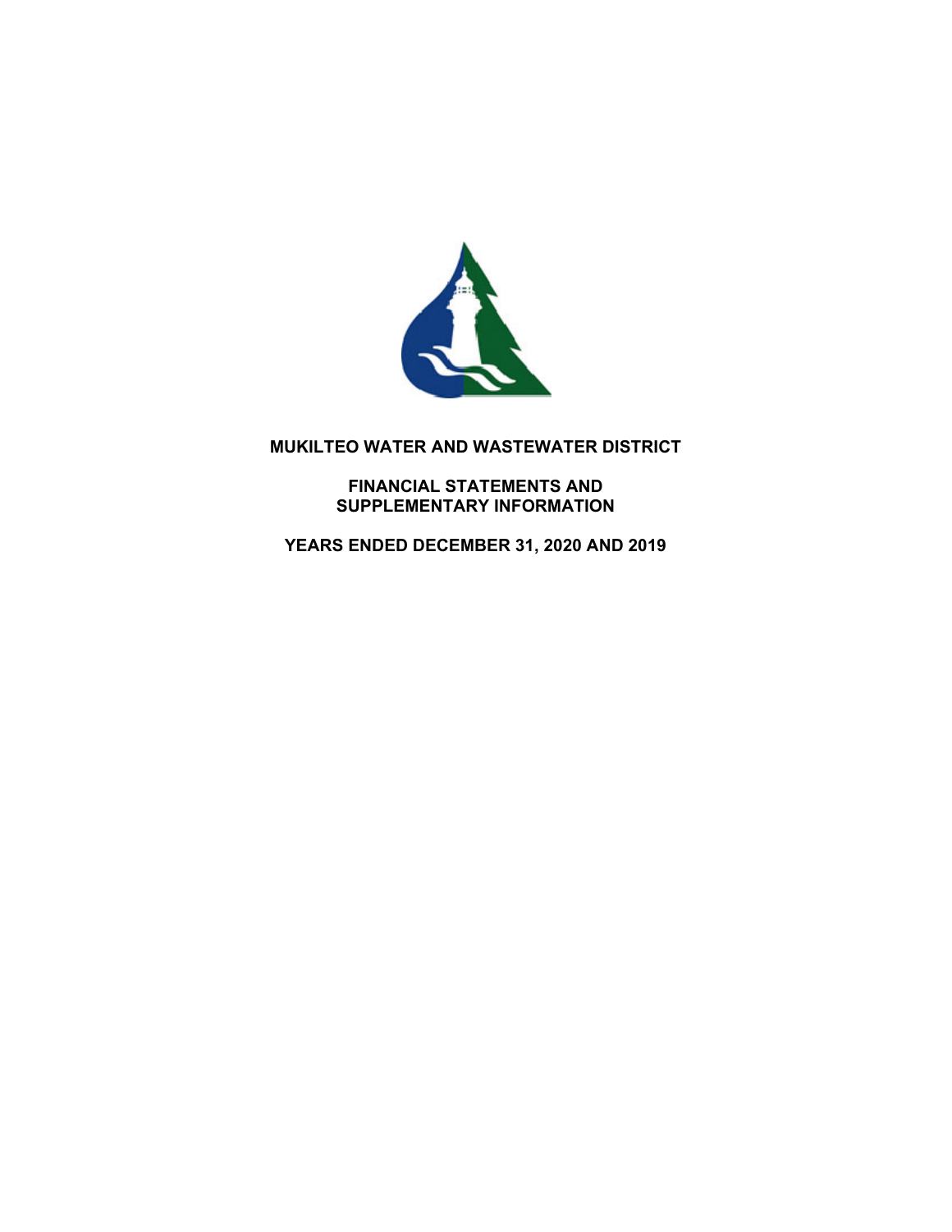# MUKILTEO WATER AND WASTEWATER DISTRICT

## FINANCIAL STATEMENTS AND SUPPLEMENTARY INFORMATION

## YEARS ENDED DECEMBER 31, 2020 AND 2019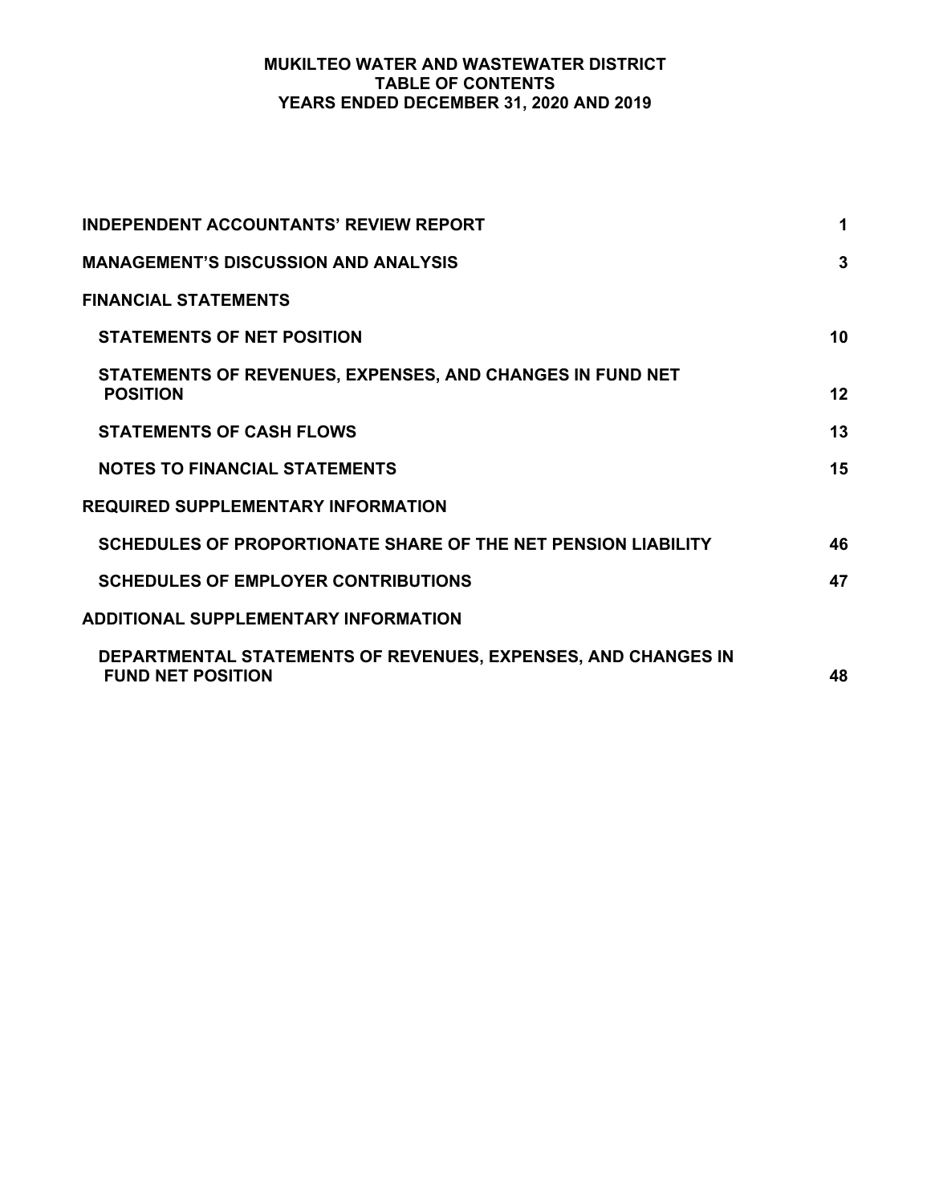# MUKILTEO WATER AND WASTEWATER DISTRICT
## TABLE OF CONTENTS
## YEARS ENDED DECEMBER 31, 2020 AND 2019

| | |
|---|---|
| **INDEPENDENT ACCOUNTANTS' REVIEW REPORT** | **1** |
| **MANAGEMENT'S DISCUSSION AND ANALYSIS** | **3** |
| **FINANCIAL STATEMENTS** | |
| **STATEMENTS OF NET POSITION** | **10** |
| **STATEMENTS OF REVENUES, EXPENSES, AND CHANGES IN FUND NET POSITION** | **12** |
| **STATEMENTS OF CASH FLOWS** | **13** |
| **NOTES TO FINANCIAL STATEMENTS** | **15** |
| **REQUIRED SUPPLEMENTARY INFORMATION** | |
| **SCHEDULES OF PROPORTIONATE SHARE OF THE NET PENSION LIABILITY** | **46** |
| **SCHEDULES OF EMPLOYER CONTRIBUTIONS** | **47** |
| **ADDITIONAL SUPPLEMENTARY INFORMATION** | |
| **DEPARTMENTAL STATEMENTS OF REVENUES, EXPENSES, AND CHANGES IN FUND NET POSITION** | **48** |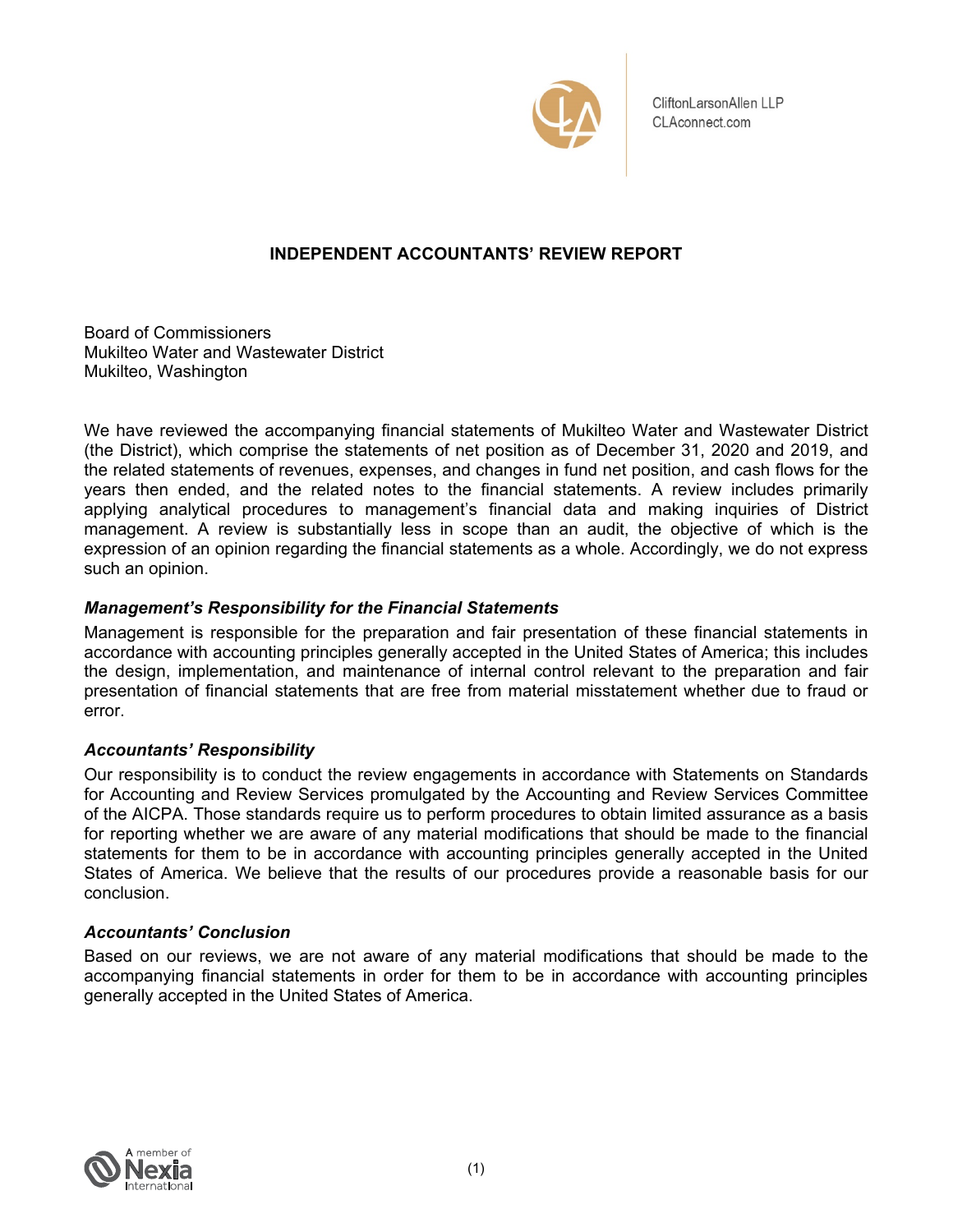CliftonLarsonAllen LLP
CLAconnect.com

# INDEPENDENT ACCOUNTANTS' REVIEW REPORT

Board of Commissioners
Mukilteo Water and Wastewater District
Mukilteo, Washington

We have reviewed the accompanying financial statements of Mukilteo Water and Wastewater District (the District), which comprise the statements of net position as of December 31, 2020 and 2019, and the related statements of revenues, expenses, and changes in fund net position, and cash flows for the years then ended, and the related notes to the financial statements. A review includes primarily applying analytical procedures to management's financial data and making inquiries of District management. A review is substantially less in scope than an audit, the objective of which is the expression of an opinion regarding the financial statements as a whole. Accordingly, we do not express such an opinion.

### *Management's Responsibility for the Financial Statements*

Management is responsible for the preparation and fair presentation of these financial statements in accordance with accounting principles generally accepted in the United States of America; this includes the design, implementation, and maintenance of internal control relevant to the preparation and fair presentation of financial statements that are free from material misstatement whether due to fraud or error.

### *Accountants' Responsibility*

Our responsibility is to conduct the review engagements in accordance with Statements on Standards for Accounting and Review Services promulgated by the Accounting and Review Services Committee of the AICPA. Those standards require us to perform procedures to obtain limited assurance as a basis for reporting whether we are aware of any material modifications that should be made to the financial statements for them to be in accordance with accounting principles generally accepted in the United States of America. We believe that the results of our procedures provide a reasonable basis for our conclusion.

### *Accountants' Conclusion*

Based on our reviews, we are not aware of any material modifications that should be made to the accompanying financial statements in order for them to be in accordance with accounting principles generally accepted in the United States of America.

A member of Nexia International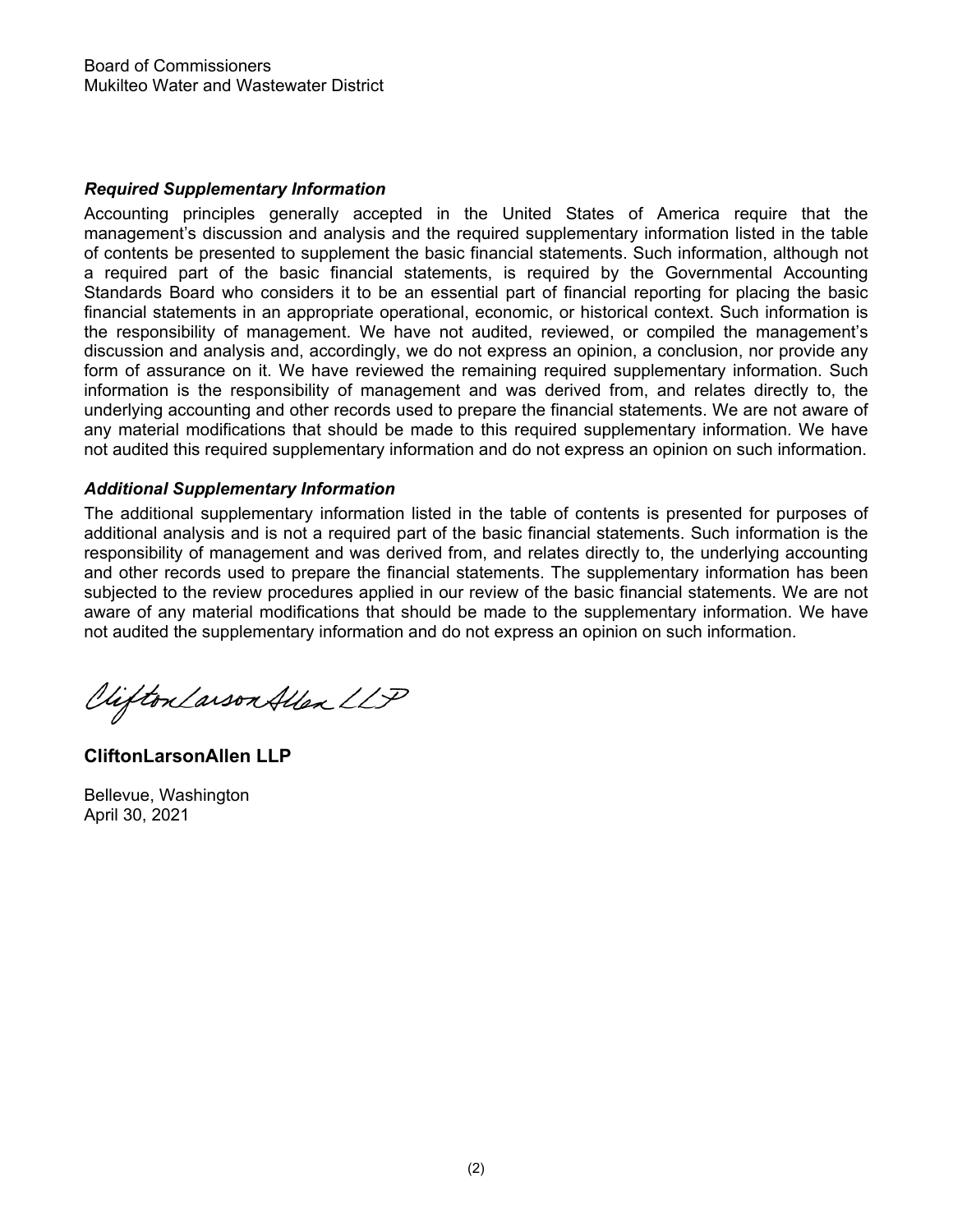Board of Commissioners
Mukilteo Water and Wastewater District

***Required Supplementary Information***

Accounting principles generally accepted in the United States of America require that the management's discussion and analysis and the required supplementary information listed in the table of contents be presented to supplement the basic financial statements. Such information, although not a required part of the basic financial statements, is required by the Governmental Accounting Standards Board who considers it to be an essential part of financial reporting for placing the basic financial statements in an appropriate operational, economic, or historical context. Such information is the responsibility of management. We have not audited, reviewed, or compiled the management's discussion and analysis and, accordingly, we do not express an opinion, a conclusion, nor provide any form of assurance on it. We have reviewed the remaining required supplementary information. Such information is the responsibility of management and was derived from, and relates directly to, the underlying accounting and other records used to prepare the financial statements. We are not aware of any material modifications that should be made to this required supplementary information. We have not audited this required supplementary information and do not express an opinion on such information.

***Additional Supplementary Information***

The additional supplementary information listed in the table of contents is presented for purposes of additional analysis and is not a required part of the basic financial statements. Such information is the responsibility of management and was derived from, and relates directly to, the underlying accounting and other records used to prepare the financial statements. The supplementary information has been subjected to the review procedures applied in our review of the basic financial statements. We are not aware of any material modifications that should be made to the supplementary information. We have not audited the supplementary information and do not express an opinion on such information.

*CliftonLarsonAllen LLP*

**CliftonLarsonAllen LLP**

Bellevue, Washington
April 30, 2021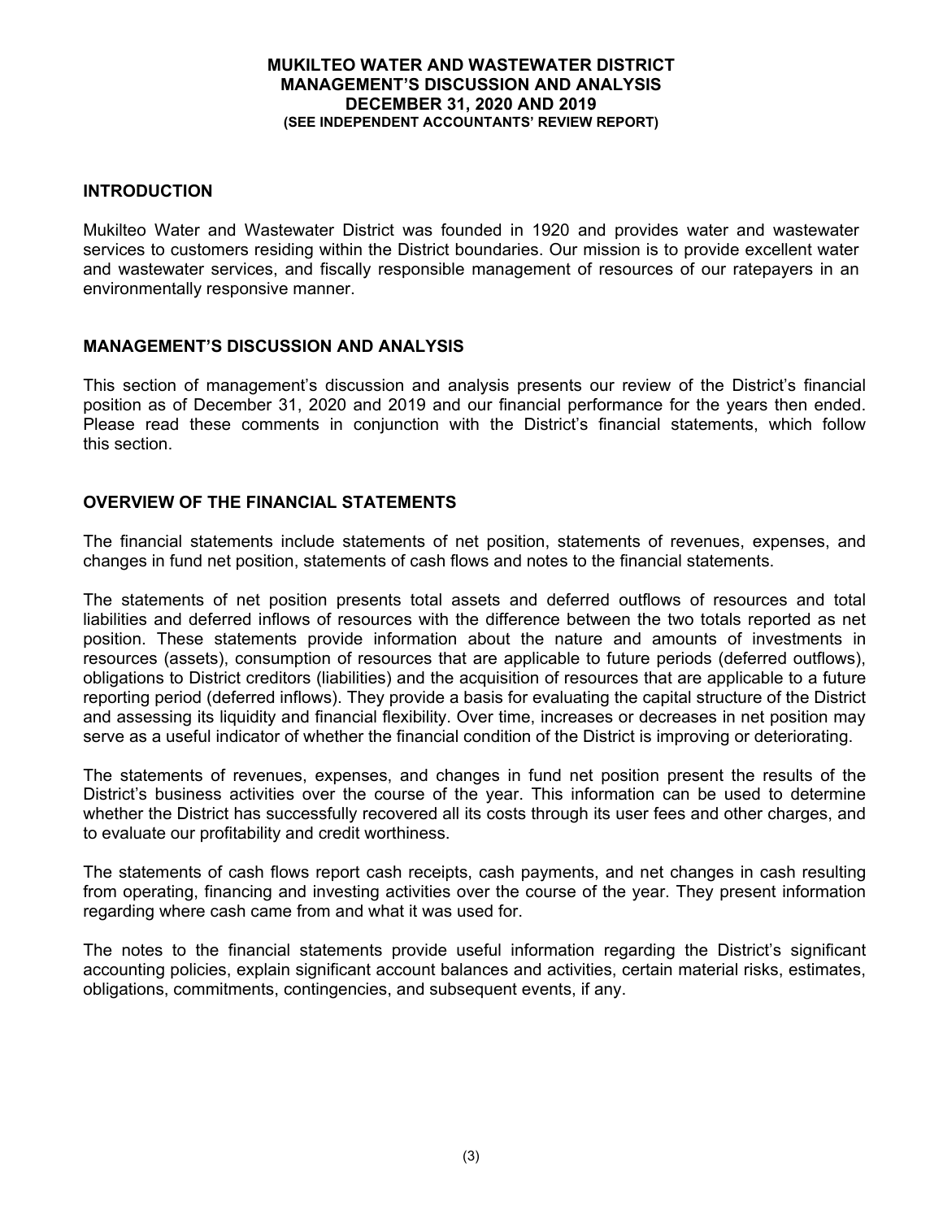**MUKILTEO WATER AND WASTEWATER DISTRICT**
**MANAGEMENT'S DISCUSSION AND ANALYSIS**
**DECEMBER 31, 2020 AND 2019**
**(SEE INDEPENDENT ACCOUNTANTS' REVIEW REPORT)**

## INTRODUCTION

Mukilteo Water and Wastewater District was founded in 1920 and provides water and wastewater services to customers residing within the District boundaries. Our mission is to provide excellent water and wastewater services, and fiscally responsible management of resources of our ratepayers in an environmentally responsive manner.

## MANAGEMENT'S DISCUSSION AND ANALYSIS

This section of management's discussion and analysis presents our review of the District's financial position as of December 31, 2020 and 2019 and our financial performance for the years then ended. Please read these comments in conjunction with the District's financial statements, which follow this section.

## OVERVIEW OF THE FINANCIAL STATEMENTS

The financial statements include statements of net position, statements of revenues, expenses, and changes in fund net position, statements of cash flows and notes to the financial statements.

The statements of net position presents total assets and deferred outflows of resources and total liabilities and deferred inflows of resources with the difference between the two totals reported as net position. These statements provide information about the nature and amounts of investments in resources (assets), consumption of resources that are applicable to future periods (deferred outflows), obligations to District creditors (liabilities) and the acquisition of resources that are applicable to a future reporting period (deferred inflows). They provide a basis for evaluating the capital structure of the District and assessing its liquidity and financial flexibility. Over time, increases or decreases in net position may serve as a useful indicator of whether the financial condition of the District is improving or deteriorating.

The statements of revenues, expenses, and changes in fund net position present the results of the District's business activities over the course of the year. This information can be used to determine whether the District has successfully recovered all its costs through its user fees and other charges, and to evaluate our profitability and credit worthiness.

The statements of cash flows report cash receipts, cash payments, and net changes in cash resulting from operating, financing and investing activities over the course of the year. They present information regarding where cash came from and what it was used for.

The notes to the financial statements provide useful information regarding the District's significant accounting policies, explain significant account balances and activities, certain material risks, estimates, obligations, commitments, contingencies, and subsequent events, if any.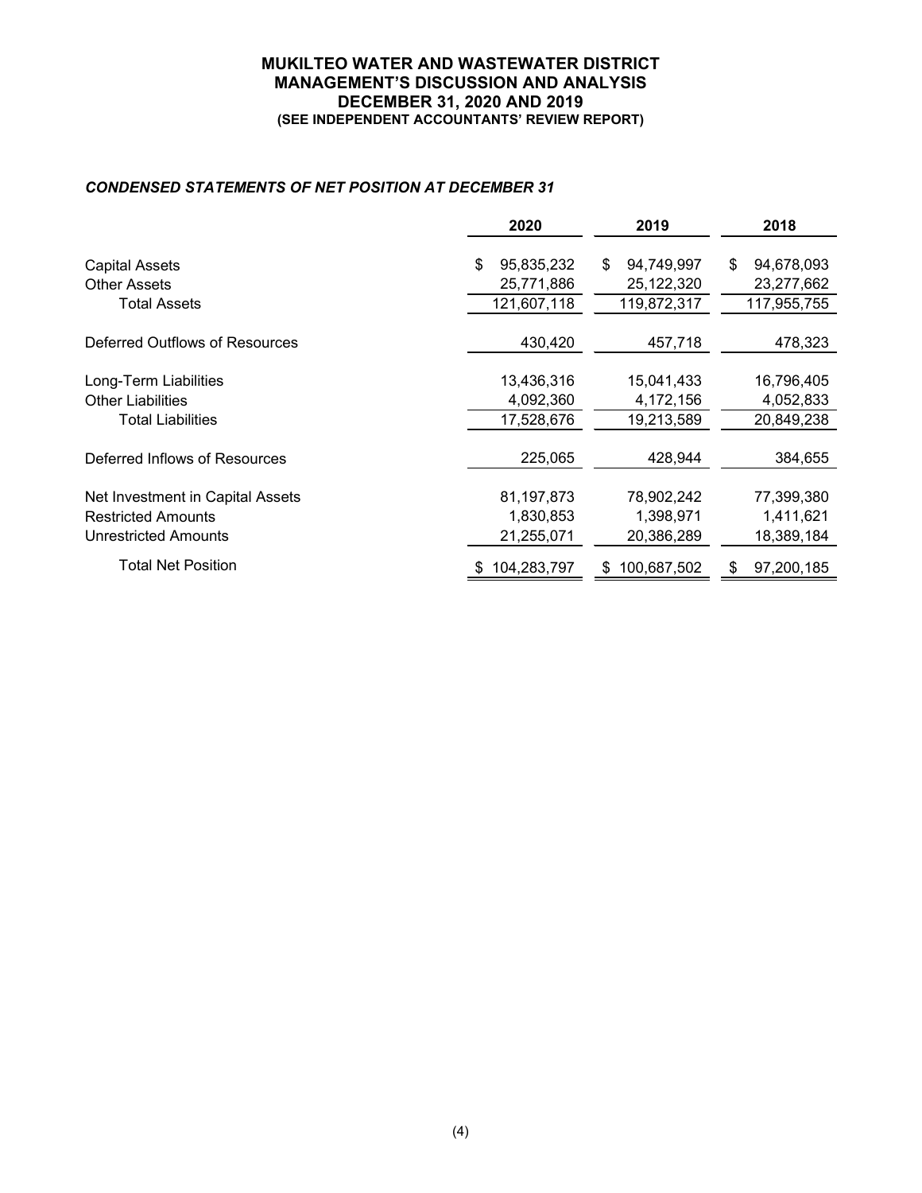**MUKILTEO WATER AND WASTEWATER DISTRICT**
**MANAGEMENT'S DISCUSSION AND ANALYSIS**
**DECEMBER 31, 2020 AND 2019**
**(SEE INDEPENDENT ACCOUNTANTS' REVIEW REPORT)**

***CONDENSED STATEMENTS OF NET POSITION AT DECEMBER 31***

| | 2020 | 2019 | 2018 |
|---|---|---|---|
| Capital Assets | $ 95,835,232 | $ 94,749,997 | $ 94,678,093 |
| Other Assets | 25,771,886 | 25,122,320 | 23,277,662 |
| Total Assets | 121,607,118 | 119,872,317 | 117,955,755 |
| Deferred Outflows of Resources | 430,420 | 457,718 | 478,323 |
| Long-Term Liabilities | 13,436,316 | 15,041,433 | 16,796,405 |
| Other Liabilities | 4,092,360 | 4,172,156 | 4,052,833 |
| Total Liabilities | 17,528,676 | 19,213,589 | 20,849,238 |
| Deferred Inflows of Resources | 225,065 | 428,944 | 384,655 |
| Net Investment in Capital Assets | 81,197,873 | 78,902,242 | 77,399,380 |
| Restricted Amounts | 1,830,853 | 1,398,971 | 1,411,621 |
| Unrestricted Amounts | 21,255,071 | 20,386,289 | 18,389,184 |
| Total Net Position | $ 104,283,797 | $ 100,687,502 | $ 97,200,185 |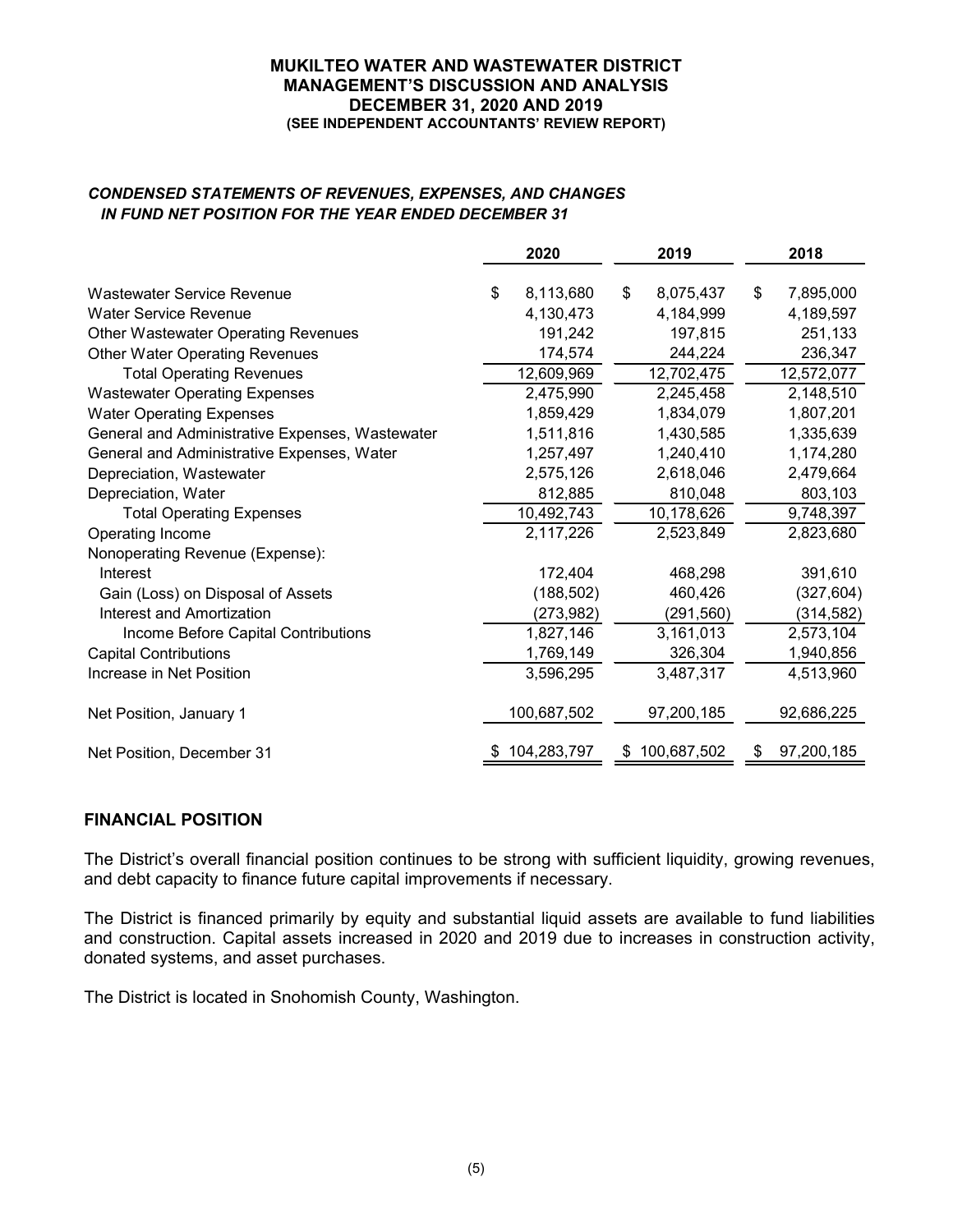# MUKILTEO WATER AND WASTEWATER DISTRICT
## MANAGEMENT'S DISCUSSION AND ANALYSIS
## DECEMBER 31, 2020 AND 2019
**(SEE INDEPENDENT ACCOUNTANTS' REVIEW REPORT)**

***CONDENSED STATEMENTS OF REVENUES, EXPENSES, AND CHANGES IN FUND NET POSITION FOR THE YEAR ENDED DECEMBER 31***

| | 2020 | 2019 | 2018 |
|---|---|---|---|
| Wastewater Service Revenue | $ 8,113,680 | $ 8,075,437 | $ 7,895,000 |
| Water Service Revenue | 4,130,473 | 4,184,999 | 4,189,597 |
| Other Wastewater Operating Revenues | 191,242 | 197,815 | 251,133 |
| Other Water Operating Revenues | 174,574 | 244,224 | 236,347 |
| Total Operating Revenues | 12,609,969 | 12,702,475 | 12,572,077 |
| Wastewater Operating Expenses | 2,475,990 | 2,245,458 | 2,148,510 |
| Water Operating Expenses | 1,859,429 | 1,834,079 | 1,807,201 |
| General and Administrative Expenses, Wastewater | 1,511,816 | 1,430,585 | 1,335,639 |
| General and Administrative Expenses, Water | 1,257,497 | 1,240,410 | 1,174,280 |
| Depreciation, Wastewater | 2,575,126 | 2,618,046 | 2,479,664 |
| Depreciation, Water | 812,885 | 810,048 | 803,103 |
| Total Operating Expenses | 10,492,743 | 10,178,626 | 9,748,397 |
| Operating Income | 2,117,226 | 2,523,849 | 2,823,680 |
| Nonoperating Revenue (Expense): | | | |
| Interest | 172,404 | 468,298 | 391,610 |
| Gain (Loss) on Disposal of Assets | (188,502) | 460,426 | (327,604) |
| Interest and Amortization | (273,982) | (291,560) | (314,582) |
| Income Before Capital Contributions | 1,827,146 | 3,161,013 | 2,573,104 |
| Capital Contributions | 1,769,149 | 326,304 | 1,940,856 |
| Increase in Net Position | 3,596,295 | 3,487,317 | 4,513,960 |
| Net Position, January 1 | 100,687,502 | 97,200,185 | 92,686,225 |
| Net Position, December 31 | $ 104,283,797 | $ 100,687,502 | $ 97,200,185 |

## FINANCIAL POSITION

The District's overall financial position continues to be strong with sufficient liquidity, growing revenues, and debt capacity to finance future capital improvements if necessary.

The District is financed primarily by equity and substantial liquid assets are available to fund liabilities and construction. Capital assets increased in 2020 and 2019 due to increases in construction activity, donated systems, and asset purchases.

The District is located in Snohomish County, Washington.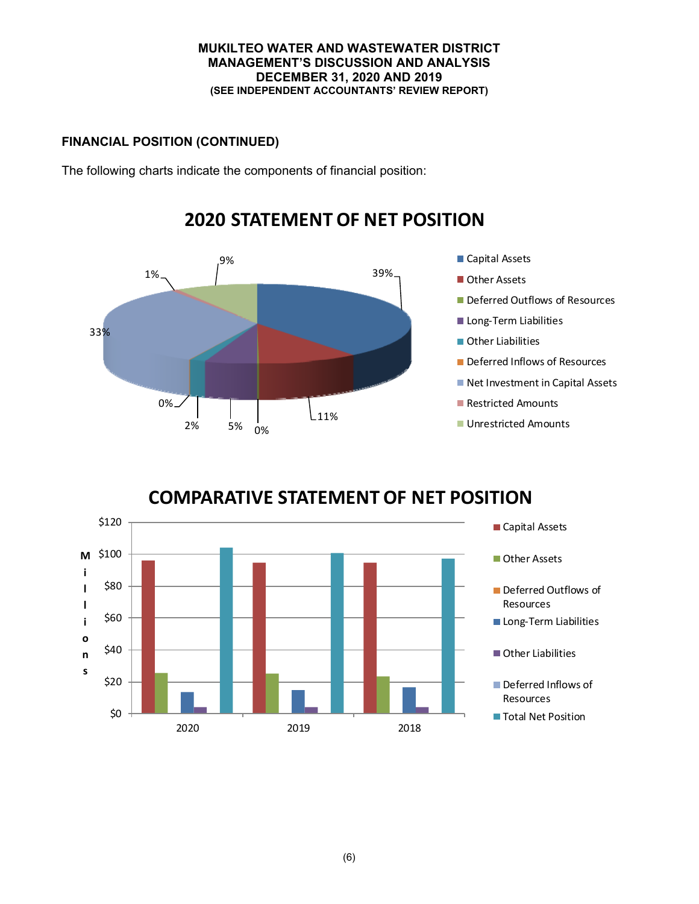# MUKILTEO WATER AND WASTEWATER DISTRICT
## MANAGEMENT'S DISCUSSION AND ANALYSIS
## DECEMBER 31, 2020 AND 2019
### (SEE INDEPENDENT ACCOUNTANTS' REVIEW REPORT)

**FINANCIAL POSITION (CONTINUED)**

The following charts indicate the components of financial position:

## 2020 STATEMENT OF NET POSITION

| Component | Percentage |
|---|---|
| Capital Assets | 39% |
| Other Assets | 11% |
| Deferred Outflows of Resources | 0% |
| Long-Term Liabilities | 5% |
| Other Liabilities | 2% |
| Deferred Inflows of Resources | 0% |
| Net Investment in Capital Assets | 33% |
| Restricted Amounts | 1% |
| Unrestricted Amounts | 9% |

## COMPARATIVE STATEMENT OF NET POSITION

Millions: $0, $20, $40, $60, $80, $100, $120

Years: 2020, 2019, 2018

Legend: Capital Assets, Other Assets, Deferred Outflows of Resources, Long-Term Liabilities, Other Liabilities, Deferred Inflows of Resources, Total Net Position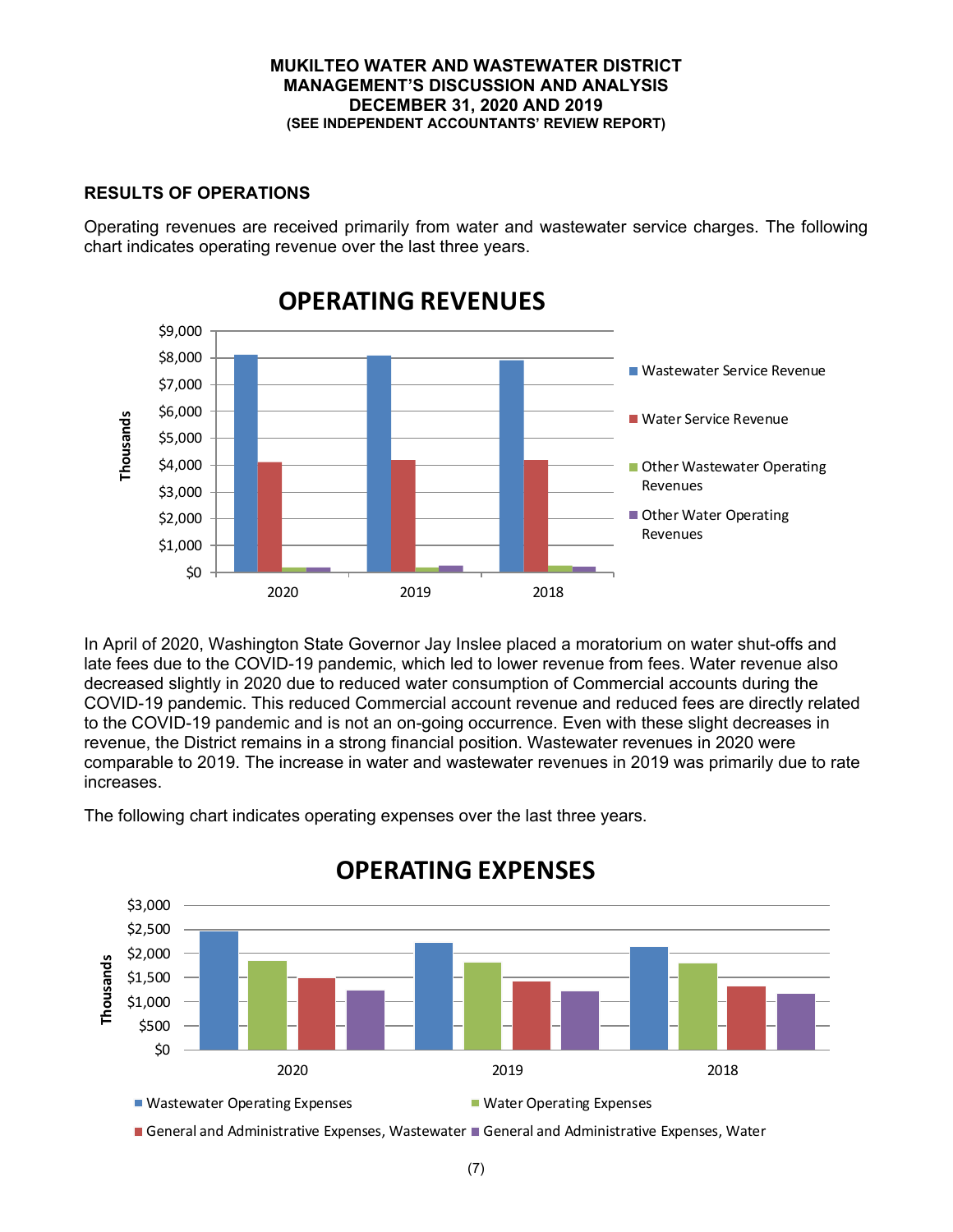## RESULTS OF OPERATIONS

Operating revenues are received primarily from water and wastewater service charges. The following chart indicates operating revenue over the last three years.

In April of 2020, Washington State Governor Jay Inslee placed a moratorium on water shut-offs and late fees due to the COVID-19 pandemic, which led to lower revenue from fees. Water revenue also decreased slightly in 2020 due to reduced water consumption of Commercial accounts during the COVID-19 pandemic. This reduced Commercial account revenue and reduced fees are directly related to the COVID-19 pandemic and is not an on-going occurrence. Even with these slight decreases in revenue, the District remains in a strong financial position. Wastewater revenues in 2020 were comparable to 2019. The increase in water and wastewater revenues in 2019 was primarily due to rate increases.

The following chart indicates operating expenses over the last three years.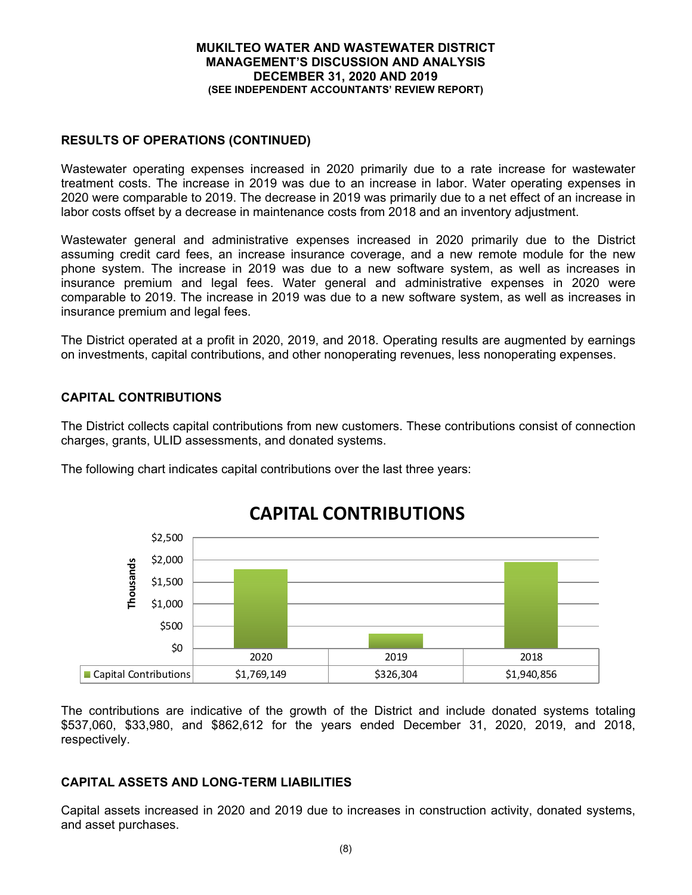## RESULTS OF OPERATIONS (CONTINUED)

Wastewater operating expenses increased in 2020 primarily due to a rate increase for wastewater treatment costs. The increase in 2019 was due to an increase in labor. Water operating expenses in 2020 were comparable to 2019. The decrease in 2019 was primarily due to a net effect of an increase in labor costs offset by a decrease in maintenance costs from 2018 and an inventory adjustment.

Wastewater general and administrative expenses increased in 2020 primarily due to the District assuming credit card fees, an increase insurance coverage, and a new remote module for the new phone system. The increase in 2019 was due to a new software system, as well as increases in insurance premium and legal fees. Water general and administrative expenses in 2020 were comparable to 2019. The increase in 2019 was due to a new software system, as well as increases in insurance premium and legal fees.

The District operated at a profit in 2020, 2019, and 2018. Operating results are augmented by earnings on investments, capital contributions, and other nonoperating revenues, less nonoperating expenses.

## CAPITAL CONTRIBUTIONS

The District collects capital contributions from new customers. These contributions consist of connection charges, grants, ULID assessments, and donated systems.

The following chart indicates capital contributions over the last three years:

**CAPITAL CONTRIBUTIONS**

| | 2020 | 2019 | 2018 |
|---|---|---|---|
| Capital Contributions | $1,769,149 | $326,304 | $1,940,856 |

The contributions are indicative of the growth of the District and include donated systems totaling $537,060, $33,980, and $862,612 for the years ended December 31, 2020, 2019, and 2018, respectively.

## CAPITAL ASSETS AND LONG-TERM LIABILITIES

Capital assets increased in 2020 and 2019 due to increases in construction activity, donated systems, and asset purchases.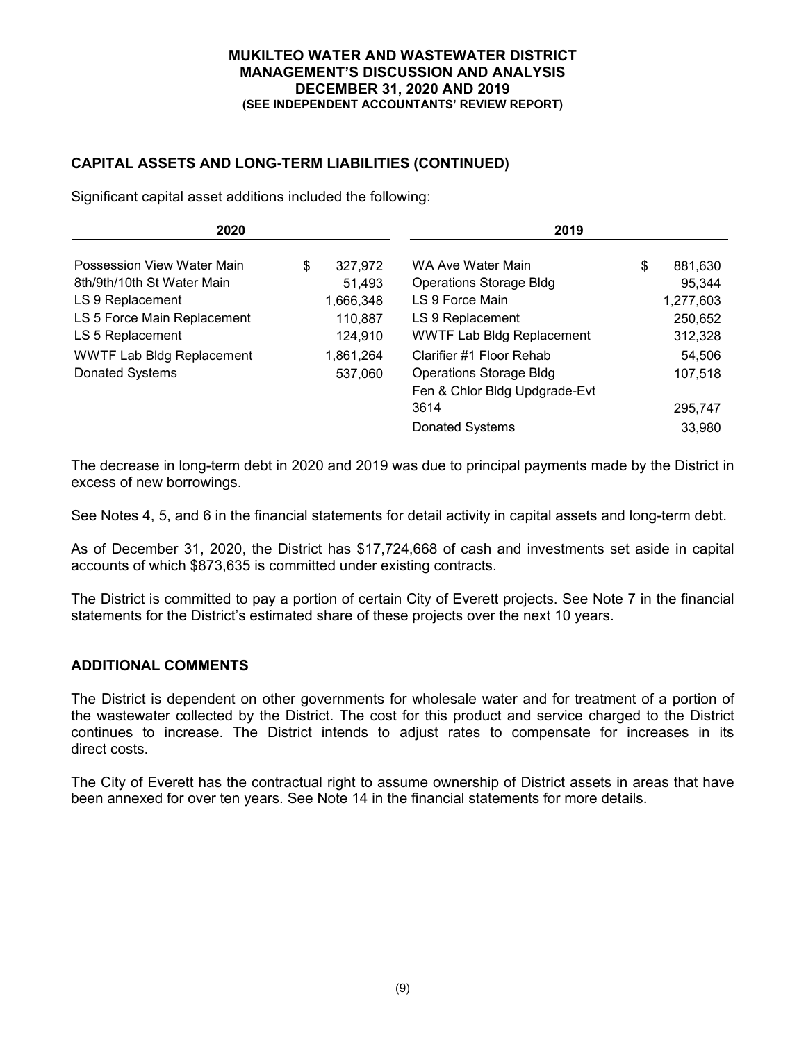**MUKILTEO WATER AND WASTEWATER DISTRICT**
**MANAGEMENT'S DISCUSSION AND ANALYSIS**
**DECEMBER 31, 2020 AND 2019**
**(SEE INDEPENDENT ACCOUNTANTS' REVIEW REPORT)**

## CAPITAL ASSETS AND LONG-TERM LIABILITIES (CONTINUED)

Significant capital asset additions included the following:

| 2020 | | 2019 | |
|---|---|---|---|
| Possession View Water Main | $ 327,972 | WA Ave Water Main | $ 881,630 |
| 8th/9th/10th St Water Main | 51,493 | Operations Storage Bldg | 95,344 |
| LS 9 Replacement | 1,666,348 | LS 9 Force Main | 1,277,603 |
| LS 5 Force Main Replacement | 110,887 | LS 9 Replacement | 250,652 |
| LS 5 Replacement | 124,910 | WWTF Lab Bldg Replacement | 312,328 |
| WWTF Lab Bldg Replacement | 1,861,264 | Clarifier #1 Floor Rehab | 54,506 |
| Donated Systems | 537,060 | Operations Storage Bldg | 107,518 |
| | | Fen & Chlor Bldg Updgrade-Evt 3614 | 295,747 |
| | | Donated Systems | 33,980 |

The decrease in long-term debt in 2020 and 2019 was due to principal payments made by the District in excess of new borrowings.

See Notes 4, 5, and 6 in the financial statements for detail activity in capital assets and long-term debt.

As of December 31, 2020, the District has $17,724,668 of cash and investments set aside in capital accounts of which $873,635 is committed under existing contracts.

The District is committed to pay a portion of certain City of Everett projects. See Note 7 in the financial statements for the District's estimated share of these projects over the next 10 years.

## ADDITIONAL COMMENTS

The District is dependent on other governments for wholesale water and for treatment of a portion of the wastewater collected by the District. The cost for this product and service charged to the District continues to increase. The District intends to adjust rates to compensate for increases in its direct costs.

The City of Everett has the contractual right to assume ownership of District assets in areas that have been annexed for over ten years. See Note 14 in the financial statements for more details.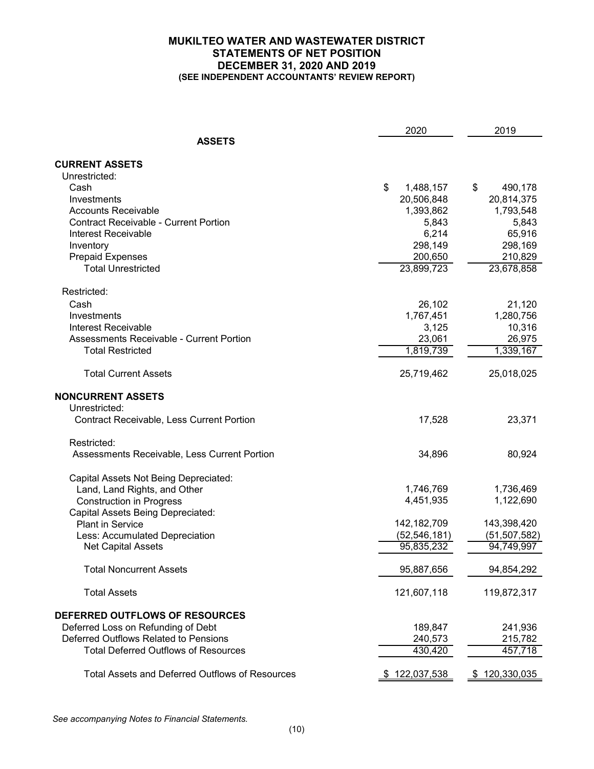# MUKILTEO WATER AND WASTEWATER DISTRICT
## STATEMENTS OF NET POSITION
## DECEMBER 31, 2020 AND 2019
### (SEE INDEPENDENT ACCOUNTANTS' REVIEW REPORT)

| | 2020 | 2019 |
|---|---|---|
| **ASSETS** | | |
| **CURRENT ASSETS** | | |
| Unrestricted: | | |
| Cash | $ 1,488,157 | $ 490,178 |
| Investments | 20,506,848 | 20,814,375 |
| Accounts Receivable | 1,393,862 | 1,793,548 |
| Contract Receivable - Current Portion | 5,843 | 5,843 |
| Interest Receivable | 6,214 | 65,916 |
| Inventory | 298,149 | 298,169 |
| Prepaid Expenses | 200,650 | 210,829 |
| Total Unrestricted | 23,899,723 | 23,678,858 |
| Restricted: | | |
| Cash | 26,102 | 21,120 |
| Investments | 1,767,451 | 1,280,756 |
| Interest Receivable | 3,125 | 10,316 |
| Assessments Receivable - Current Portion | 23,061 | 26,975 |
| Total Restricted | 1,819,739 | 1,339,167 |
| Total Current Assets | 25,719,462 | 25,018,025 |
| **NONCURRENT ASSETS** | | |
| Unrestricted: | | |
| Contract Receivable, Less Current Portion | 17,528 | 23,371 |
| Restricted: | | |
| Assessments Receivable, Less Current Portion | 34,896 | 80,924 |
| Capital Assets Not Being Depreciated: | | |
| Land, Land Rights, and Other | 1,746,769 | 1,736,469 |
| Construction in Progress | 4,451,935 | 1,122,690 |
| Capital Assets Being Depreciated: | | |
| Plant in Service | 142,182,709 | 143,398,420 |
| Less: Accumulated Depreciation | (52,546,181) | (51,507,582) |
| Net Capital Assets | 95,835,232 | 94,749,997 |
| Total Noncurrent Assets | 95,887,656 | 94,854,292 |
| Total Assets | 121,607,118 | 119,872,317 |
| **DEFERRED OUTFLOWS OF RESOURCES** | | |
| Deferred Loss on Refunding of Debt | 189,847 | 241,936 |
| Deferred Outflows Related to Pensions | 240,573 | 215,782 |
| Total Deferred Outflows of Resources | 430,420 | 457,718 |
| Total Assets and Deferred Outflows of Resources | $ 122,037,538 | $ 120,330,035 |

*See accompanying Notes to Financial Statements.*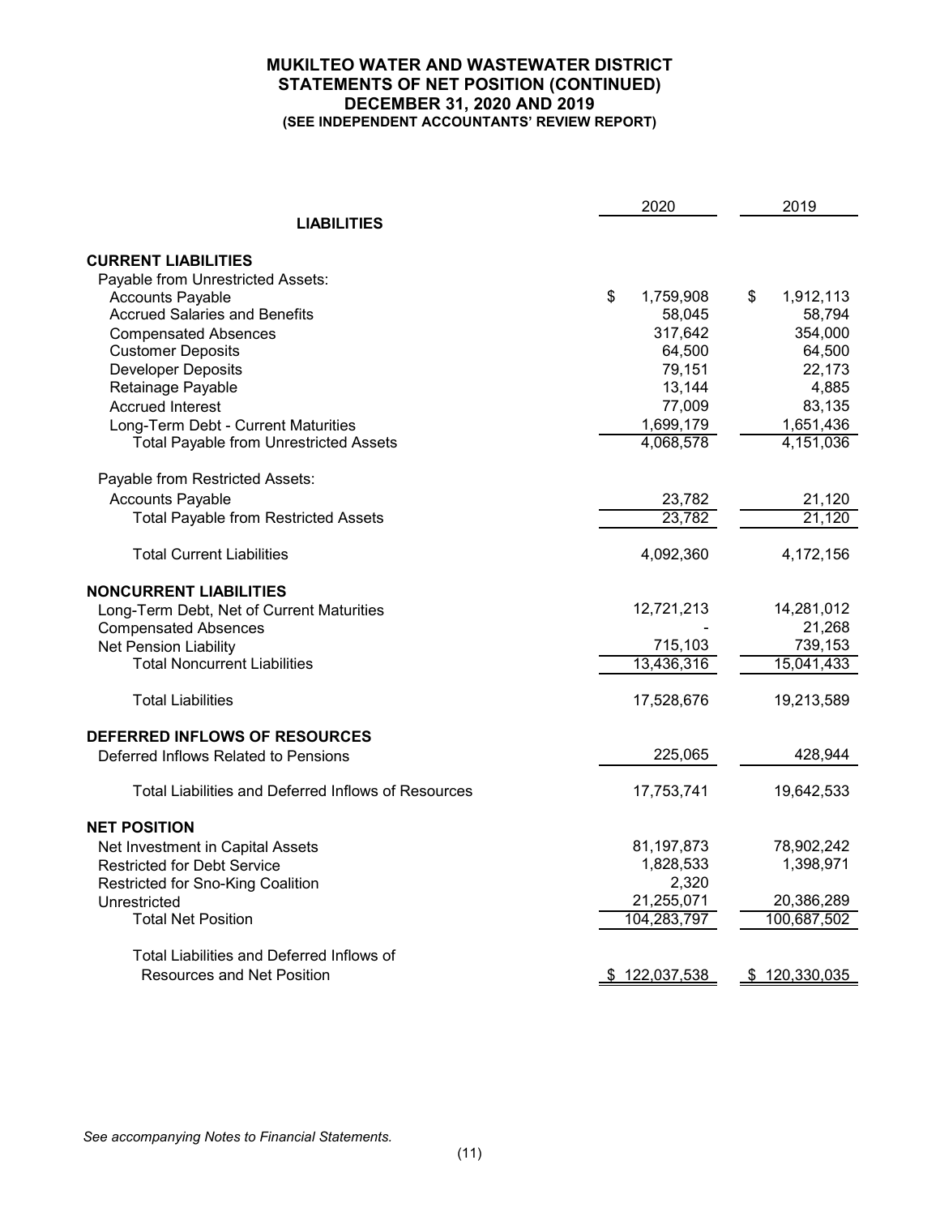**MUKILTEO WATER AND WASTEWATER DISTRICT**
**STATEMENTS OF NET POSITION (CONTINUED)**
**DECEMBER 31, 2020 AND 2019**
**(SEE INDEPENDENT ACCOUNTANTS' REVIEW REPORT)**

| | 2020 | 2019 |
|---|---|---|
| **LIABILITIES** | | |
| **CURRENT LIABILITIES** | | |
| Payable from Unrestricted Assets: | | |
| Accounts Payable | $ 1,759,908 | $ 1,912,113 |
| Accrued Salaries and Benefits | 58,045 | 58,794 |
| Compensated Absences | 317,642 | 354,000 |
| Customer Deposits | 64,500 | 64,500 |
| Developer Deposits | 79,151 | 22,173 |
| Retainage Payable | 13,144 | 4,885 |
| Accrued Interest | 77,009 | 83,135 |
| Long-Term Debt - Current Maturities | 1,699,179 | 1,651,436 |
| Total Payable from Unrestricted Assets | 4,068,578 | 4,151,036 |
| Payable from Restricted Assets: | | |
| Accounts Payable | 23,782 | 21,120 |
| Total Payable from Restricted Assets | 23,782 | 21,120 |
| Total Current Liabilities | 4,092,360 | 4,172,156 |
| **NONCURRENT LIABILITIES** | | |
| Long-Term Debt, Net of Current Maturities | 12,721,213 | 14,281,012 |
| Compensated Absences | - | 21,268 |
| Net Pension Liability | 715,103 | 739,153 |
| Total Noncurrent Liabilities | 13,436,316 | 15,041,433 |
| Total Liabilities | 17,528,676 | 19,213,589 |
| **DEFERRED INFLOWS OF RESOURCES** | | |
| Deferred Inflows Related to Pensions | 225,065 | 428,944 |
| Total Liabilities and Deferred Inflows of Resources | 17,753,741 | 19,642,533 |
| **NET POSITION** | | |
| Net Investment in Capital Assets | 81,197,873 | 78,902,242 |
| Restricted for Debt Service | 1,828,533 | 1,398,971 |
| Restricted for Sno-King Coalition | 2,320 | |
| Unrestricted | 21,255,071 | 20,386,289 |
| Total Net Position | 104,283,797 | 100,687,502 |
| Total Liabilities and Deferred Inflows of Resources and Net Position | $ 122,037,538 | $ 120,330,035 |

*See accompanying Notes to Financial Statements.*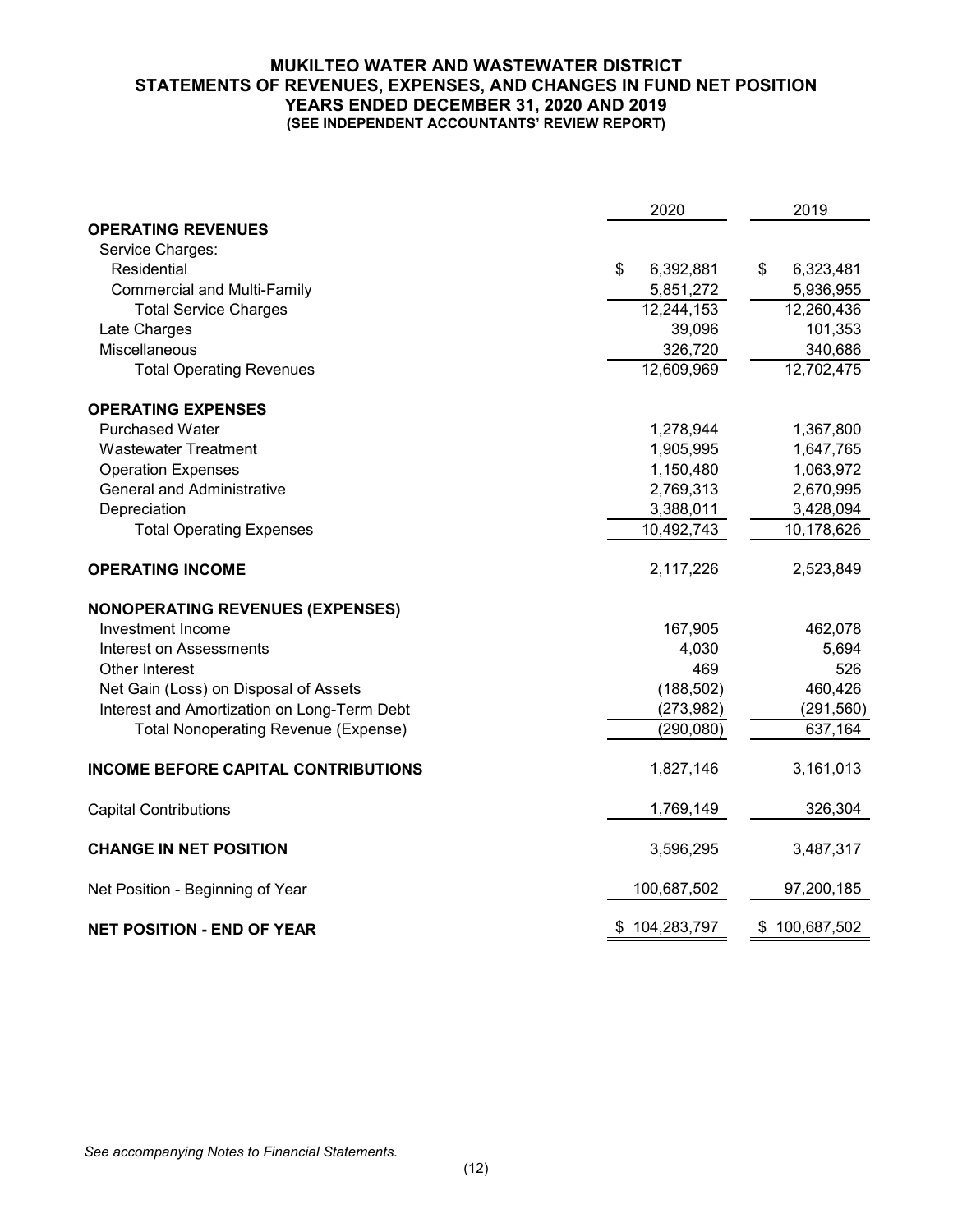# MUKILTEO WATER AND WASTEWATER DISTRICT
## STATEMENTS OF REVENUES, EXPENSES, AND CHANGES IN FUND NET POSITION
## YEARS ENDED DECEMBER 31, 2020 AND 2019
### (SEE INDEPENDENT ACCOUNTANTS' REVIEW REPORT)

| | 2020 | 2019 |
|---|---|---|
| **OPERATING REVENUES** | | |
| Service Charges: | | |
| Residential | $ 6,392,881 | $ 6,323,481 |
| Commercial and Multi-Family | 5,851,272 | 5,936,955 |
| Total Service Charges | 12,244,153 | 12,260,436 |
| Late Charges | 39,096 | 101,353 |
| Miscellaneous | 326,720 | 340,686 |
| Total Operating Revenues | 12,609,969 | 12,702,475 |
| **OPERATING EXPENSES** | | |
| Purchased Water | 1,278,944 | 1,367,800 |
| Wastewater Treatment | 1,905,995 | 1,647,765 |
| Operation Expenses | 1,150,480 | 1,063,972 |
| General and Administrative | 2,769,313 | 2,670,995 |
| Depreciation | 3,388,011 | 3,428,094 |
| Total Operating Expenses | 10,492,743 | 10,178,626 |
| **OPERATING INCOME** | 2,117,226 | 2,523,849 |
| **NONOPERATING REVENUES (EXPENSES)** | | |
| Investment Income | 167,905 | 462,078 |
| Interest on Assessments | 4,030 | 5,694 |
| Other Interest | 469 | 526 |
| Net Gain (Loss) on Disposal of Assets | (188,502) | 460,426 |
| Interest and Amortization on Long-Term Debt | (273,982) | (291,560) |
| Total Nonoperating Revenue (Expense) | (290,080) | 637,164 |
| **INCOME BEFORE CAPITAL CONTRIBUTIONS** | 1,827,146 | 3,161,013 |
| Capital Contributions | 1,769,149 | 326,304 |
| **CHANGE IN NET POSITION** | 3,596,295 | 3,487,317 |
| Net Position - Beginning of Year | 100,687,502 | 97,200,185 |
| **NET POSITION - END OF YEAR** | $ 104,283,797 | $ 100,687,502 |

*See accompanying Notes to Financial Statements.*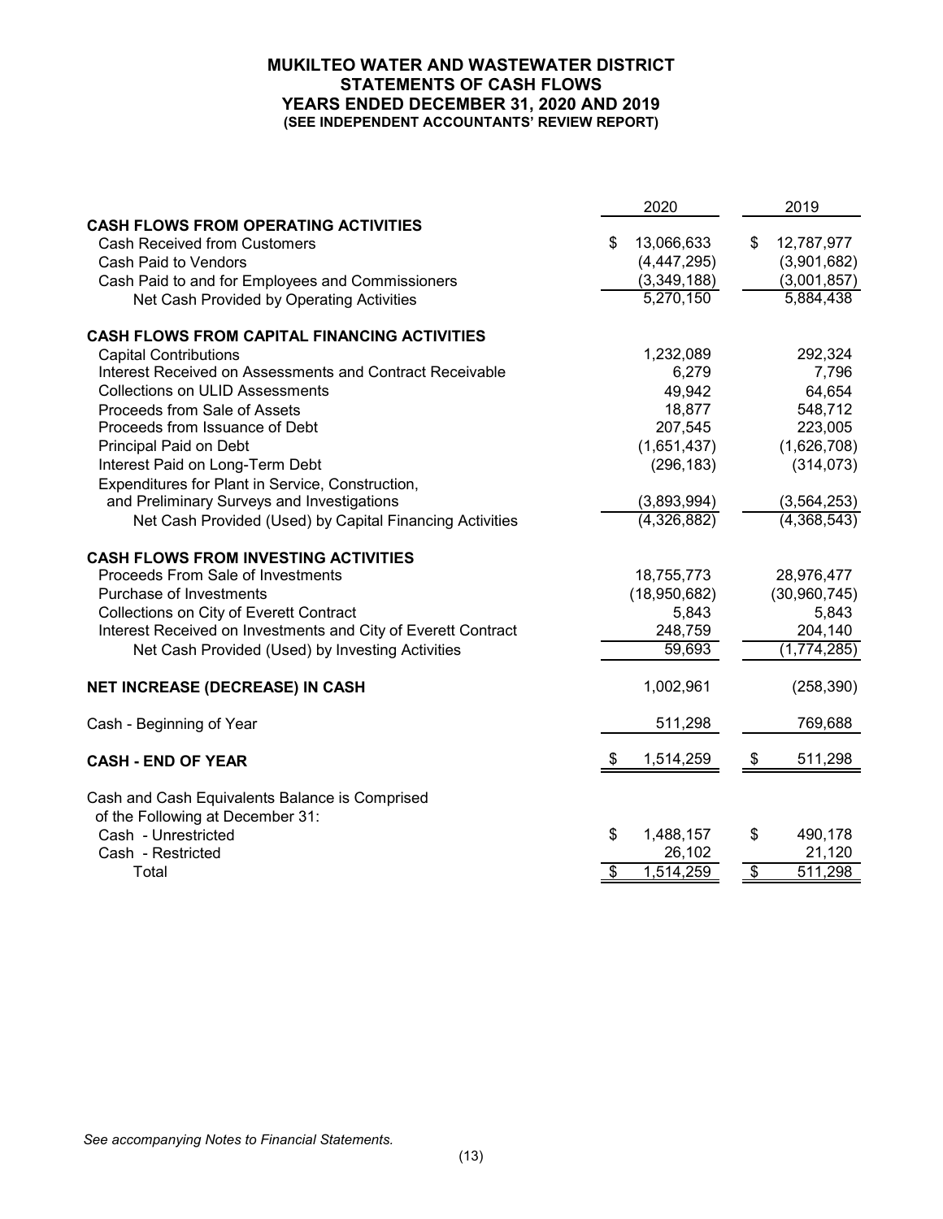# MUKILTEO WATER AND WASTEWATER DISTRICT
## STATEMENTS OF CASH FLOWS
### YEARS ENDED DECEMBER 31, 2020 AND 2019
#### (SEE INDEPENDENT ACCOUNTANTS' REVIEW REPORT)

| | 2020 | 2019 |
|---|---|---|
| **CASH FLOWS FROM OPERATING ACTIVITIES** | | |
| Cash Received from Customers | $ 13,066,633 | $ 12,787,977 |
| Cash Paid to Vendors | (4,447,295) | (3,901,682) |
| Cash Paid to and for Employees and Commissioners | (3,349,188) | (3,001,857) |
| Net Cash Provided by Operating Activities | 5,270,150 | 5,884,438 |
| **CASH FLOWS FROM CAPITAL FINANCING ACTIVITIES** | | |
| Capital Contributions | 1,232,089 | 292,324 |
| Interest Received on Assessments and Contract Receivable | 6,279 | 7,796 |
| Collections on ULID Assessments | 49,942 | 64,654 |
| Proceeds from Sale of Assets | 18,877 | 548,712 |
| Proceeds from Issuance of Debt | 207,545 | 223,005 |
| Principal Paid on Debt | (1,651,437) | (1,626,708) |
| Interest Paid on Long-Term Debt | (296,183) | (314,073) |
| Expenditures for Plant in Service, Construction, and Preliminary Surveys and Investigations | (3,893,994) | (3,564,253) |
| Net Cash Provided (Used) by Capital Financing Activities | (4,326,882) | (4,368,543) |
| **CASH FLOWS FROM INVESTING ACTIVITIES** | | |
| Proceeds From Sale of Investments | 18,755,773 | 28,976,477 |
| Purchase of Investments | (18,950,682) | (30,960,745) |
| Collections on City of Everett Contract | 5,843 | 5,843 |
| Interest Received on Investments and City of Everett Contract | 248,759 | 204,140 |
| Net Cash Provided (Used) by Investing Activities | 59,693 | (1,774,285) |
| **NET INCREASE (DECREASE) IN CASH** | 1,002,961 | (258,390) |
| Cash - Beginning of Year | 511,298 | 769,688 |
| **CASH - END OF YEAR** | $ 1,514,259 | $ 511,298 |
| Cash and Cash Equivalents Balance is Comprised of the Following at December 31: | | |
| Cash - Unrestricted | $ 1,488,157 | $ 490,178 |
| Cash - Restricted | 26,102 | 21,120 |
| Total | $ 1,514,259 | $ 511,298 |

*See accompanying Notes to Financial Statements.*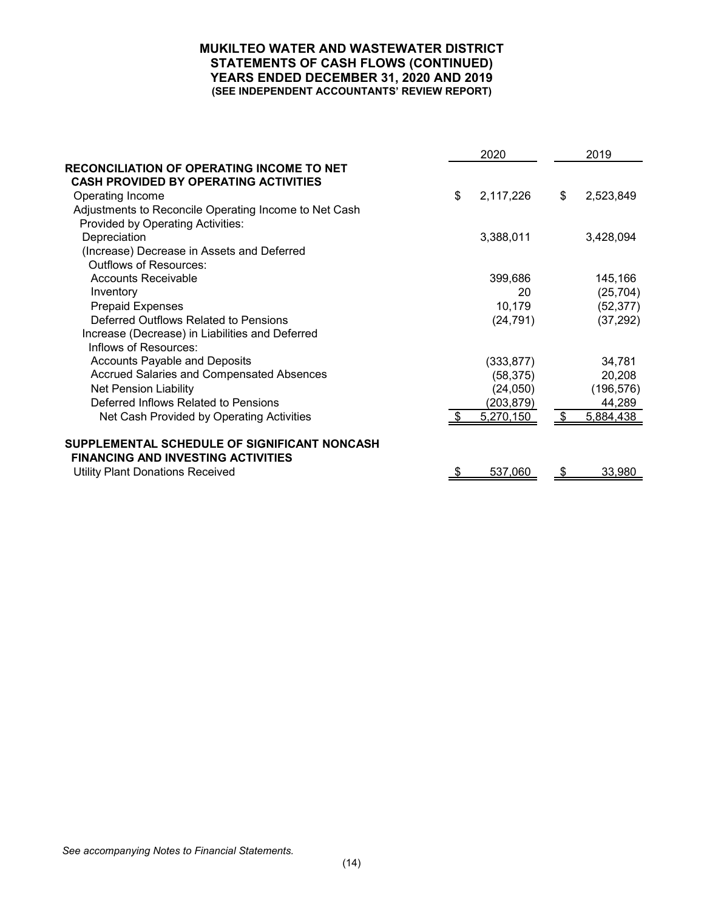# MUKILTEO WATER AND WASTEWATER DISTRICT
## STATEMENTS OF CASH FLOWS (CONTINUED)
## YEARS ENDED DECEMBER 31, 2020 AND 2019
### (SEE INDEPENDENT ACCOUNTANTS' REVIEW REPORT)

| | 2020 | 2019 |
|---|---|---|
| **RECONCILIATION OF OPERATING INCOME TO NET CASH PROVIDED BY OPERATING ACTIVITIES** | | |
| Operating Income | $ 2,117,226 | $ 2,523,849 |
| Adjustments to Reconcile Operating Income to Net Cash Provided by Operating Activities: | | |
| Depreciation | 3,388,011 | 3,428,094 |
| (Increase) Decrease in Assets and Deferred Outflows of Resources: | | |
| Accounts Receivable | 399,686 | 145,166 |
| Inventory | 20 | (25,704) |
| Prepaid Expenses | 10,179 | (52,377) |
| Deferred Outflows Related to Pensions | (24,791) | (37,292) |
| Increase (Decrease) in Liabilities and Deferred Inflows of Resources: | | |
| Accounts Payable and Deposits | (333,877) | 34,781 |
| Accrued Salaries and Compensated Absences | (58,375) | 20,208 |
| Net Pension Liability | (24,050) | (196,576) |
| Deferred Inflows Related to Pensions | (203,879) | 44,289 |
| Net Cash Provided by Operating Activities | $ 5,270,150 | $ 5,884,438 |
| **SUPPLEMENTAL SCHEDULE OF SIGNIFICANT NONCASH FINANCING AND INVESTING ACTIVITIES** | | |
| Utility Plant Donations Received | $ 537,060 | $ 33,980 |

*See accompanying Notes to Financial Statements.*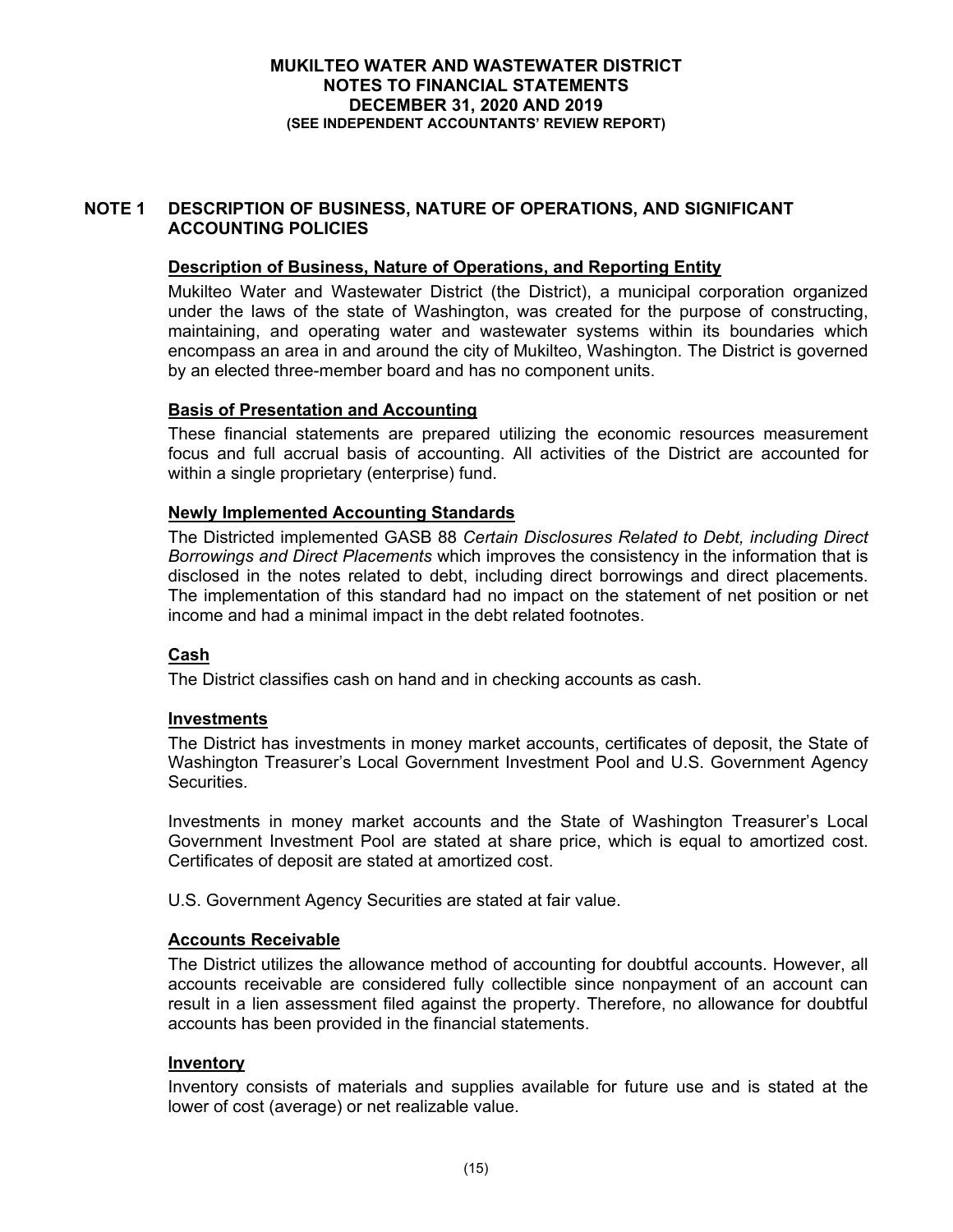**MUKILTEO WATER AND WASTEWATER DISTRICT**
**NOTES TO FINANCIAL STATEMENTS**
**DECEMBER 31, 2020 AND 2019**
**(SEE INDEPENDENT ACCOUNTANTS' REVIEW REPORT)**

## NOTE 1 DESCRIPTION OF BUSINESS, NATURE OF OPERATIONS, AND SIGNIFICANT ACCOUNTING POLICIES

### Description of Business, Nature of Operations, and Reporting Entity

Mukilteo Water and Wastewater District (the District), a municipal corporation organized under the laws of the state of Washington, was created for the purpose of constructing, maintaining, and operating water and wastewater systems within its boundaries which encompass an area in and around the city of Mukilteo, Washington. The District is governed by an elected three-member board and has no component units.

### Basis of Presentation and Accounting

These financial statements are prepared utilizing the economic resources measurement focus and full accrual basis of accounting. All activities of the District are accounted for within a single proprietary (enterprise) fund.

### Newly Implemented Accounting Standards

The Districted implemented GASB 88 *Certain Disclosures Related to Debt, including Direct Borrowings and Direct Placements* which improves the consistency in the information that is disclosed in the notes related to debt, including direct borrowings and direct placements. The implementation of this standard had no impact on the statement of net position or net income and had a minimal impact in the debt related footnotes.

### Cash

The District classifies cash on hand and in checking accounts as cash.

### Investments

The District has investments in money market accounts, certificates of deposit, the State of Washington Treasurer's Local Government Investment Pool and U.S. Government Agency Securities.

Investments in money market accounts and the State of Washington Treasurer's Local Government Investment Pool are stated at share price, which is equal to amortized cost. Certificates of deposit are stated at amortized cost.

U.S. Government Agency Securities are stated at fair value.

### Accounts Receivable

The District utilizes the allowance method of accounting for doubtful accounts. However, all accounts receivable are considered fully collectible since nonpayment of an account can result in a lien assessment filed against the property. Therefore, no allowance for doubtful accounts has been provided in the financial statements.

### Inventory

Inventory consists of materials and supplies available for future use and is stated at the lower of cost (average) or net realizable value.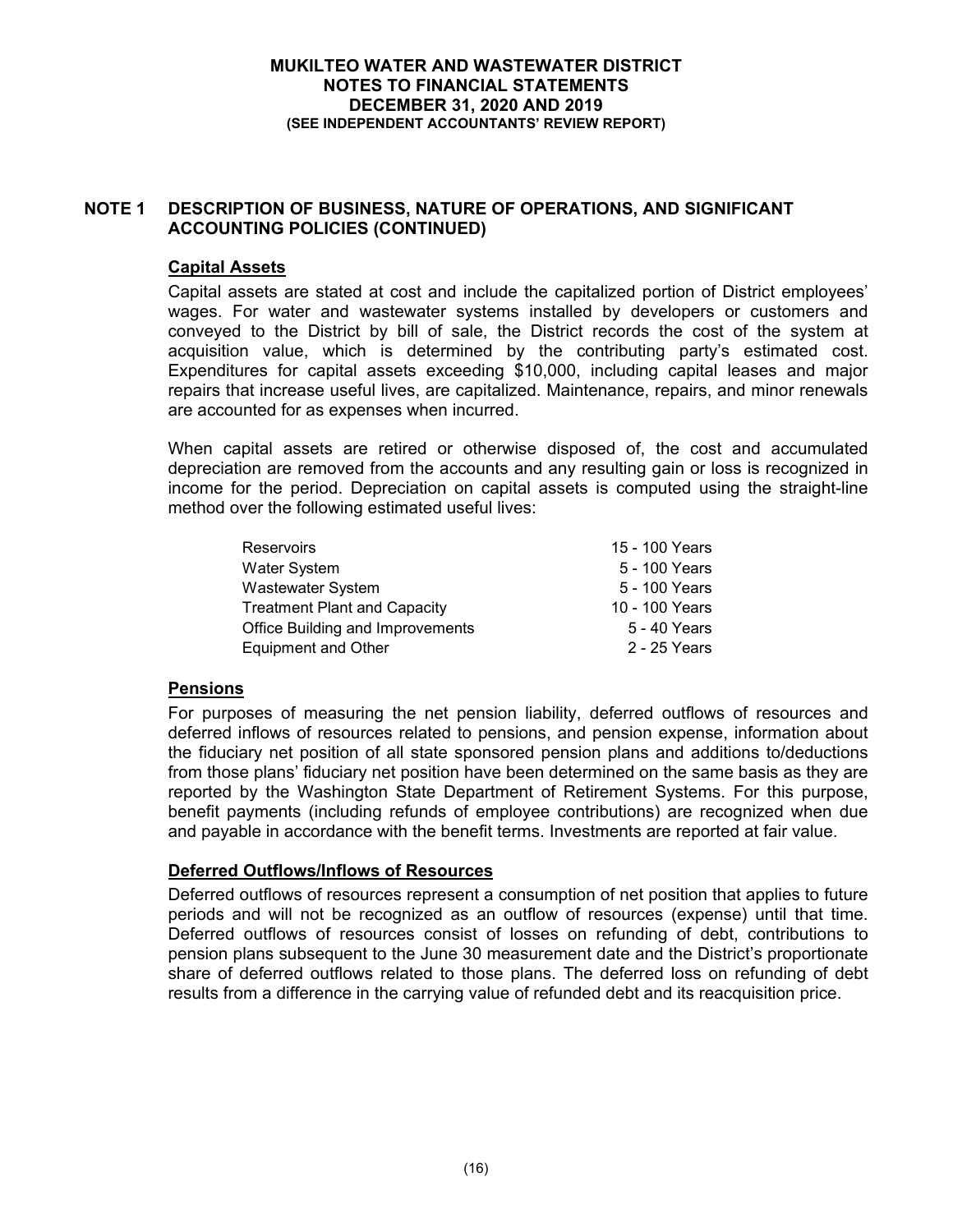## NOTE 1 DESCRIPTION OF BUSINESS, NATURE OF OPERATIONS, AND SIGNIFICANT ACCOUNTING POLICIES (CONTINUED)

### Capital Assets

Capital assets are stated at cost and include the capitalized portion of District employees' wages. For water and wastewater systems installed by developers or customers and conveyed to the District by bill of sale, the District records the cost of the system at acquisition value, which is determined by the contributing party's estimated cost. Expenditures for capital assets exceeding $10,000, including capital leases and major repairs that increase useful lives, are capitalized. Maintenance, repairs, and minor renewals are accounted for as expenses when incurred.

When capital assets are retired or otherwise disposed of, the cost and accumulated depreciation are removed from the accounts and any resulting gain or loss is recognized in income for the period. Depreciation on capital assets is computed using the straight-line method over the following estimated useful lives:

| | |
|---|---|
| Reservoirs | 15 - 100 Years |
| Water System | 5 - 100 Years |
| Wastewater System | 5 - 100 Years |
| Treatment Plant and Capacity | 10 - 100 Years |
| Office Building and Improvements | 5 - 40 Years |
| Equipment and Other | 2 - 25 Years |

### Pensions

For purposes of measuring the net pension liability, deferred outflows of resources and deferred inflows of resources related to pensions, and pension expense, information about the fiduciary net position of all state sponsored pension plans and additions to/deductions from those plans' fiduciary net position have been determined on the same basis as they are reported by the Washington State Department of Retirement Systems. For this purpose, benefit payments (including refunds of employee contributions) are recognized when due and payable in accordance with the benefit terms. Investments are reported at fair value.

### Deferred Outflows/Inflows of Resources

Deferred outflows of resources represent a consumption of net position that applies to future periods and will not be recognized as an outflow of resources (expense) until that time. Deferred outflows of resources consist of losses on refunding of debt, contributions to pension plans subsequent to the June 30 measurement date and the District's proportionate share of deferred outflows related to those plans. The deferred loss on refunding of debt results from a difference in the carrying value of refunded debt and its reacquisition price.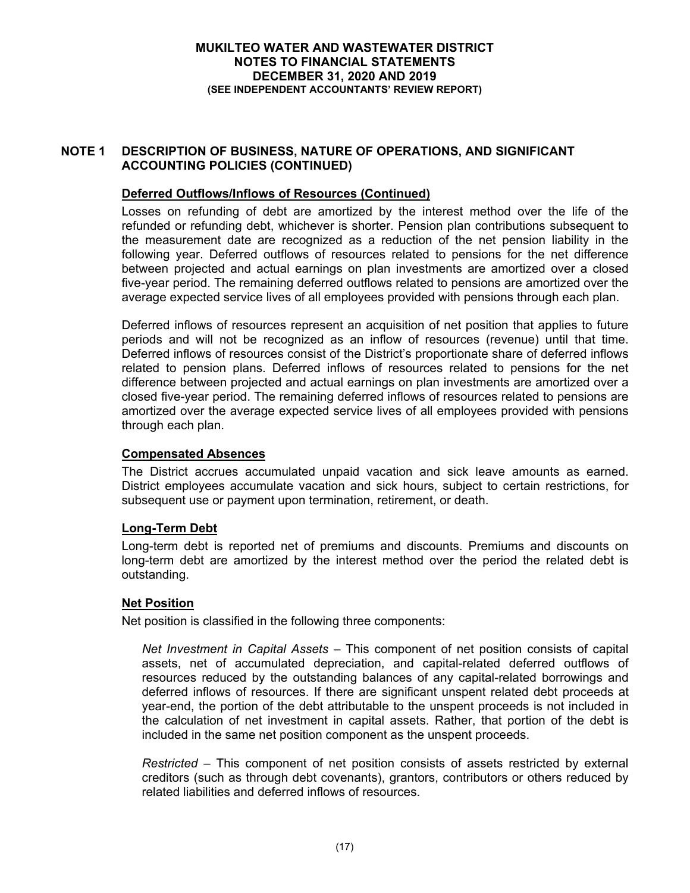## NOTE 1 DESCRIPTION OF BUSINESS, NATURE OF OPERATIONS, AND SIGNIFICANT ACCOUNTING POLICIES (CONTINUED)

### Deferred Outflows/Inflows of Resources (Continued)

Losses on refunding of debt are amortized by the interest method over the life of the refunded or refunding debt, whichever is shorter. Pension plan contributions subsequent to the measurement date are recognized as a reduction of the net pension liability in the following year. Deferred outflows of resources related to pensions for the net difference between projected and actual earnings on plan investments are amortized over a closed five-year period. The remaining deferred outflows related to pensions are amortized over the average expected service lives of all employees provided with pensions through each plan.

Deferred inflows of resources represent an acquisition of net position that applies to future periods and will not be recognized as an inflow of resources (revenue) until that time. Deferred inflows of resources consist of the District's proportionate share of deferred inflows related to pension plans. Deferred inflows of resources related to pensions for the net difference between projected and actual earnings on plan investments are amortized over a closed five-year period. The remaining deferred inflows of resources related to pensions are amortized over the average expected service lives of all employees provided with pensions through each plan.

### Compensated Absences

The District accrues accumulated unpaid vacation and sick leave amounts as earned. District employees accumulate vacation and sick hours, subject to certain restrictions, for subsequent use or payment upon termination, retirement, or death.

### Long-Term Debt

Long-term debt is reported net of premiums and discounts. Premiums and discounts on long-term debt are amortized by the interest method over the period the related debt is outstanding.

### Net Position

Net position is classified in the following three components:

*Net Investment in Capital Assets* – This component of net position consists of capital assets, net of accumulated depreciation, and capital-related deferred outflows of resources reduced by the outstanding balances of any capital-related borrowings and deferred inflows of resources. If there are significant unspent related debt proceeds at year-end, the portion of the debt attributable to the unspent proceeds is not included in the calculation of net investment in capital assets. Rather, that portion of the debt is included in the same net position component as the unspent proceeds.

*Restricted* – This component of net position consists of assets restricted by external creditors (such as through debt covenants), grantors, contributors or others reduced by related liabilities and deferred inflows of resources.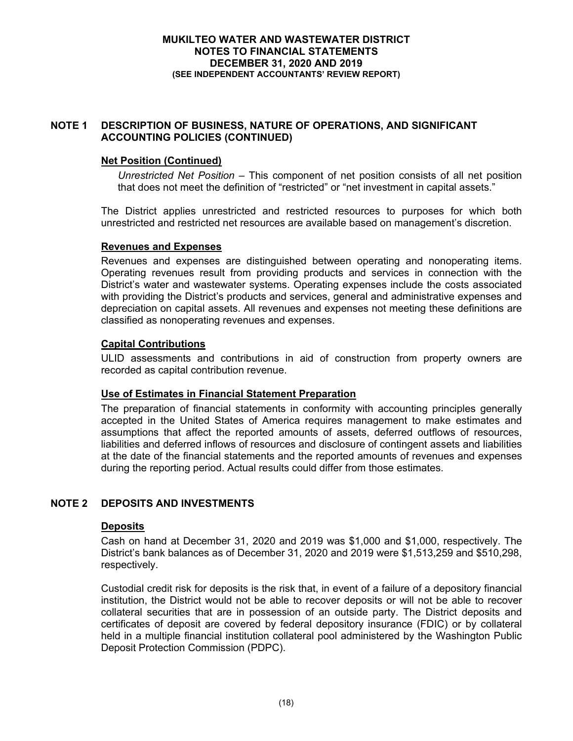## NOTE 1 DESCRIPTION OF BUSINESS, NATURE OF OPERATIONS, AND SIGNIFICANT ACCOUNTING POLICIES (CONTINUED)

### Net Position (Continued)

*Unrestricted Net Position* – This component of net position consists of all net position that does not meet the definition of "restricted" or "net investment in capital assets."

The District applies unrestricted and restricted resources to purposes for which both unrestricted and restricted net resources are available based on management's discretion.

### Revenues and Expenses

Revenues and expenses are distinguished between operating and nonoperating items. Operating revenues result from providing products and services in connection with the District's water and wastewater systems. Operating expenses include the costs associated with providing the District's products and services, general and administrative expenses and depreciation on capital assets. All revenues and expenses not meeting these definitions are classified as nonoperating revenues and expenses.

### Capital Contributions

ULID assessments and contributions in aid of construction from property owners are recorded as capital contribution revenue.

### Use of Estimates in Financial Statement Preparation

The preparation of financial statements in conformity with accounting principles generally accepted in the United States of America requires management to make estimates and assumptions that affect the reported amounts of assets, deferred outflows of resources, liabilities and deferred inflows of resources and disclosure of contingent assets and liabilities at the date of the financial statements and the reported amounts of revenues and expenses during the reporting period. Actual results could differ from those estimates.

## NOTE 2 DEPOSITS AND INVESTMENTS

### Deposits

Cash on hand at December 31, 2020 and 2019 was $1,000 and $1,000, respectively. The District's bank balances as of December 31, 2020 and 2019 were $1,513,259 and $510,298, respectively.

Custodial credit risk for deposits is the risk that, in event of a failure of a depository financial institution, the District would not be able to recover deposits or will not be able to recover collateral securities that are in possession of an outside party. The District deposits and certificates of deposit are covered by federal depository insurance (FDIC) or by collateral held in a multiple financial institution collateral pool administered by the Washington Public Deposit Protection Commission (PDPC).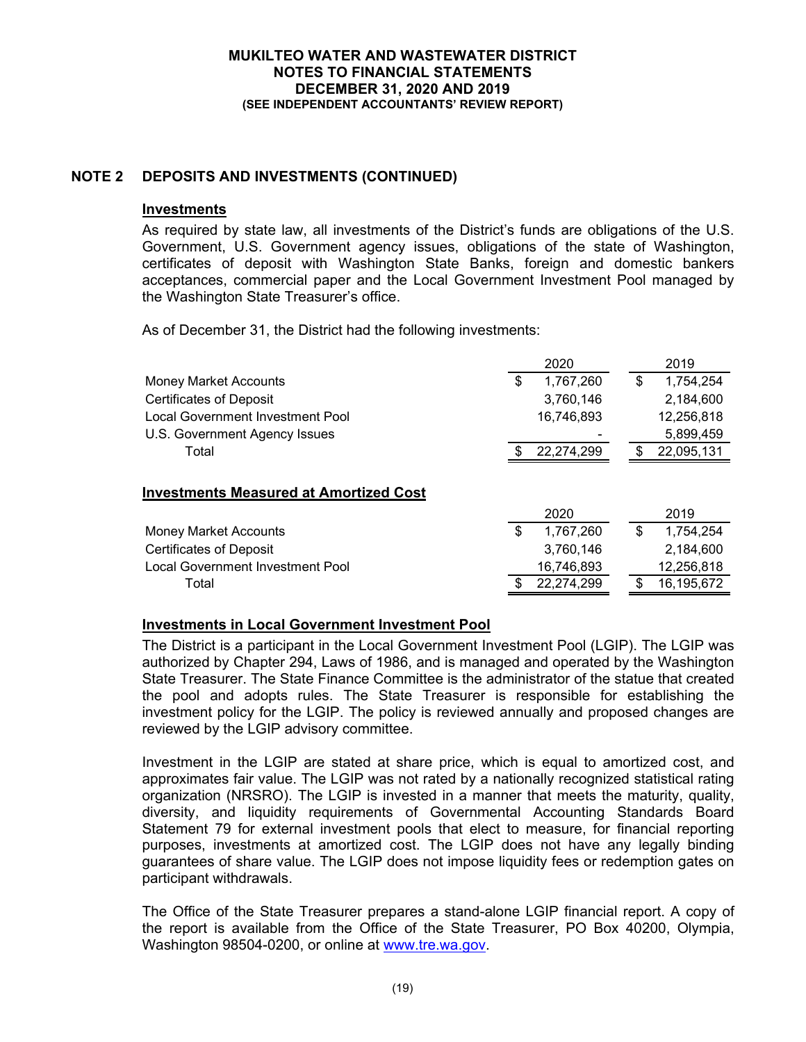## NOTE 2 DEPOSITS AND INVESTMENTS (CONTINUED)

### Investments

As required by state law, all investments of the District's funds are obligations of the U.S. Government, U.S. Government agency issues, obligations of the state of Washington, certificates of deposit with Washington State Banks, foreign and domestic bankers acceptances, commercial paper and the Local Government Investment Pool managed by the Washington State Treasurer's office.

As of December 31, the District had the following investments:

| | 2020 | 2019 |
|---|---|---|
| Money Market Accounts | $ 1,767,260 | $ 1,754,254 |
| Certificates of Deposit | 3,760,146 | 2,184,600 |
| Local Government Investment Pool | 16,746,893 | 12,256,818 |
| U.S. Government Agency Issues | - | 5,899,459 |
| Total | $ 22,274,299 | $ 22,095,131 |

### Investments Measured at Amortized Cost

| | 2020 | 2019 |
|---|---|---|
| Money Market Accounts | $ 1,767,260 | $ 1,754,254 |
| Certificates of Deposit | 3,760,146 | 2,184,600 |
| Local Government Investment Pool | 16,746,893 | 12,256,818 |
| Total | $ 22,274,299 | $ 16,195,672 |

### Investments in Local Government Investment Pool

The District is a participant in the Local Government Investment Pool (LGIP). The LGIP was authorized by Chapter 294, Laws of 1986, and is managed and operated by the Washington State Treasurer. The State Finance Committee is the administrator of the statue that created the pool and adopts rules. The State Treasurer is responsible for establishing the investment policy for the LGIP. The policy is reviewed annually and proposed changes are reviewed by the LGIP advisory committee.

Investment in the LGIP are stated at share price, which is equal to amortized cost, and approximates fair value. The LGIP was not rated by a nationally recognized statistical rating organization (NRSRO). The LGIP is invested in a manner that meets the maturity, quality, diversity, and liquidity requirements of Governmental Accounting Standards Board Statement 79 for external investment pools that elect to measure, for financial reporting purposes, investments at amortized cost. The LGIP does not have any legally binding guarantees of share value. The LGIP does not impose liquidity fees or redemption gates on participant withdrawals.

The Office of the State Treasurer prepares a stand-alone LGIP financial report. A copy of the report is available from the Office of the State Treasurer, PO Box 40200, Olympia, Washington 98504-0200, or online at www.tre.wa.gov.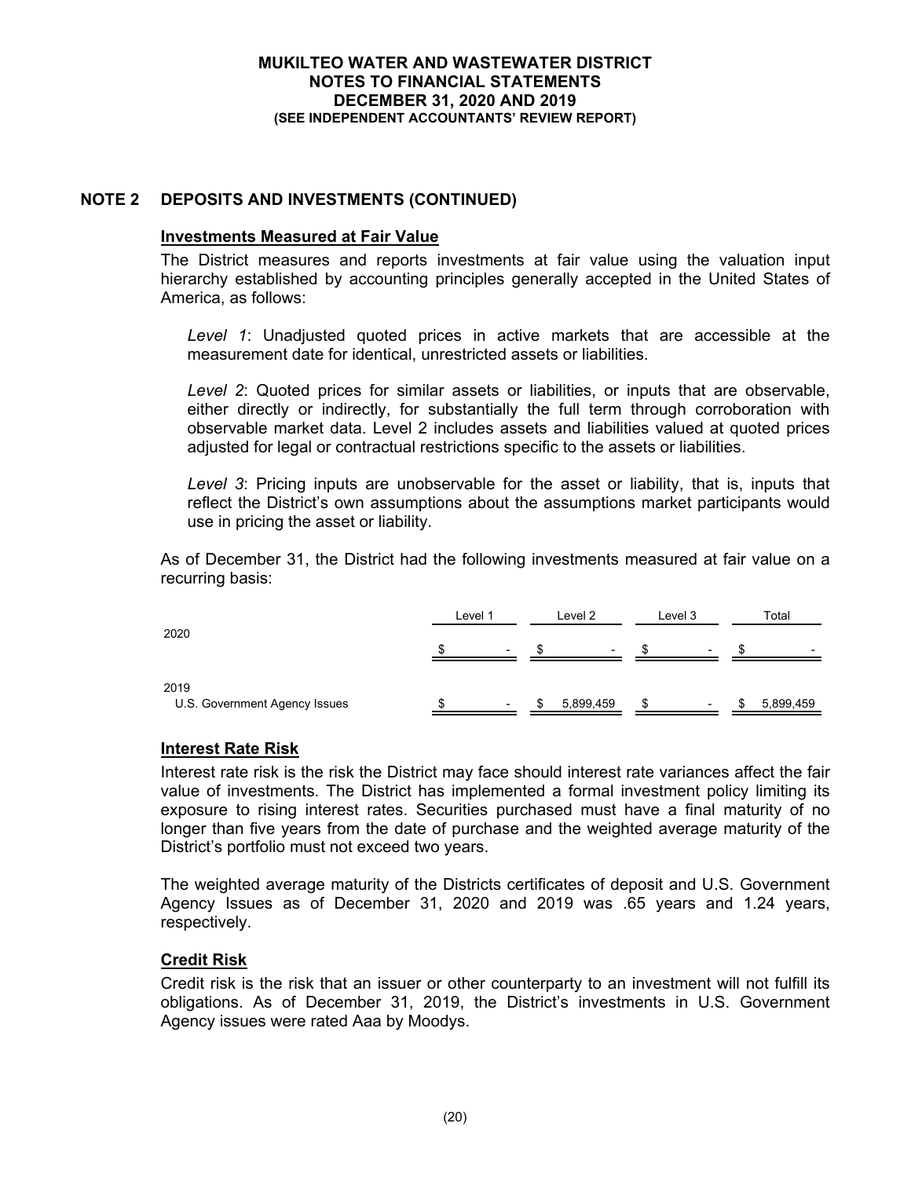## NOTE 2 DEPOSITS AND INVESTMENTS (CONTINUED)

### Investments Measured at Fair Value

The District measures and reports investments at fair value using the valuation input hierarchy established by accounting principles generally accepted in the United States of America, as follows:

*Level 1*: Unadjusted quoted prices in active markets that are accessible at the measurement date for identical, unrestricted assets or liabilities.

*Level 2*: Quoted prices for similar assets or liabilities, or inputs that are observable, either directly or indirectly, for substantially the full term through corroboration with observable market data. Level 2 includes assets and liabilities valued at quoted prices adjusted for legal or contractual restrictions specific to the assets or liabilities.

*Level 3*: Pricing inputs are unobservable for the asset or liability, that is, inputs that reflect the District's own assumptions about the assumptions market participants would use in pricing the asset or liability.

As of December 31, the District had the following investments measured at fair value on a recurring basis:

| | Level 1 | Level 2 | Level 3 | Total |
|---|---|---|---|---|
| 2020 | $ - | $ - | $ - | $ - |
| 2019 | | | | |
| U.S. Government Agency Issues | $ - | $ 5,899,459 | $ - | $ 5,899,459 |

### Interest Rate Risk

Interest rate risk is the risk the District may face should interest rate variances affect the fair value of investments. The District has implemented a formal investment policy limiting its exposure to rising interest rates. Securities purchased must have a final maturity of no longer than five years from the date of purchase and the weighted average maturity of the District's portfolio must not exceed two years.

The weighted average maturity of the Districts certificates of deposit and U.S. Government Agency Issues as of December 31, 2020 and 2019 was .65 years and 1.24 years, respectively.

### Credit Risk

Credit risk is the risk that an issuer or other counterparty to an investment will not fulfill its obligations. As of December 31, 2019, the District's investments in U.S. Government Agency issues were rated Aaa by Moodys.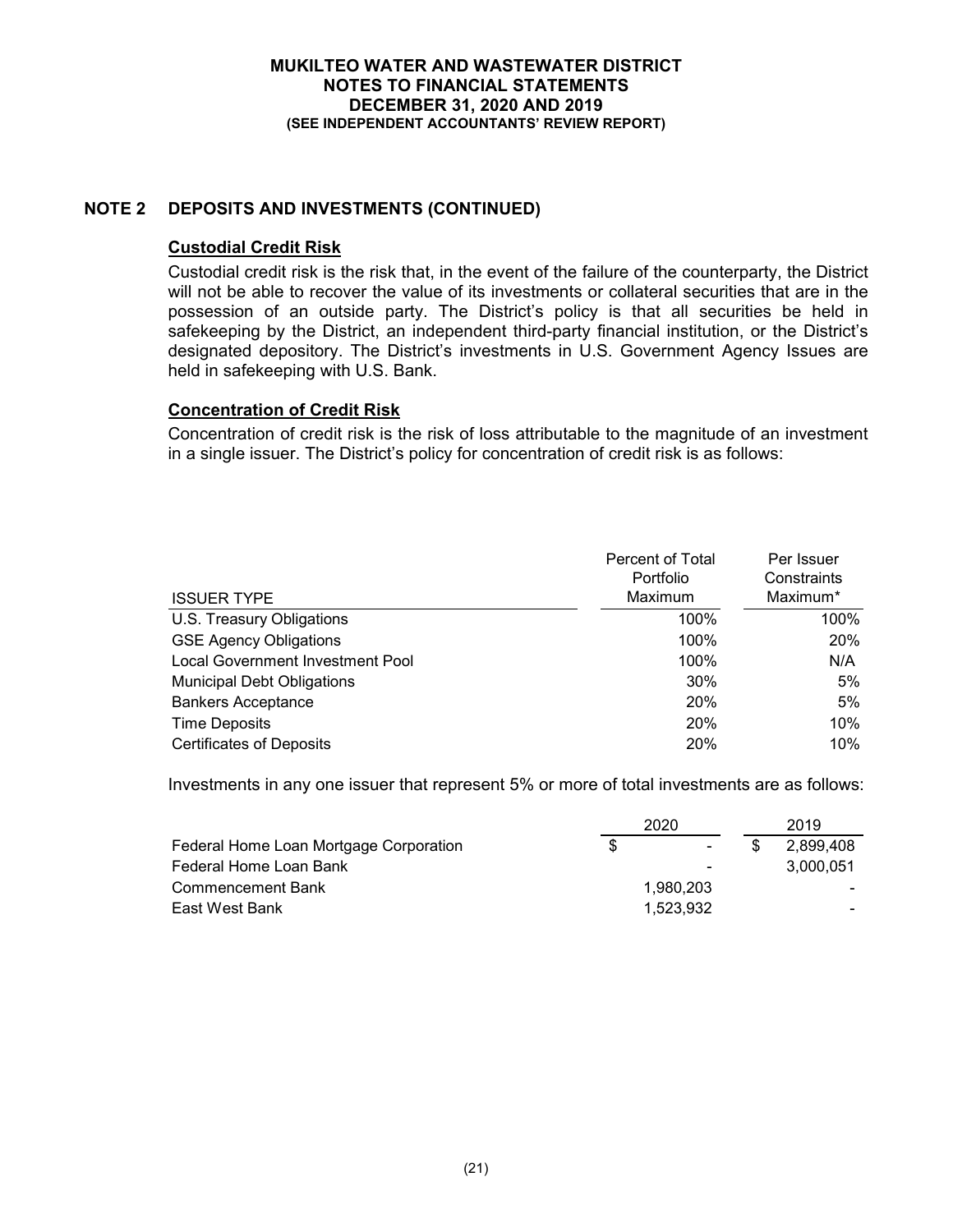## NOTE 2 DEPOSITS AND INVESTMENTS (CONTINUED)

### Custodial Credit Risk

Custodial credit risk is the risk that, in the event of the failure of the counterparty, the District will not be able to recover the value of its investments or collateral securities that are in the possession of an outside party. The District's policy is that all securities be held in safekeeping by the District, an independent third-party financial institution, or the District's designated depository. The District's investments in U.S. Government Agency Issues are held in safekeeping with U.S. Bank.

### Concentration of Credit Risk

Concentration of credit risk is the risk of loss attributable to the magnitude of an investment in a single issuer. The District's policy for concentration of credit risk is as follows:

| ISSUER TYPE | Percent of Total Portfolio Maximum | Per Issuer Constraints Maximum* |
|---|---|---|
| U.S. Treasury Obligations | 100% | 100% |
| GSE Agency Obligations | 100% | 20% |
| Local Government Investment Pool | 100% | N/A |
| Municipal Debt Obligations | 30% | 5% |
| Bankers Acceptance | 20% | 5% |
| Time Deposits | 20% | 10% |
| Certificates of Deposits | 20% | 10% |

Investments in any one issuer that represent 5% or more of total investments are as follows:

| | 2020 | 2019 |
|---|---|---|
| Federal Home Loan Mortgage Corporation | $ - | $ 2,899,408 |
| Federal Home Loan Bank | - | 3,000,051 |
| Commencement Bank | 1,980,203 | - |
| East West Bank | 1,523,932 | - |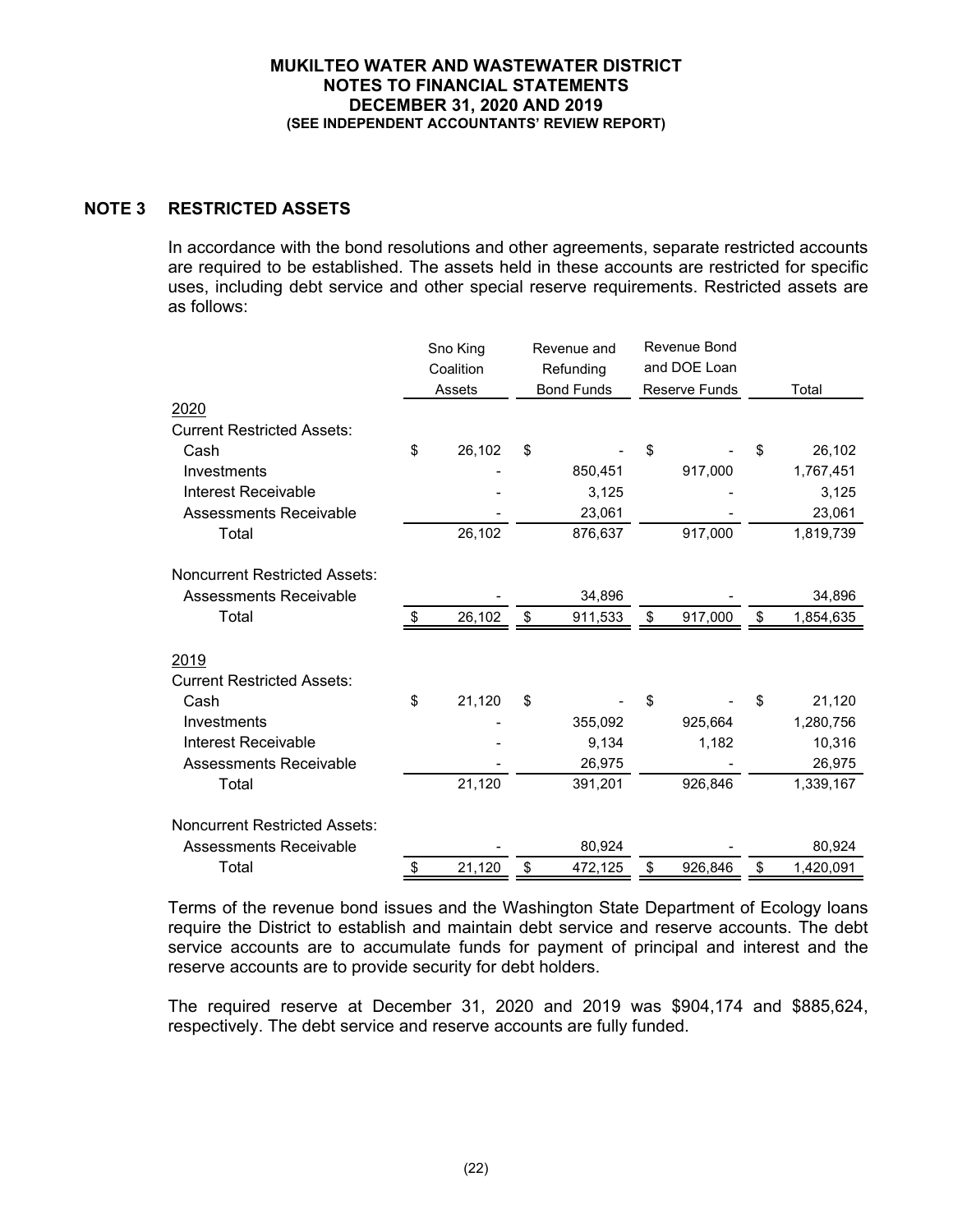**MUKILTEO WATER AND WASTEWATER DISTRICT**
**NOTES TO FINANCIAL STATEMENTS**
**DECEMBER 31, 2020 AND 2019**
**(SEE INDEPENDENT ACCOUNTANTS' REVIEW REPORT)**

## NOTE 3 RESTRICTED ASSETS

In accordance with the bond resolutions and other agreements, separate restricted accounts are required to be established. The assets held in these accounts are restricted for specific uses, including debt service and other special reserve requirements. Restricted assets are as follows:

| | Sno King Coalition Assets | Revenue and Refunding Bond Funds | Revenue Bond and DOE Loan Reserve Funds | Total |
|---|---|---|---|---|
| 2020 | | | | |
| Current Restricted Assets: | | | | |
| Cash | $ 26,102 | $ - | $ - | $ 26,102 |
| Investments | - | 850,451 | 917,000 | 1,767,451 |
| Interest Receivable | - | 3,125 | - | 3,125 |
| Assessments Receivable | - | 23,061 | - | 23,061 |
| Total | 26,102 | 876,637 | 917,000 | 1,819,739 |
| Noncurrent Restricted Assets: | | | | |
| Assessments Receivable | - | 34,896 | - | 34,896 |
| Total | $ 26,102 | $ 911,533 | $ 917,000 | $ 1,854,635 |
| 2019 | | | | |
| Current Restricted Assets: | | | | |
| Cash | $ 21,120 | $ - | $ - | $ 21,120 |
| Investments | - | 355,092 | 925,664 | 1,280,756 |
| Interest Receivable | - | 9,134 | 1,182 | 10,316 |
| Assessments Receivable | - | 26,975 | - | 26,975 |
| Total | 21,120 | 391,201 | 926,846 | 1,339,167 |
| Noncurrent Restricted Assets: | | | | |
| Assessments Receivable | - | 80,924 | - | 80,924 |
| Total | $ 21,120 | $ 472,125 | $ 926,846 | $ 1,420,091 |

Terms of the revenue bond issues and the Washington State Department of Ecology loans require the District to establish and maintain debt service and reserve accounts. The debt service accounts are to accumulate funds for payment of principal and interest and the reserve accounts are to provide security for debt holders.

The required reserve at December 31, 2020 and 2019 was $904,174 and $885,624, respectively. The debt service and reserve accounts are fully funded.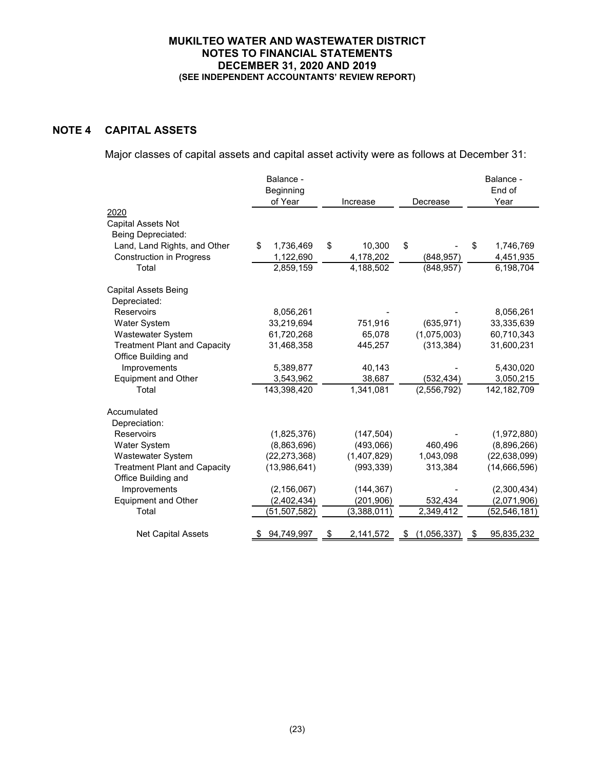## NOTE 4 CAPITAL ASSETS

Major classes of capital assets and capital asset activity were as follows at December 31:

| | Balance - Beginning of Year | Increase | Decrease | Balance - End of Year |
|---|---|---|---|---|
| 2020 | | | | |
| Capital Assets Not Being Depreciated: | | | | |
| Land, Land Rights, and Other | $ 1,736,469 | $ 10,300 | $ - | $ 1,746,769 |
| Construction in Progress | 1,122,690 | 4,178,202 | (848,957) | 4,451,935 |
| Total | 2,859,159 | 4,188,502 | (848,957) | 6,198,704 |
| Capital Assets Being Depreciated: | | | | |
| Reservoirs | 8,056,261 | - | - | 8,056,261 |
| Water System | 33,219,694 | 751,916 | (635,971) | 33,335,639 |
| Wastewater System | 61,720,268 | 65,078 | (1,075,003) | 60,710,343 |
| Treatment Plant and Capacity | 31,468,358 | 445,257 | (313,384) | 31,600,231 |
| Office Building and Improvements | 5,389,877 | 40,143 | - | 5,430,020 |
| Equipment and Other | 3,543,962 | 38,687 | (532,434) | 3,050,215 |
| Total | 143,398,420 | 1,341,081 | (2,556,792) | 142,182,709 |
| Accumulated Depreciation: | | | | |
| Reservoirs | (1,825,376) | (147,504) | - | (1,972,880) |
| Water System | (8,863,696) | (493,066) | 460,496 | (8,896,266) |
| Wastewater System | (22,273,368) | (1,407,829) | 1,043,098 | (22,638,099) |
| Treatment Plant and Capacity | (13,986,641) | (993,339) | 313,384 | (14,666,596) |
| Office Building and Improvements | (2,156,067) | (144,367) | - | (2,300,434) |
| Equipment and Other | (2,402,434) | (201,906) | 532,434 | (2,071,906) |
| Total | (51,507,582) | (3,388,011) | 2,349,412 | (52,546,181) |
| Net Capital Assets | $ 94,749,997 | $ 2,141,572 | $ (1,056,337) | $ 95,835,232 |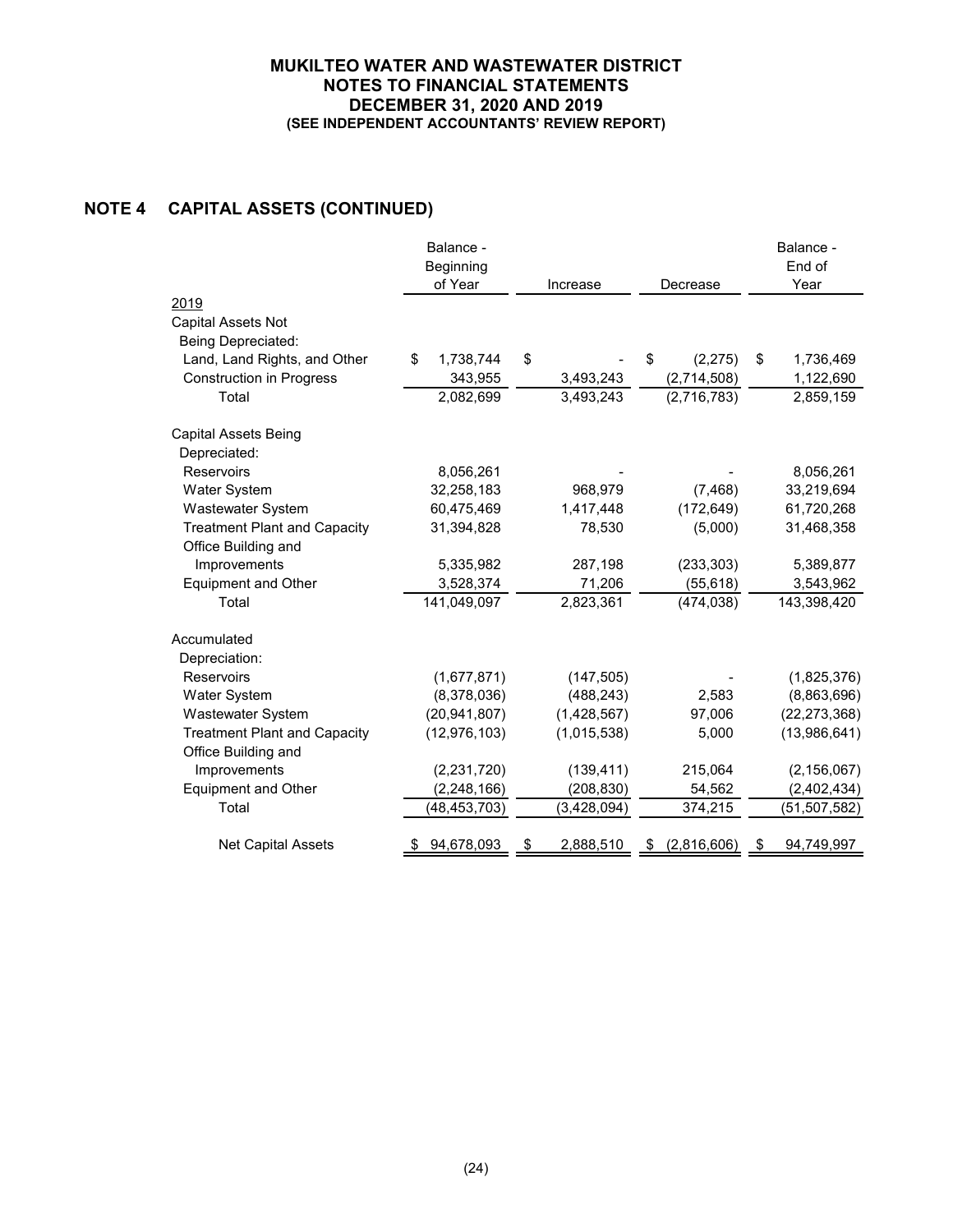## NOTE 4 CAPITAL ASSETS (CONTINUED)

| | Balance - Beginning of Year | Increase | Decrease | Balance - End of Year |
|---|---|---|---|---|
| 2019 | | | | |
| Capital Assets Not Being Depreciated: | | | | |
| Land, Land Rights, and Other | $ 1,738,744 | $ - | $ (2,275) | $ 1,736,469 |
| Construction in Progress | 343,955 | 3,493,243 | (2,714,508) | 1,122,690 |
| Total | 2,082,699 | 3,493,243 | (2,716,783) | 2,859,159 |
| Capital Assets Being Depreciated: | | | | |
| Reservoirs | 8,056,261 | - | - | 8,056,261 |
| Water System | 32,258,183 | 968,979 | (7,468) | 33,219,694 |
| Wastewater System | 60,475,469 | 1,417,448 | (172,649) | 61,720,268 |
| Treatment Plant and Capacity | 31,394,828 | 78,530 | (5,000) | 31,468,358 |
| Office Building and Improvements | 5,335,982 | 287,198 | (233,303) | 5,389,877 |
| Equipment and Other | 3,528,374 | 71,206 | (55,618) | 3,543,962 |
| Total | 141,049,097 | 2,823,361 | (474,038) | 143,398,420 |
| Accumulated Depreciation: | | | | |
| Reservoirs | (1,677,871) | (147,505) | - | (1,825,376) |
| Water System | (8,378,036) | (488,243) | 2,583 | (8,863,696) |
| Wastewater System | (20,941,807) | (1,428,567) | 97,006 | (22,273,368) |
| Treatment Plant and Capacity | (12,976,103) | (1,015,538) | 5,000 | (13,986,641) |
| Office Building and Improvements | (2,231,720) | (139,411) | 215,064 | (2,156,067) |
| Equipment and Other | (2,248,166) | (208,830) | 54,562 | (2,402,434) |
| Total | (48,453,703) | (3,428,094) | 374,215 | (51,507,582) |
| Net Capital Assets | $ 94,678,093 | $ 2,888,510 | $ (2,816,606) | $ 94,749,997 |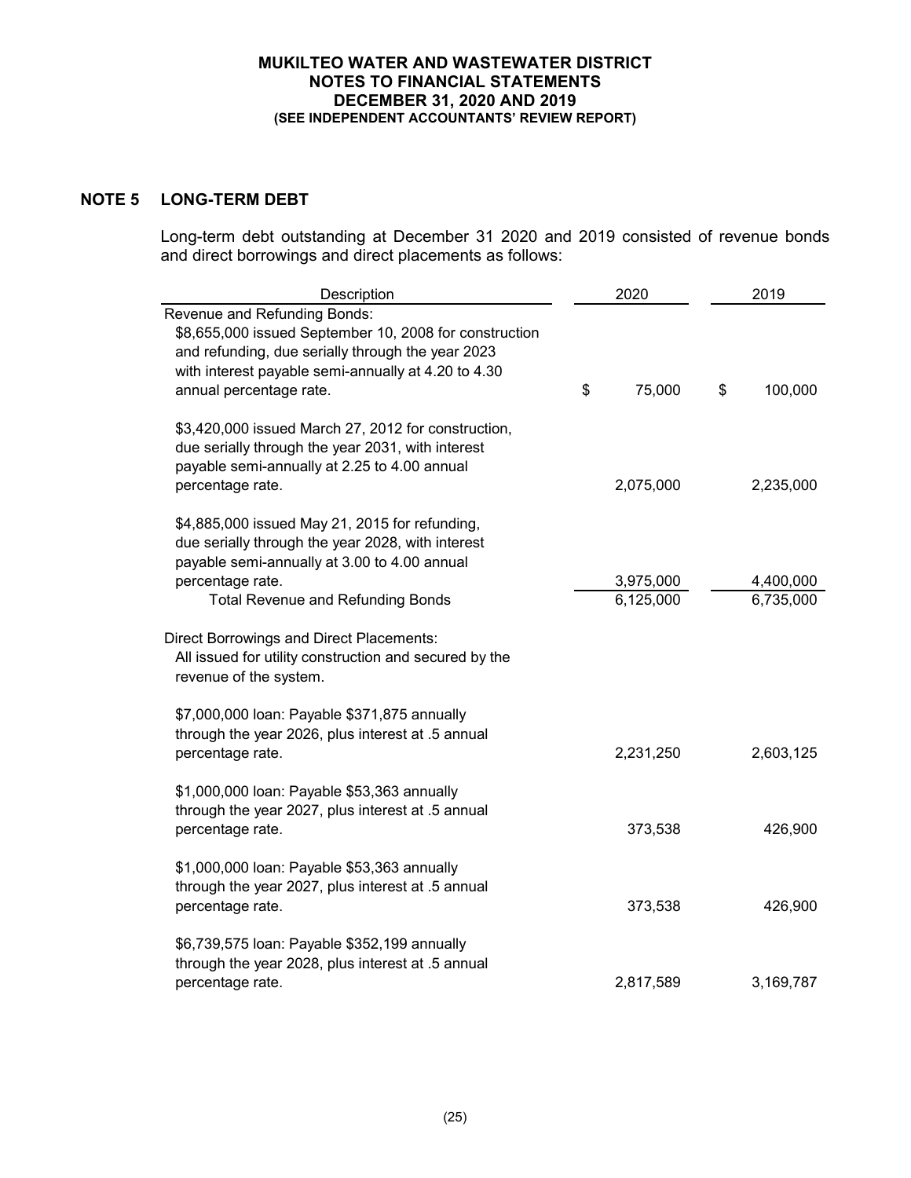MUKILTEO WATER AND WASTEWATER DISTRICT
NOTES TO FINANCIAL STATEMENTS
DECEMBER 31, 2020 AND 2019
(SEE INDEPENDENT ACCOUNTANTS' REVIEW REPORT)

## NOTE 5 LONG-TERM DEBT

Long-term debt outstanding at December 31 2020 and 2019 consisted of revenue bonds and direct borrowings and direct placements as follows:

| Description | 2020 | 2019 |
|---|---|---|
| Revenue and Refunding Bonds: | | |
| $8,655,000 issued September 10, 2008 for construction and refunding, due serially through the year 2023 with interest payable semi-annually at 4.20 to 4.30 annual percentage rate. | $ 75,000 | $ 100,000 |
| $3,420,000 issued March 27, 2012 for construction, due serially through the year 2031, with interest payable semi-annually at 2.25 to 4.00 annual percentage rate. | 2,075,000 | 2,235,000 |
| $4,885,000 issued May 21, 2015 for refunding, due serially through the year 2028, with interest payable semi-annually at 3.00 to 4.00 annual percentage rate. | 3,975,000 | 4,400,000 |
| Total Revenue and Refunding Bonds | 6,125,000 | 6,735,000 |
| Direct Borrowings and Direct Placements: All issued for utility construction and secured by the revenue of the system. | | |
| $7,000,000 loan: Payable $371,875 annually through the year 2026, plus interest at .5 annual percentage rate. | 2,231,250 | 2,603,125 |
| $1,000,000 loan: Payable $53,363 annually through the year 2027, plus interest at .5 annual percentage rate. | 373,538 | 426,900 |
| $1,000,000 loan: Payable $53,363 annually through the year 2027, plus interest at .5 annual percentage rate. | 373,538 | 426,900 |
| $6,739,575 loan: Payable $352,199 annually through the year 2028, plus interest at .5 annual percentage rate. | 2,817,589 | 3,169,787 |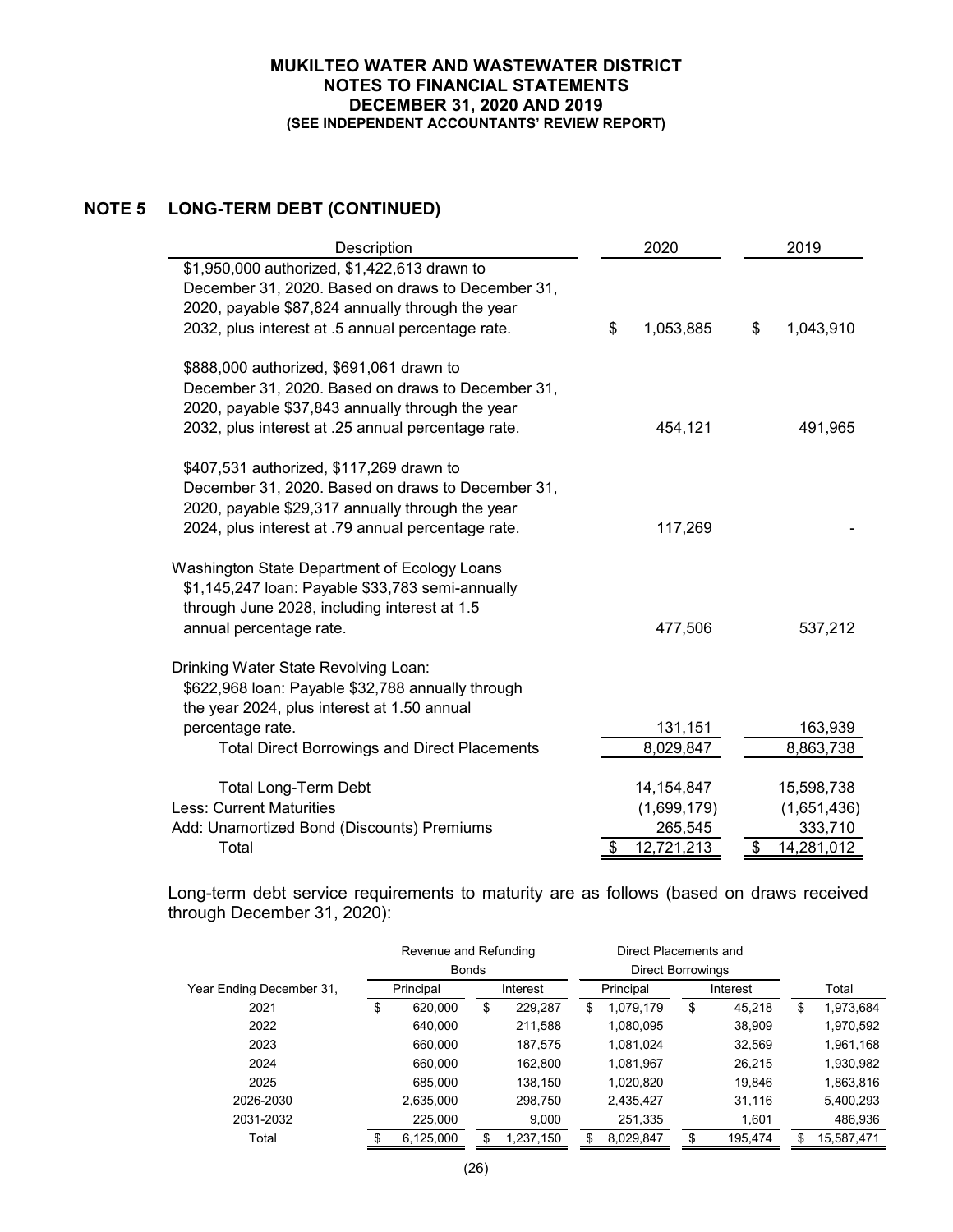**MUKILTEO WATER AND WASTEWATER DISTRICT**
**NOTES TO FINANCIAL STATEMENTS**
**DECEMBER 31, 2020 AND 2019**
**(SEE INDEPENDENT ACCOUNTANTS' REVIEW REPORT)**

## NOTE 5 LONG-TERM DEBT (CONTINUED)

| Description | 2020 | 2019 |
|---|---|---|
| $1,950,000 authorized, $1,422,613 drawn to December 31, 2020. Based on draws to December 31, 2020, payable $87,824 annually through the year 2032, plus interest at .5 annual percentage rate. | $ 1,053,885 | $ 1,043,910 |
| $888,000 authorized, $691,061 drawn to December 31, 2020. Based on draws to December 31, 2020, payable $37,843 annually through the year 2032, plus interest at .25 annual percentage rate. | 454,121 | 491,965 |
| $407,531 authorized, $117,269 drawn to December 31, 2020. Based on draws to December 31, 2020, payable $29,317 annually through the year 2024, plus interest at .79 annual percentage rate. | 117,269 | - |
| Washington State Department of Ecology Loans | | |
| $1,145,247 loan: Payable $33,783 semi-annually through June 2028, including interest at 1.5 annual percentage rate. | 477,506 | 537,212 |
| Drinking Water State Revolving Loan: | | |
| $622,968 loan: Payable $32,788 annually through the year 2024, plus interest at 1.50 annual percentage rate. | 131,151 | 163,939 |
| Total Direct Borrowings and Direct Placements | 8,029,847 | 8,863,738 |
| Total Long-Term Debt | 14,154,847 | 15,598,738 |
| Less: Current Maturities | (1,699,179) | (1,651,436) |
| Add: Unamortized Bond (Discounts) Premiums | 265,545 | 333,710 |
| Total | $ 12,721,213 | $ 14,281,012 |

Long-term debt service requirements to maturity are as follows (based on draws received through December 31, 2020):

| Year Ending December 31, | Revenue and Refunding Bonds | | Direct Placements and Direct Borrowings | | |
|---|---|---|---|---|---|
| | Principal | Interest | Principal | Interest | Total |
| 2021 | $ 620,000 | $ 229,287 | $ 1,079,179 | $ 45,218 | $ 1,973,684 |
| 2022 | 640,000 | 211,588 | 1,080,095 | 38,909 | 1,970,592 |
| 2023 | 660,000 | 187,575 | 1,081,024 | 32,569 | 1,961,168 |
| 2024 | 660,000 | 162,800 | 1,081,967 | 26,215 | 1,930,982 |
| 2025 | 685,000 | 138,150 | 1,020,820 | 19,846 | 1,863,816 |
| 2026-2030 | 2,635,000 | 298,750 | 2,435,427 | 31,116 | 5,400,293 |
| 2031-2032 | 225,000 | 9,000 | 251,335 | 1,601 | 486,936 |
| Total | $ 6,125,000 | $ 1,237,150 | $ 8,029,847 | $ 195,474 | $ 15,587,471 |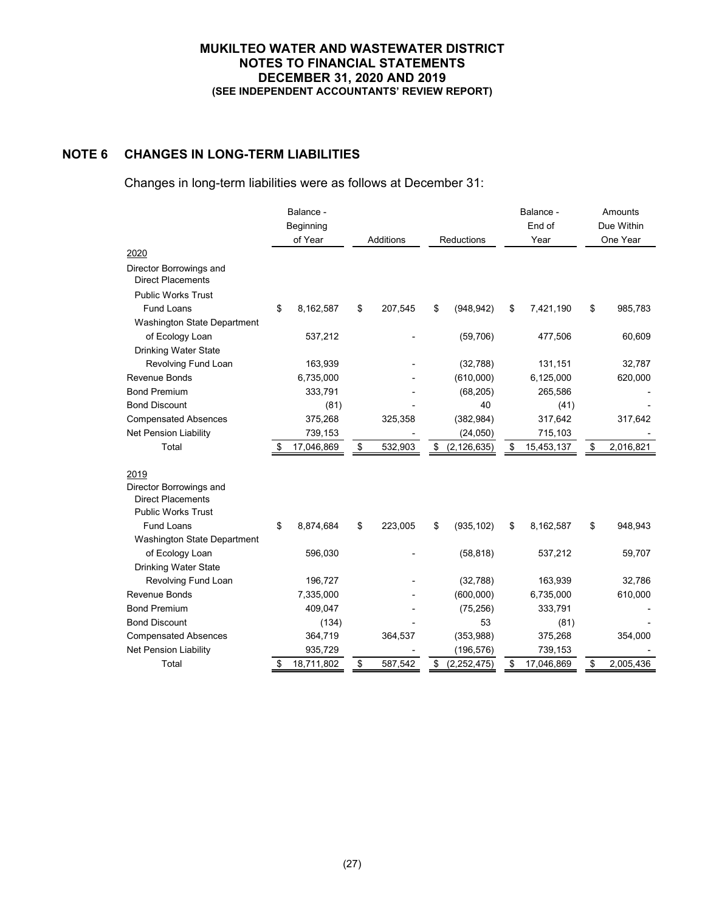# MUKILTEO WATER AND WASTEWATER DISTRICT
## NOTES TO FINANCIAL STATEMENTS
## DECEMBER 31, 2020 AND 2019
### (SEE INDEPENDENT ACCOUNTANTS' REVIEW REPORT)

## NOTE 6 CHANGES IN LONG-TERM LIABILITIES

Changes in long-term liabilities were as follows at December 31:

| | Balance - Beginning of Year | Additions | Reductions | Balance - End of Year | Amounts Due Within One Year |
|---|---|---|---|---|---|
| 2020 | | | | | |
| Director Borrowings and Direct Placements | | | | | |
| Public Works Trust Fund Loans | $ 8,162,587 | $ 207,545 | $ (948,942) | $ 7,421,190 | $ 985,783 |
| Washington State Department of Ecology Loan | 537,212 | - | (59,706) | 477,506 | 60,609 |
| Drinking Water State Revolving Fund Loan | 163,939 | - | (32,788) | 131,151 | 32,787 |
| Revenue Bonds | 6,735,000 | - | (610,000) | 6,125,000 | 620,000 |
| Bond Premium | 333,791 | - | (68,205) | 265,586 | - |
| Bond Discount | (81) | - | 40 | (41) | - |
| Compensated Absences | 375,268 | 325,358 | (382,984) | 317,642 | 317,642 |
| Net Pension Liability | 739,153 | - | (24,050) | 715,103 | - |
| Total | $ 17,046,869 | $ 532,903 | $ (2,126,635) | $ 15,453,137 | $ 2,016,821 |
| 2019 | | | | | |
| Director Borrowings and Direct Placements | | | | | |
| Public Works Trust Fund Loans | $ 8,874,684 | $ 223,005 | $ (935,102) | $ 8,162,587 | $ 948,943 |
| Washington State Department of Ecology Loan | 596,030 | - | (58,818) | 537,212 | 59,707 |
| Drinking Water State Revolving Fund Loan | 196,727 | - | (32,788) | 163,939 | 32,786 |
| Revenue Bonds | 7,335,000 | - | (600,000) | 6,735,000 | 610,000 |
| Bond Premium | 409,047 | - | (75,256) | 333,791 | - |
| Bond Discount | (134) | - | 53 | (81) | - |
| Compensated Absences | 364,719 | 364,537 | (353,988) | 375,268 | 354,000 |
| Net Pension Liability | 935,729 | - | (196,576) | 739,153 | - |
| Total | $ 18,711,802 | $ 587,542 | $ (2,252,475) | $ 17,046,869 | $ 2,005,436 |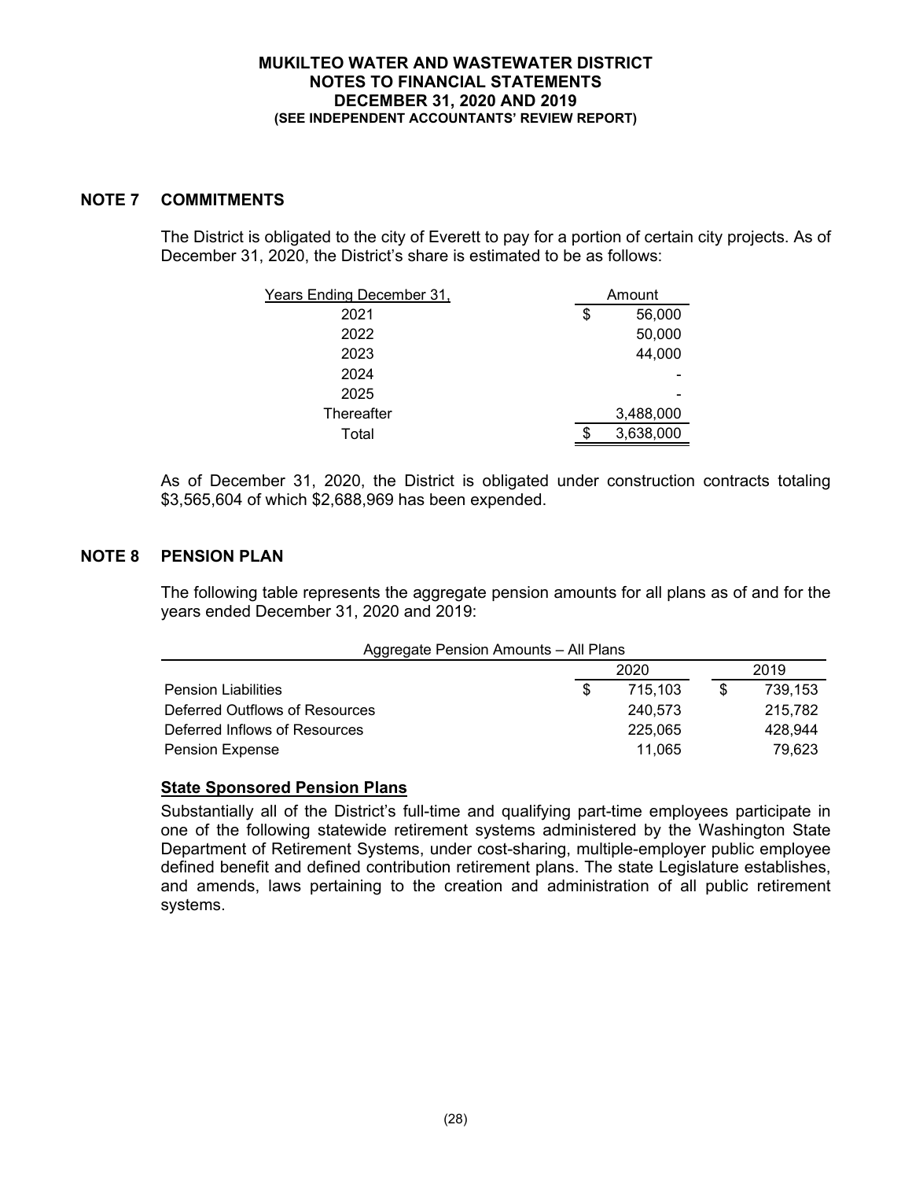## NOTE 7 COMMITMENTS

The District is obligated to the city of Everett to pay for a portion of certain city projects. As of December 31, 2020, the District's share is estimated to be as follows:

| Years Ending December 31, | Amount |
|---|---|
| 2021 | $ 56,000 |
| 2022 | 50,000 |
| 2023 | 44,000 |
| 2024 | - |
| 2025 | - |
| Thereafter | 3,488,000 |
| Total | $ 3,638,000 |

As of December 31, 2020, the District is obligated under construction contracts totaling $3,565,604 of which $2,688,969 has been expended.

## NOTE 8 PENSION PLAN

The following table represents the aggregate pension amounts for all plans as of and for the years ended December 31, 2020 and 2019:

| Aggregate Pension Amounts – All Plans | 2020 | 2019 |
|---|---|---|
| Pension Liabilities | $ 715,103 | $ 739,153 |
| Deferred Outflows of Resources | 240,573 | 215,782 |
| Deferred Inflows of Resources | 225,065 | 428,944 |
| Pension Expense | 11,065 | 79,623 |

**State Sponsored Pension Plans**

Substantially all of the District's full-time and qualifying part-time employees participate in one of the following statewide retirement systems administered by the Washington State Department of Retirement Systems, under cost-sharing, multiple-employer public employee defined benefit and defined contribution retirement plans. The state Legislature establishes, and amends, laws pertaining to the creation and administration of all public retirement systems.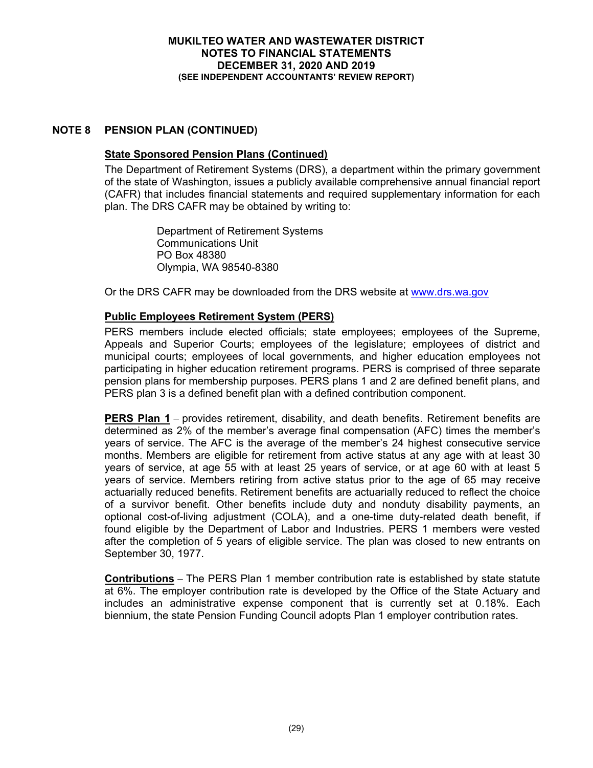## NOTE 8 PENSION PLAN (CONTINUED)

### State Sponsored Pension Plans (Continued)

The Department of Retirement Systems (DRS), a department within the primary government of the state of Washington, issues a publicly available comprehensive annual financial report (CAFR) that includes financial statements and required supplementary information for each plan. The DRS CAFR may be obtained by writing to:

Department of Retirement Systems
Communications Unit
PO Box 48380
Olympia, WA 98540-8380

Or the DRS CAFR may be downloaded from the DRS website at www.drs.wa.gov

### Public Employees Retirement System (PERS)

PERS members include elected officials; state employees; employees of the Supreme, Appeals and Superior Courts; employees of the legislature; employees of district and municipal courts; employees of local governments, and higher education employees not participating in higher education retirement programs. PERS is comprised of three separate pension plans for membership purposes. PERS plans 1 and 2 are defined benefit plans, and PERS plan 3 is a defined benefit plan with a defined contribution component.

**PERS Plan 1** – provides retirement, disability, and death benefits. Retirement benefits are determined as 2% of the member's average final compensation (AFC) times the member's years of service. The AFC is the average of the member's 24 highest consecutive service months. Members are eligible for retirement from active status at any age with at least 30 years of service, at age 55 with at least 25 years of service, or at age 60 with at least 5 years of service. Members retiring from active status prior to the age of 65 may receive actuarially reduced benefits. Retirement benefits are actuarially reduced to reflect the choice of a survivor benefit. Other benefits include duty and nonduty disability payments, an optional cost-of-living adjustment (COLA), and a one-time duty-related death benefit, if found eligible by the Department of Labor and Industries. PERS 1 members were vested after the completion of 5 years of eligible service. The plan was closed to new entrants on September 30, 1977.

**Contributions** – The PERS Plan 1 member contribution rate is established by state statute at 6%. The employer contribution rate is developed by the Office of the State Actuary and includes an administrative expense component that is currently set at 0.18%. Each biennium, the state Pension Funding Council adopts Plan 1 employer contribution rates.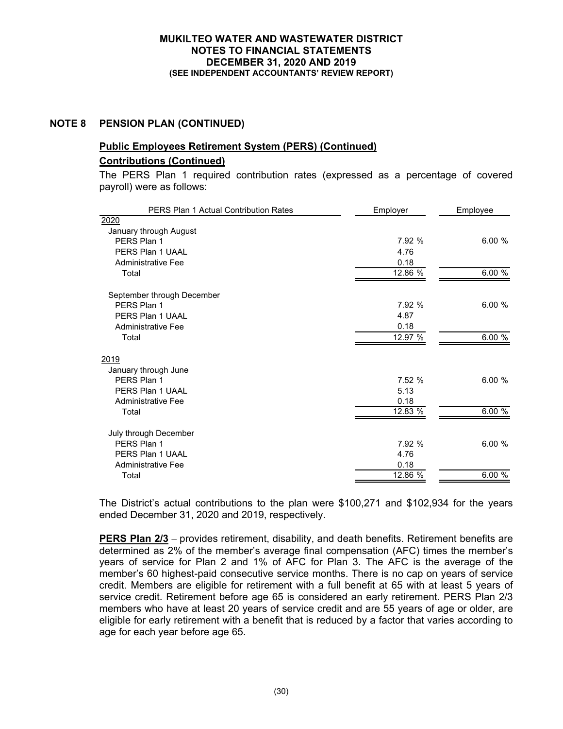## NOTE 8 PENSION PLAN (CONTINUED)

### Public Employees Retirement System (PERS) (Continued)

#### Contributions (Continued)

The PERS Plan 1 required contribution rates (expressed as a percentage of covered payroll) were as follows:

| PERS Plan 1 Actual Contribution Rates | Employer | Employee |
|---|---|---|
| 2020 | | |
| January through August | | |
| PERS Plan 1 | 7.92 % | 6.00 % |
| PERS Plan 1 UAAL | 4.76 | |
| Administrative Fee | 0.18 | |
| Total | 12.86 % | 6.00 % |
| September through December | | |
| PERS Plan 1 | 7.92 % | 6.00 % |
| PERS Plan 1 UAAL | 4.87 | |
| Administrative Fee | 0.18 | |
| Total | 12.97 % | 6.00 % |
| 2019 | | |
| January through June | | |
| PERS Plan 1 | 7.52 % | 6.00 % |
| PERS Plan 1 UAAL | 5.13 | |
| Administrative Fee | 0.18 | |
| Total | 12.83 % | 6.00 % |
| July through December | | |
| PERS Plan 1 | 7.92 % | 6.00 % |
| PERS Plan 1 UAAL | 4.76 | |
| Administrative Fee | 0.18 | |
| Total | 12.86 % | 6.00 % |

The District's actual contributions to the plan were $100,271 and $102,934 for the years ended December 31, 2020 and 2019, respectively.

**PERS Plan 2/3** – provides retirement, disability, and death benefits. Retirement benefits are determined as 2% of the member's average final compensation (AFC) times the member's years of service for Plan 2 and 1% of AFC for Plan 3. The AFC is the average of the member's 60 highest-paid consecutive service months. There is no cap on years of service credit. Members are eligible for retirement with a full benefit at 65 with at least 5 years of service credit. Retirement before age 65 is considered an early retirement. PERS Plan 2/3 members who have at least 20 years of service credit and are 55 years of age or older, are eligible for early retirement with a benefit that is reduced by a factor that varies according to age for each year before age 65.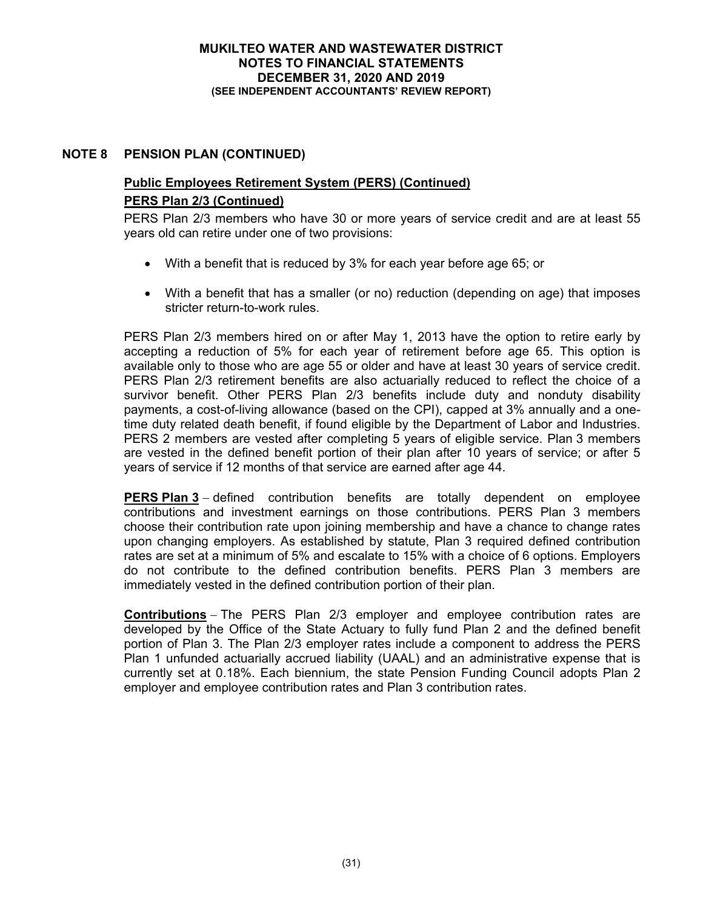## NOTE 8 PENSION PLAN (CONTINUED)

### Public Employees Retirement System (PERS) (Continued)

### PERS Plan 2/3 (Continued)

PERS Plan 2/3 members who have 30 or more years of service credit and are at least 55 years old can retire under one of two provisions:

- With a benefit that is reduced by 3% for each year before age 65; or
- With a benefit that has a smaller (or no) reduction (depending on age) that imposes stricter return-to-work rules.

PERS Plan 2/3 members hired on or after May 1, 2013 have the option to retire early by accepting a reduction of 5% for each year of retirement before age 65. This option is available only to those who are age 55 or older and have at least 30 years of service credit. PERS Plan 2/3 retirement benefits are also actuarially reduced to reflect the choice of a survivor benefit. Other PERS Plan 2/3 benefits include duty and nonduty disability payments, a cost-of-living allowance (based on the CPI), capped at 3% annually and a one-time duty related death benefit, if found eligible by the Department of Labor and Industries. PERS 2 members are vested after completing 5 years of eligible service. Plan 3 members are vested in the defined benefit portion of their plan after 10 years of service; or after 5 years of service if 12 months of that service are earned after age 44.

**PERS Plan 3** – defined contribution benefits are totally dependent on employee contributions and investment earnings on those contributions. PERS Plan 3 members choose their contribution rate upon joining membership and have a chance to change rates upon changing employers. As established by statute, Plan 3 required defined contribution rates are set at a minimum of 5% and escalate to 15% with a choice of 6 options. Employers do not contribute to the defined contribution benefits. PERS Plan 3 members are immediately vested in the defined contribution portion of their plan.

**Contributions** – The PERS Plan 2/3 employer and employee contribution rates are developed by the Office of the State Actuary to fully fund Plan 2 and the defined benefit portion of Plan 3. The Plan 2/3 employer rates include a component to address the PERS Plan 1 unfunded actuarially accrued liability (UAAL) and an administrative expense that is currently set at 0.18%. Each biennium, the state Pension Funding Council adopts Plan 2 employer and employee contribution rates and Plan 3 contribution rates.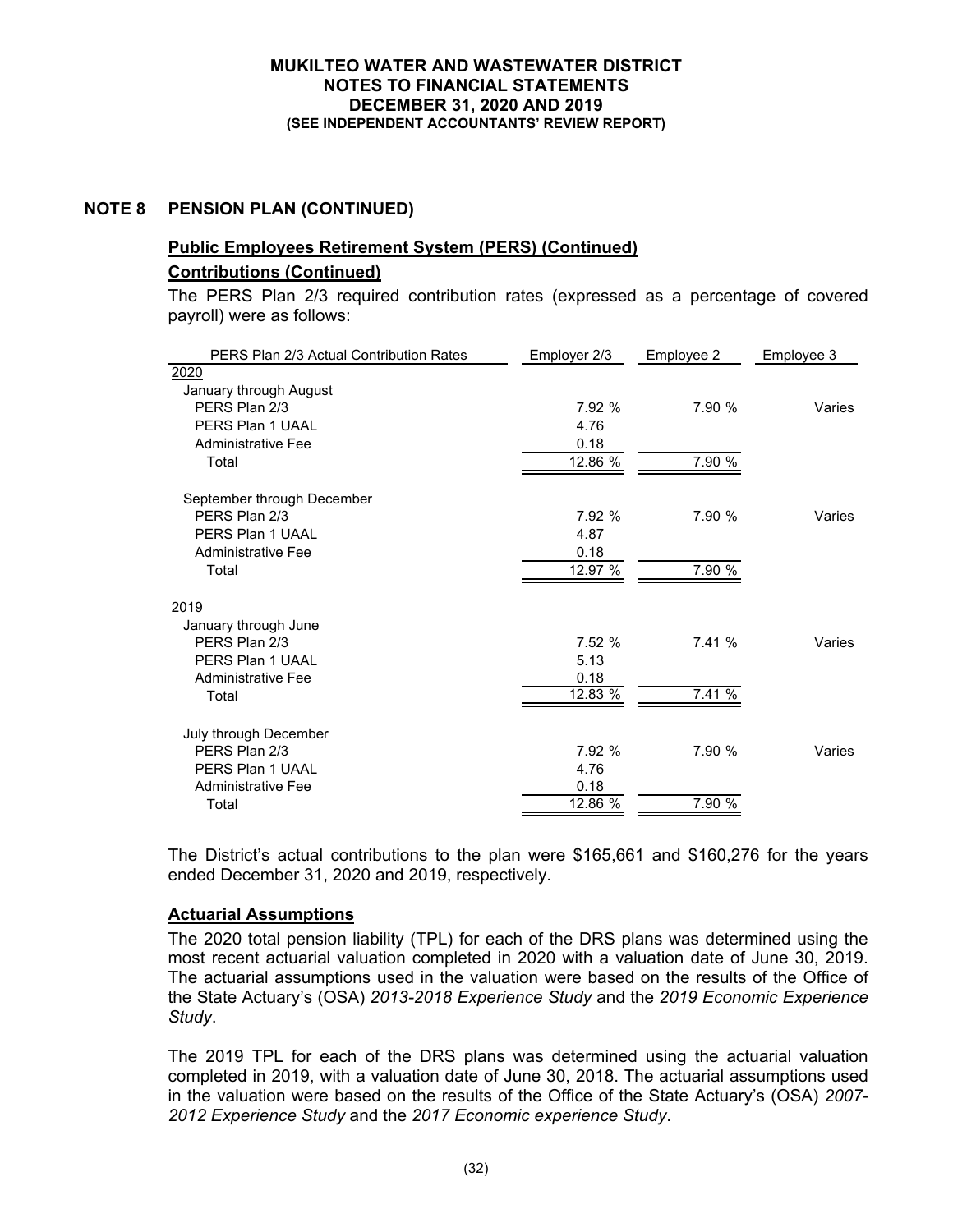**NOTE 8 PENSION PLAN (CONTINUED)**

**Public Employees Retirement System (PERS) (Continued)**

**Contributions (Continued)**

The PERS Plan 2/3 required contribution rates (expressed as a percentage of covered payroll) were as follows:

| PERS Plan 2/3 Actual Contribution Rates | Employer 2/3 | Employee 2 | Employee 3 |
|---|---|---|---|
| 2020 | | | |
| January through August | | | |
| PERS Plan 2/3 | 7.92 % | 7.90 % | Varies |
| PERS Plan 1 UAAL | 4.76 | | |
| Administrative Fee | 0.18 | | |
| Total | 12.86 % | 7.90 % | |
| September through December | | | |
| PERS Plan 2/3 | 7.92 % | 7.90 % | Varies |
| PERS Plan 1 UAAL | 4.87 | | |
| Administrative Fee | 0.18 | | |
| Total | 12.97 % | 7.90 % | |
| 2019 | | | |
| January through June | | | |
| PERS Plan 2/3 | 7.52 % | 7.41 % | Varies |
| PERS Plan 1 UAAL | 5.13 | | |
| Administrative Fee | 0.18 | | |
| Total | 12.83 % | 7.41 % | |
| July through December | | | |
| PERS Plan 2/3 | 7.92 % | 7.90 % | Varies |
| PERS Plan 1 UAAL | 4.76 | | |
| Administrative Fee | 0.18 | | |
| Total | 12.86 % | 7.90 % | |

The District's actual contributions to the plan were $165,661 and $160,276 for the years ended December 31, 2020 and 2019, respectively.

**Actuarial Assumptions**

The 2020 total pension liability (TPL) for each of the DRS plans was determined using the most recent actuarial valuation completed in 2020 with a valuation date of June 30, 2019. The actuarial assumptions used in the valuation were based on the results of the Office of the State Actuary's (OSA) *2013-2018 Experience Study* and the *2019 Economic Experience Study*.

The 2019 TPL for each of the DRS plans was determined using the actuarial valuation completed in 2019, with a valuation date of June 30, 2018. The actuarial assumptions used in the valuation were based on the results of the Office of the State Actuary's (OSA) *2007-2012 Experience Study* and the *2017 Economic experience Study*.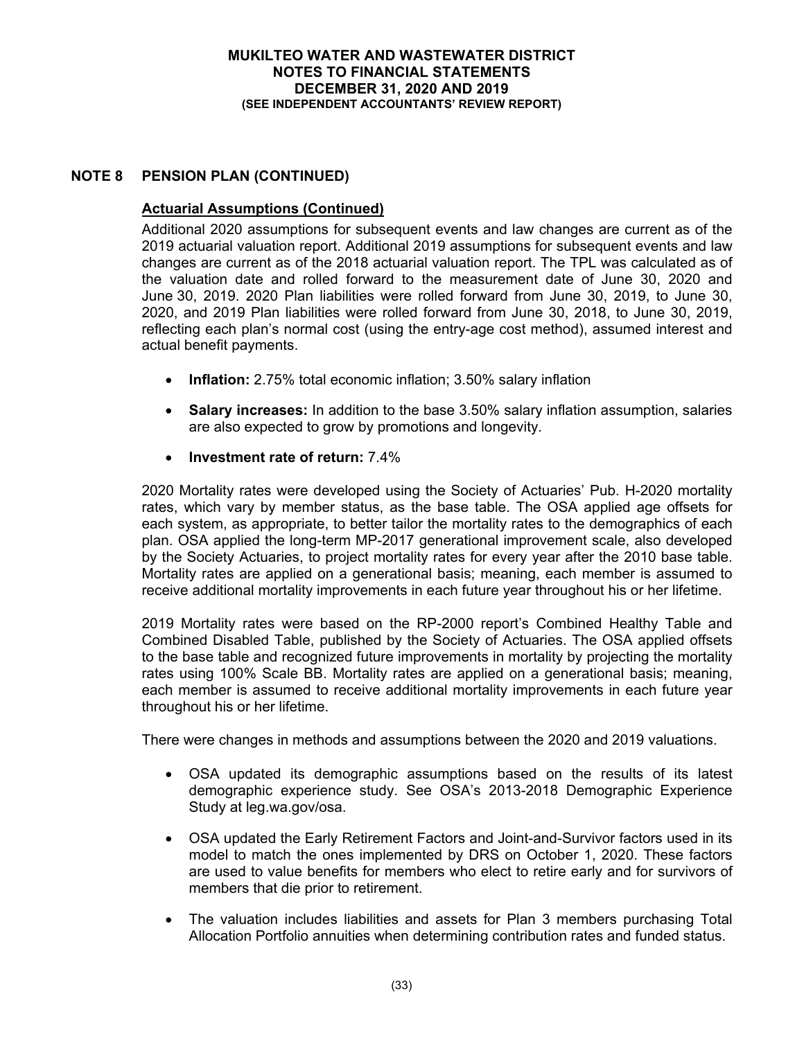## NOTE 8 PENSION PLAN (CONTINUED)

### Actuarial Assumptions (Continued)

Additional 2020 assumptions for subsequent events and law changes are current as of the 2019 actuarial valuation report. Additional 2019 assumptions for subsequent events and law changes are current as of the 2018 actuarial valuation report. The TPL was calculated as of the valuation date and rolled forward to the measurement date of June 30, 2020 and June 30, 2019. 2020 Plan liabilities were rolled forward from June 30, 2019, to June 30, 2020, and 2019 Plan liabilities were rolled forward from June 30, 2018, to June 30, 2019, reflecting each plan's normal cost (using the entry-age cost method), assumed interest and actual benefit payments.

- **Inflation:** 2.75% total economic inflation; 3.50% salary inflation
- **Salary increases:** In addition to the base 3.50% salary inflation assumption, salaries are also expected to grow by promotions and longevity.
- **Investment rate of return:** 7.4%

2020 Mortality rates were developed using the Society of Actuaries' Pub. H-2020 mortality rates, which vary by member status, as the base table. The OSA applied age offsets for each system, as appropriate, to better tailor the mortality rates to the demographics of each plan. OSA applied the long-term MP-2017 generational improvement scale, also developed by the Society Actuaries, to project mortality rates for every year after the 2010 base table. Mortality rates are applied on a generational basis; meaning, each member is assumed to receive additional mortality improvements in each future year throughout his or her lifetime.

2019 Mortality rates were based on the RP-2000 report's Combined Healthy Table and Combined Disabled Table, published by the Society of Actuaries. The OSA applied offsets to the base table and recognized future improvements in mortality by projecting the mortality rates using 100% Scale BB. Mortality rates are applied on a generational basis; meaning, each member is assumed to receive additional mortality improvements in each future year throughout his or her lifetime.

There were changes in methods and assumptions between the 2020 and 2019 valuations.

- OSA updated its demographic assumptions based on the results of its latest demographic experience study. See OSA's 2013-2018 Demographic Experience Study at leg.wa.gov/osa.
- OSA updated the Early Retirement Factors and Joint-and-Survivor factors used in its model to match the ones implemented by DRS on October 1, 2020. These factors are used to value benefits for members who elect to retire early and for survivors of members that die prior to retirement.
- The valuation includes liabilities and assets for Plan 3 members purchasing Total Allocation Portfolio annuities when determining contribution rates and funded status.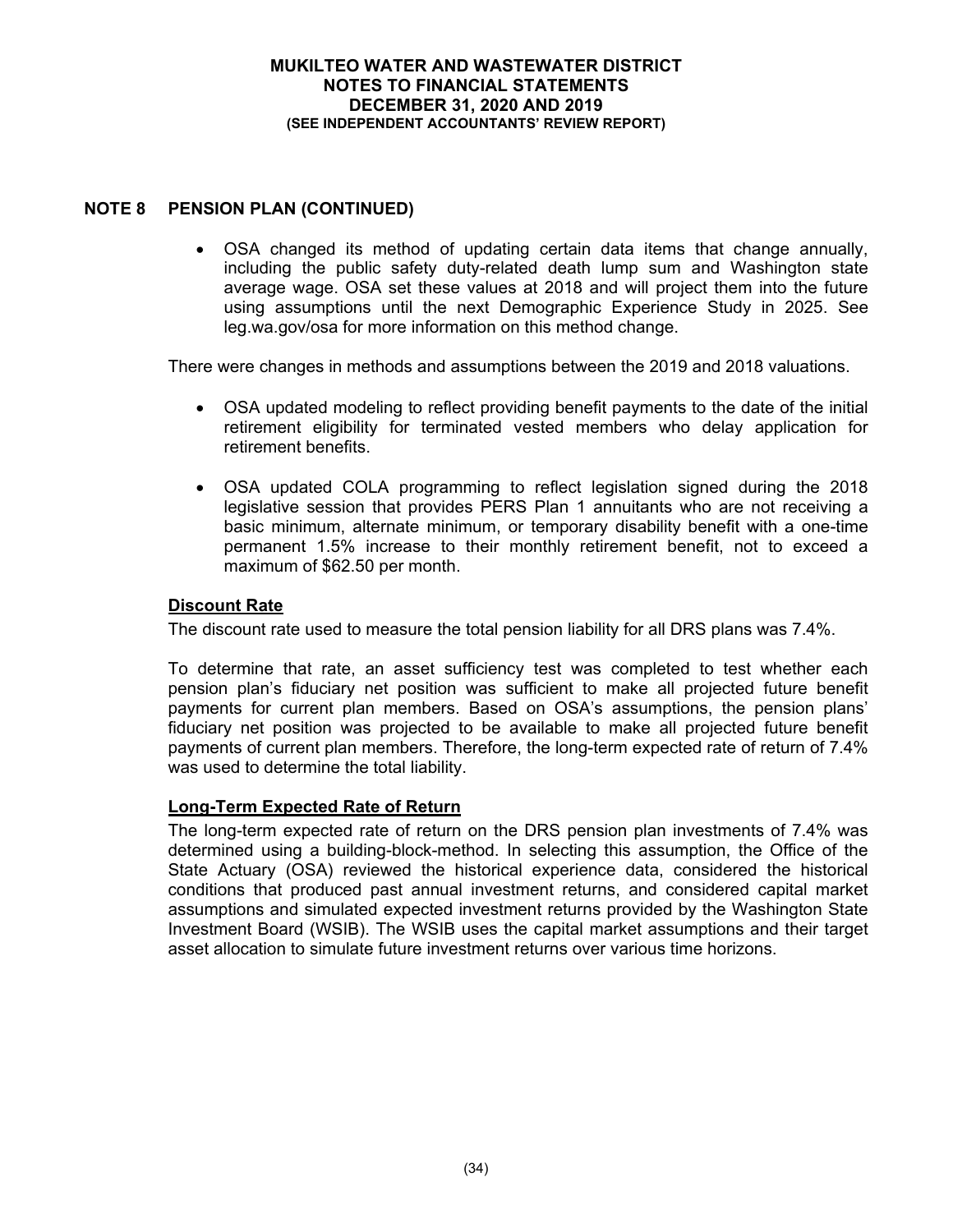## NOTE 8 PENSION PLAN (CONTINUED)

- OSA changed its method of updating certain data items that change annually, including the public safety duty-related death lump sum and Washington state average wage. OSA set these values at 2018 and will project them into the future using assumptions until the next Demographic Experience Study in 2025. See leg.wa.gov/osa for more information on this method change.

There were changes in methods and assumptions between the 2019 and 2018 valuations.

- OSA updated modeling to reflect providing benefit payments to the date of the initial retirement eligibility for terminated vested members who delay application for retirement benefits.
- OSA updated COLA programming to reflect legislation signed during the 2018 legislative session that provides PERS Plan 1 annuitants who are not receiving a basic minimum, alternate minimum, or temporary disability benefit with a one-time permanent 1.5% increase to their monthly retirement benefit, not to exceed a maximum of $62.50 per month.

### Discount Rate

The discount rate used to measure the total pension liability for all DRS plans was 7.4%.

To determine that rate, an asset sufficiency test was completed to test whether each pension plan's fiduciary net position was sufficient to make all projected future benefit payments for current plan members. Based on OSA's assumptions, the pension plans' fiduciary net position was projected to be available to make all projected future benefit payments of current plan members. Therefore, the long-term expected rate of return of 7.4% was used to determine the total liability.

### Long-Term Expected Rate of Return

The long-term expected rate of return on the DRS pension plan investments of 7.4% was determined using a building-block-method. In selecting this assumption, the Office of the State Actuary (OSA) reviewed the historical experience data, considered the historical conditions that produced past annual investment returns, and considered capital market assumptions and simulated expected investment returns provided by the Washington State Investment Board (WSIB). The WSIB uses the capital market assumptions and their target asset allocation to simulate future investment returns over various time horizons.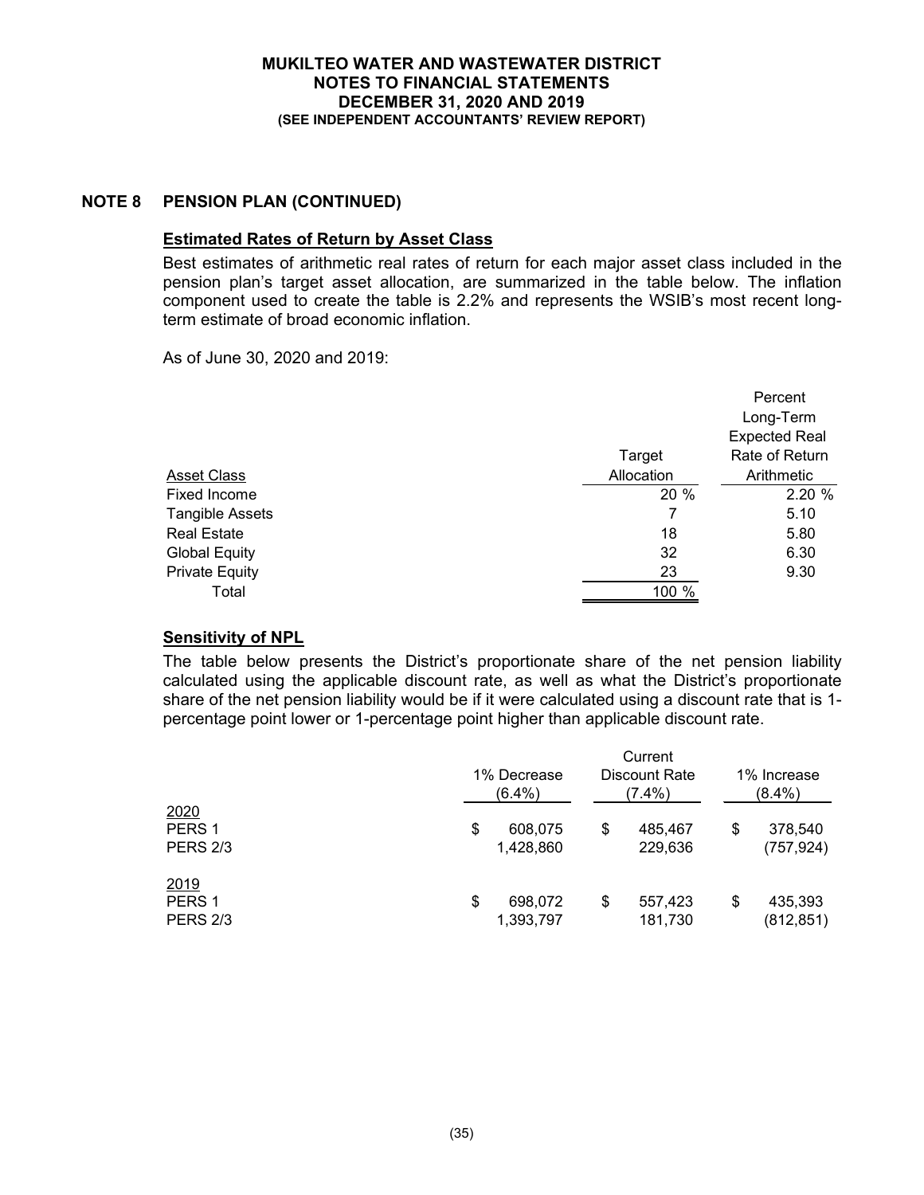# MUKILTEO WATER AND WASTEWATER DISTRICT
## NOTES TO FINANCIAL STATEMENTS
## DECEMBER 31, 2020 AND 2019
### (SEE INDEPENDENT ACCOUNTANTS' REVIEW REPORT)

## NOTE 8 PENSION PLAN (CONTINUED)

### Estimated Rates of Return by Asset Class

Best estimates of arithmetic real rates of return for each major asset class included in the pension plan's target asset allocation, are summarized in the table below. The inflation component used to create the table is 2.2% and represents the WSIB's most recent long-term estimate of broad economic inflation.

As of June 30, 2020 and 2019:

| Asset Class | Target Allocation | Percent Long-Term Expected Real Rate of Return Arithmetic |
|---|---|---|
| Fixed Income | 20 % | 2.20 % |
| Tangible Assets | 7 | 5.10 |
| Real Estate | 18 | 5.80 |
| Global Equity | 32 | 6.30 |
| Private Equity | 23 | 9.30 |
| Total | 100 % | |

### Sensitivity of NPL

The table below presents the District's proportionate share of the net pension liability calculated using the applicable discount rate, as well as what the District's proportionate share of the net pension liability would be if it were calculated using a discount rate that is 1-percentage point lower or 1-percentage point higher than applicable discount rate.

| | 1% Decrease (6.4%) | Current Discount Rate (7.4%) | 1% Increase (8.4%) |
|---|---|---|---|
| 2020 | | | |
| PERS 1 | $ 608,075 | $ 485,467 | $ 378,540 |
| PERS 2/3 | 1,428,860 | 229,636 | (757,924) |
| 2019 | | | |
| PERS 1 | $ 698,072 | $ 557,423 | $ 435,393 |
| PERS 2/3 | 1,393,797 | 181,730 | (812,851) |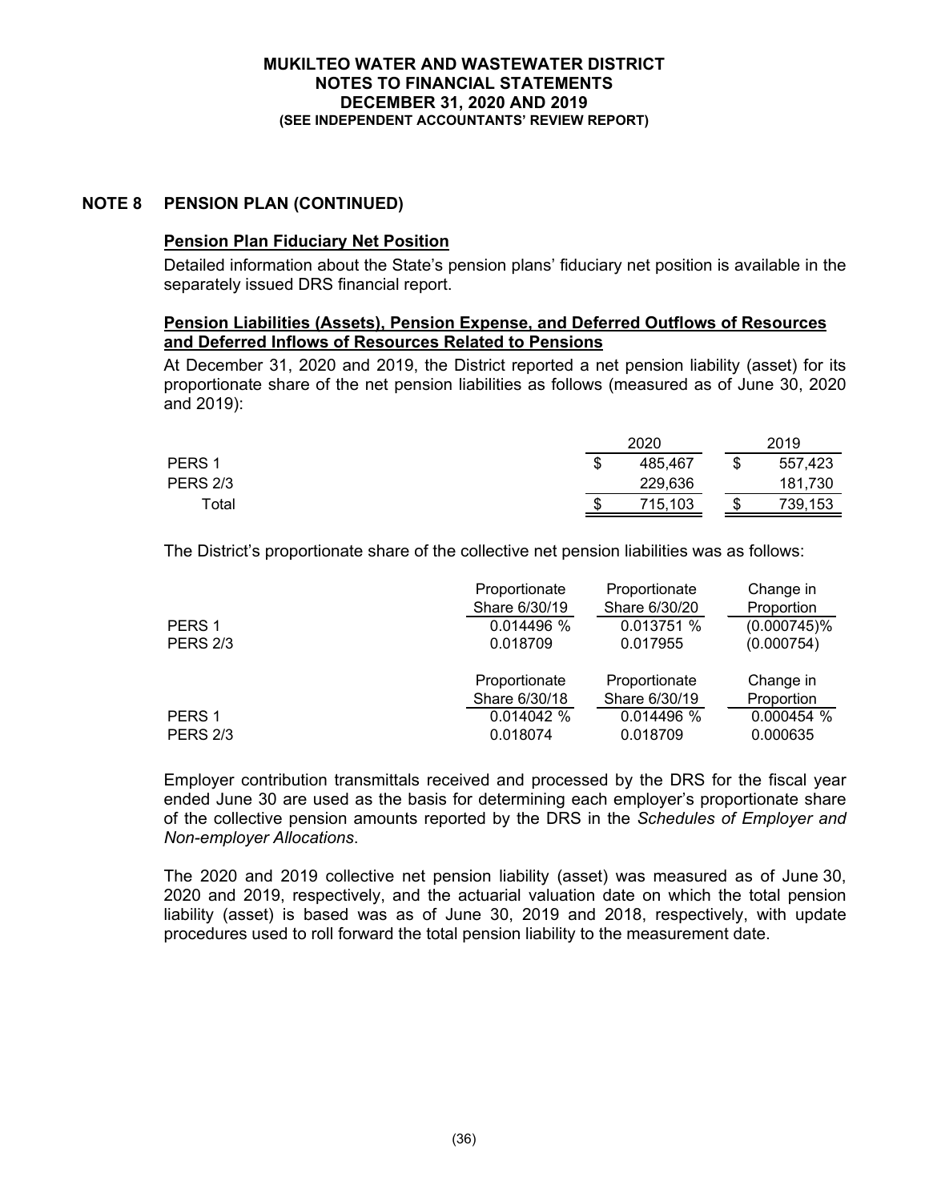## NOTE 8 PENSION PLAN (CONTINUED)

### Pension Plan Fiduciary Net Position

Detailed information about the State's pension plans' fiduciary net position is available in the separately issued DRS financial report.

### Pension Liabilities (Assets), Pension Expense, and Deferred Outflows of Resources and Deferred Inflows of Resources Related to Pensions

At December 31, 2020 and 2019, the District reported a net pension liability (asset) for its proportionate share of the net pension liabilities as follows (measured as of June 30, 2020 and 2019):

| | 2020 | 2019 |
|---|---|---|
| PERS 1 | $ 485,467 | $ 557,423 |
| PERS 2/3 | 229,636 | 181,730 |
| Total | $ 715,103 | $ 739,153 |

The District's proportionate share of the collective net pension liabilities was as follows:

| | Proportionate Share 6/30/19 | Proportionate Share 6/30/20 | Change in Proportion |
|---|---|---|---|
| PERS 1 | 0.014496 % | 0.013751 % | (0.000745)% |
| PERS 2/3 | 0.018709 | 0.017955 | (0.000754) |

| | Proportionate Share 6/30/18 | Proportionate Share 6/30/19 | Change in Proportion |
|---|---|---|---|
| PERS 1 | 0.014042 % | 0.014496 % | 0.000454 % |
| PERS 2/3 | 0.018074 | 0.018709 | 0.000635 |

Employer contribution transmittals received and processed by the DRS for the fiscal year ended June 30 are used as the basis for determining each employer's proportionate share of the collective pension amounts reported by the DRS in the *Schedules of Employer and Non-employer Allocations*.

The 2020 and 2019 collective net pension liability (asset) was measured as of June 30, 2020 and 2019, respectively, and the actuarial valuation date on which the total pension liability (asset) is based was as of June 30, 2019 and 2018, respectively, with update procedures used to roll forward the total pension liability to the measurement date.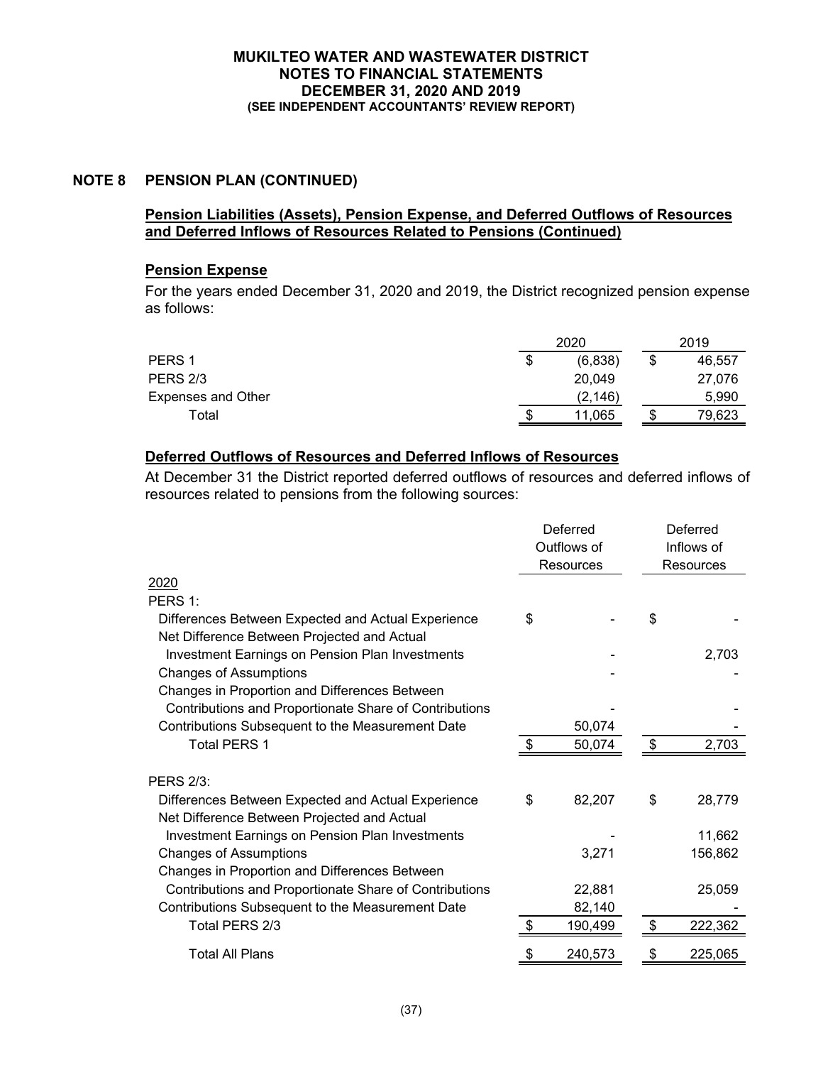## NOTE 8 PENSION PLAN (CONTINUED)

### Pension Liabilities (Assets), Pension Expense, and Deferred Outflows of Resources and Deferred Inflows of Resources Related to Pensions (Continued)

#### Pension Expense

For the years ended December 31, 2020 and 2019, the District recognized pension expense as follows:

| | 2020 | 2019 |
|---|---|---|
| PERS 1 | $ (6,838) | $ 46,557 |
| PERS 2/3 | 20,049 | 27,076 |
| Expenses and Other | (2,146) | 5,990 |
| Total | $ 11,065 | $ 79,623 |

#### Deferred Outflows of Resources and Deferred Inflows of Resources

At December 31 the District reported deferred outflows of resources and deferred inflows of resources related to pensions from the following sources:

| | Deferred Outflows of Resources | Deferred Inflows of Resources |
|---|---|---|
| 2020 | | |
| PERS 1: | | |
| Differences Between Expected and Actual Experience | $ - | $ - |
| Net Difference Between Projected and Actual Investment Earnings on Pension Plan Investments | - | 2,703 |
| Changes of Assumptions | - | - |
| Changes in Proportion and Differences Between Contributions and Proportionate Share of Contributions | - | - |
| Contributions Subsequent to the Measurement Date | 50,074 | - |
| Total PERS 1 | $ 50,074 | $ 2,703 |
| PERS 2/3: | | |
| Differences Between Expected and Actual Experience | $ 82,207 | $ 28,779 |
| Net Difference Between Projected and Actual Investment Earnings on Pension Plan Investments | - | 11,662 |
| Changes of Assumptions | 3,271 | 156,862 |
| Changes in Proportion and Differences Between Contributions and Proportionate Share of Contributions | 22,881 | 25,059 |
| Contributions Subsequent to the Measurement Date | 82,140 | - |
| Total PERS 2/3 | $ 190,499 | $ 222,362 |
| Total All Plans | $ 240,573 | $ 225,065 |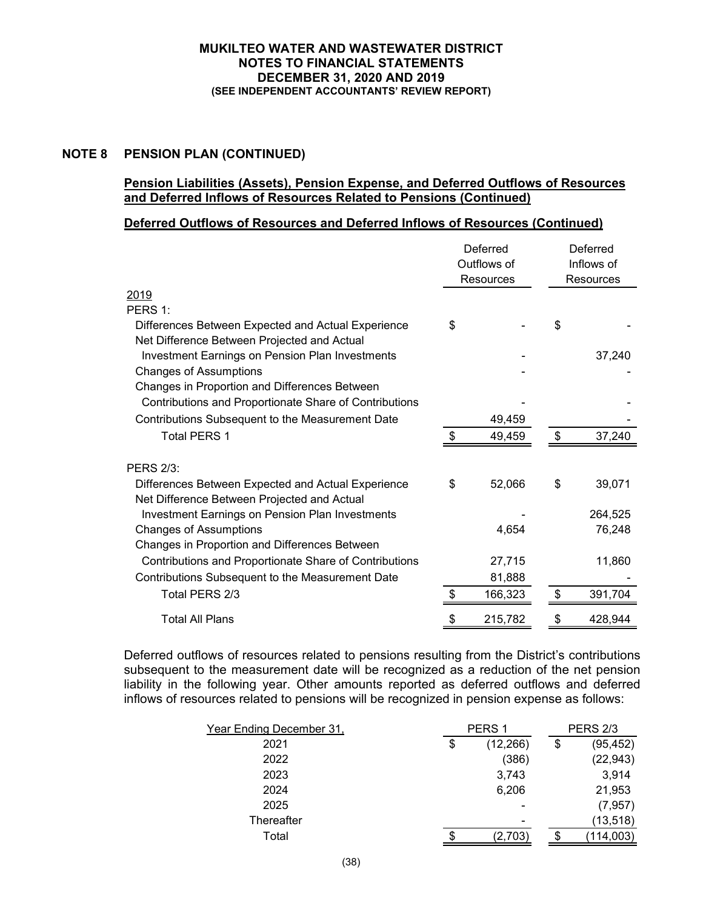## NOTE 8 PENSION PLAN (CONTINUED)

### Pension Liabilities (Assets), Pension Expense, and Deferred Outflows of Resources and Deferred Inflows of Resources Related to Pensions (Continued)

### Deferred Outflows of Resources and Deferred Inflows of Resources (Continued)

| | Deferred Outflows of Resources | Deferred Inflows of Resources |
|---|---|---|
| 2019 | | |
| PERS 1: | | |
| Differences Between Expected and Actual Experience | $ - | $ - |
| Net Difference Between Projected and Actual Investment Earnings on Pension Plan Investments | - | 37,240 |
| Changes of Assumptions | - | - |
| Changes in Proportion and Differences Between Contributions and Proportionate Share of Contributions | - | - |
| Contributions Subsequent to the Measurement Date | 49,459 | - |
| Total PERS 1 | $ 49,459 | $ 37,240 |
| PERS 2/3: | | |
| Differences Between Expected and Actual Experience | $ 52,066 | $ 39,071 |
| Net Difference Between Projected and Actual Investment Earnings on Pension Plan Investments | - | 264,525 |
| Changes of Assumptions | 4,654 | 76,248 |
| Changes in Proportion and Differences Between Contributions and Proportionate Share of Contributions | 27,715 | 11,860 |
| Contributions Subsequent to the Measurement Date | 81,888 | - |
| Total PERS 2/3 | $ 166,323 | $ 391,704 |
| Total All Plans | $ 215,782 | $ 428,944 |

Deferred outflows of resources related to pensions resulting from the District's contributions subsequent to the measurement date will be recognized as a reduction of the net pension liability in the following year. Other amounts reported as deferred outflows and deferred inflows of resources related to pensions will be recognized in pension expense as follows:

| Year Ending December 31, | PERS 1 | PERS 2/3 |
|---|---|---|
| 2021 | $ (12,266) | $ (95,452) |
| 2022 | (386) | (22,943) |
| 2023 | 3,743 | 3,914 |
| 2024 | 6,206 | 21,953 |
| 2025 | - | (7,957) |
| Thereafter | - | (13,518) |
| Total | $ (2,703) | $ (114,003) |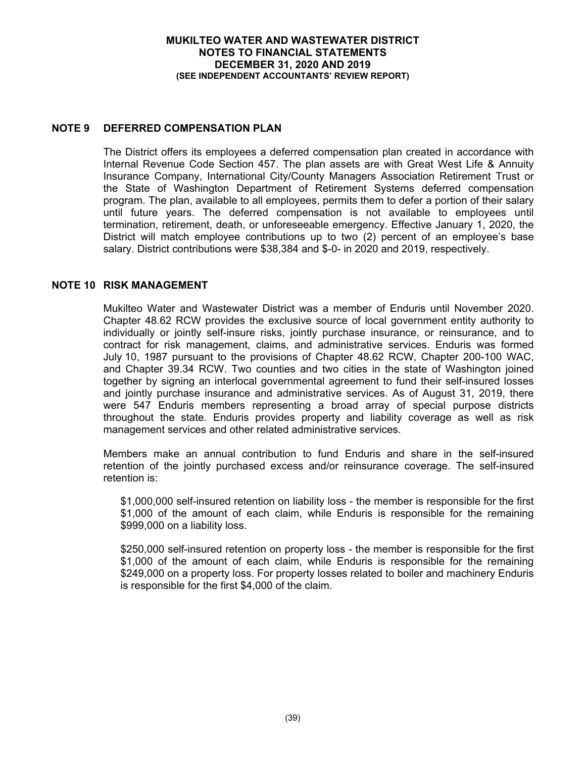## NOTE 9 DEFERRED COMPENSATION PLAN

The District offers its employees a deferred compensation plan created in accordance with Internal Revenue Code Section 457. The plan assets are with Great West Life & Annuity Insurance Company, International City/County Managers Association Retirement Trust or the State of Washington Department of Retirement Systems deferred compensation program. The plan, available to all employees, permits them to defer a portion of their salary until future years. The deferred compensation is not available to employees until termination, retirement, death, or unforeseeable emergency. Effective January 1, 2020, the District will match employee contributions up to two (2) percent of an employee's base salary. District contributions were $38,384 and $-0- in 2020 and 2019, respectively.

## NOTE 10 RISK MANAGEMENT

Mukilteo Water and Wastewater District was a member of Enduris until November 2020. Chapter 48.62 RCW provides the exclusive source of local government entity authority to individually or jointly self-insure risks, jointly purchase insurance, or reinsurance, and to contract for risk management, claims, and administrative services. Enduris was formed July 10, 1987 pursuant to the provisions of Chapter 48.62 RCW, Chapter 200-100 WAC, and Chapter 39.34 RCW. Two counties and two cities in the state of Washington joined together by signing an interlocal governmental agreement to fund their self-insured losses and jointly purchase insurance and administrative services. As of August 31, 2019, there were 547 Enduris members representing a broad array of special purpose districts throughout the state. Enduris provides property and liability coverage as well as risk management services and other related administrative services.

Members make an annual contribution to fund Enduris and share in the self-insured retention of the jointly purchased excess and/or reinsurance coverage. The self-insured retention is:

$1,000,000 self-insured retention on liability loss - the member is responsible for the first $1,000 of the amount of each claim, while Enduris is responsible for the remaining $999,000 on a liability loss.

$250,000 self-insured retention on property loss - the member is responsible for the first $1,000 of the amount of each claim, while Enduris is responsible for the remaining $249,000 on a property loss. For property losses related to boiler and machinery Enduris is responsible for the first $4,000 of the claim.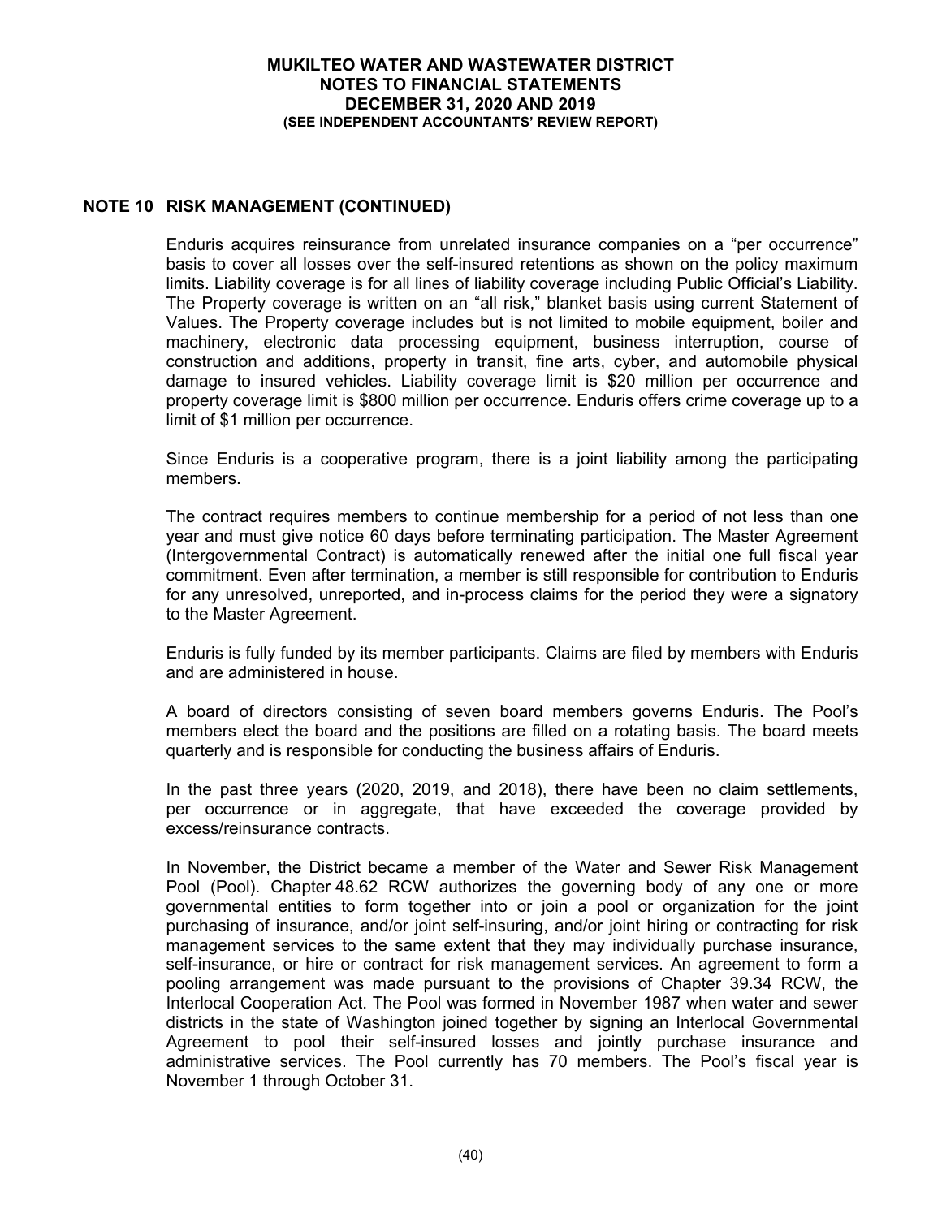## NOTE 10 RISK MANAGEMENT (CONTINUED)

Enduris acquires reinsurance from unrelated insurance companies on a "per occurrence" basis to cover all losses over the self-insured retentions as shown on the policy maximum limits. Liability coverage is for all lines of liability coverage including Public Official's Liability. The Property coverage is written on an "all risk," blanket basis using current Statement of Values. The Property coverage includes but is not limited to mobile equipment, boiler and machinery, electronic data processing equipment, business interruption, course of construction and additions, property in transit, fine arts, cyber, and automobile physical damage to insured vehicles. Liability coverage limit is $20 million per occurrence and property coverage limit is $800 million per occurrence. Enduris offers crime coverage up to a limit of $1 million per occurrence.

Since Enduris is a cooperative program, there is a joint liability among the participating members.

The contract requires members to continue membership for a period of not less than one year and must give notice 60 days before terminating participation. The Master Agreement (Intergovernmental Contract) is automatically renewed after the initial one full fiscal year commitment. Even after termination, a member is still responsible for contribution to Enduris for any unresolved, unreported, and in-process claims for the period they were a signatory to the Master Agreement.

Enduris is fully funded by its member participants. Claims are filed by members with Enduris and are administered in house.

A board of directors consisting of seven board members governs Enduris. The Pool's members elect the board and the positions are filled on a rotating basis. The board meets quarterly and is responsible for conducting the business affairs of Enduris.

In the past three years (2020, 2019, and 2018), there have been no claim settlements, per occurrence or in aggregate, that have exceeded the coverage provided by excess/reinsurance contracts.

In November, the District became a member of the Water and Sewer Risk Management Pool (Pool). Chapter 48.62 RCW authorizes the governing body of any one or more governmental entities to form together into or join a pool or organization for the joint purchasing of insurance, and/or joint self-insuring, and/or joint hiring or contracting for risk management services to the same extent that they may individually purchase insurance, self-insurance, or hire or contract for risk management services. An agreement to form a pooling arrangement was made pursuant to the provisions of Chapter 39.34 RCW, the Interlocal Cooperation Act. The Pool was formed in November 1987 when water and sewer districts in the state of Washington joined together by signing an Interlocal Governmental Agreement to pool their self-insured losses and jointly purchase insurance and administrative services. The Pool currently has 70 members. The Pool's fiscal year is November 1 through October 31.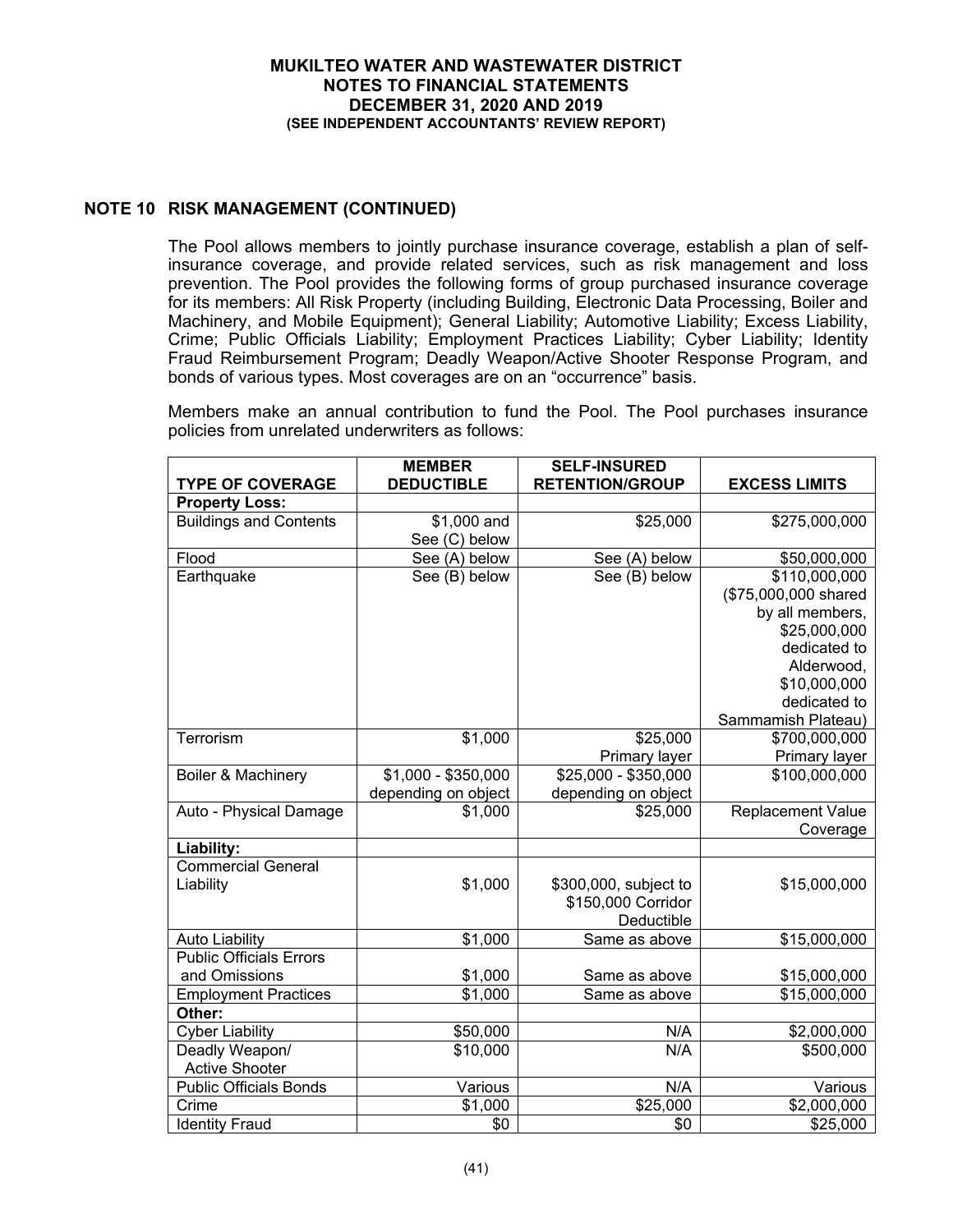## NOTE 10 RISK MANAGEMENT (CONTINUED)

The Pool allows members to jointly purchase insurance coverage, establish a plan of self-insurance coverage, and provide related services, such as risk management and loss prevention. The Pool provides the following forms of group purchased insurance coverage for its members: All Risk Property (including Building, Electronic Data Processing, Boiler and Machinery, and Mobile Equipment); General Liability; Automotive Liability; Excess Liability, Crime; Public Officials Liability; Employment Practices Liability; Cyber Liability; Identity Fraud Reimbursement Program; Deadly Weapon/Active Shooter Response Program, and bonds of various types. Most coverages are on an "occurrence" basis.

Members make an annual contribution to fund the Pool. The Pool purchases insurance policies from unrelated underwriters as follows:

| TYPE OF COVERAGE | MEMBER DEDUCTIBLE | SELF-INSURED RETENTION/GROUP | EXCESS LIMITS |
|---|---|---|---|
| **Property Loss:** | | | |
| Buildings and Contents | $1,000 and See (C) below | $25,000 | $275,000,000 |
| Flood | See (A) below | See (A) below | $50,000,000 |
| Earthquake | See (B) below | See (B) below | $110,000,000 ($75,000,000 shared by all members, $25,000,000 dedicated to Alderwood, $10,000,000 dedicated to Sammamish Plateau) |
| Terrorism | $1,000 | $25,000 Primary layer | $700,000,000 Primary layer |
| Boiler & Machinery | $1,000 - $350,000 depending on object | $25,000 - $350,000 depending on object | $100,000,000 |
| Auto - Physical Damage | $1,000 | $25,000 | Replacement Value Coverage |
| **Liability:** | | | |
| Commercial General Liability | $1,000 | $300,000, subject to $150,000 Corridor Deductible | $15,000,000 |
| Auto Liability | $1,000 | Same as above | $15,000,000 |
| Public Officials Errors and Omissions | $1,000 | Same as above | $15,000,000 |
| Employment Practices | $1,000 | Same as above | $15,000,000 |
| **Other:** | | | |
| Cyber Liability | $50,000 | N/A | $2,000,000 |
| Deadly Weapon/ Active Shooter | $10,000 | N/A | $500,000 |
| Public Officials Bonds | Various | N/A | Various |
| Crime | $1,000 | $25,000 | $2,000,000 |
| Identity Fraud | $0 | $0 | $25,000 |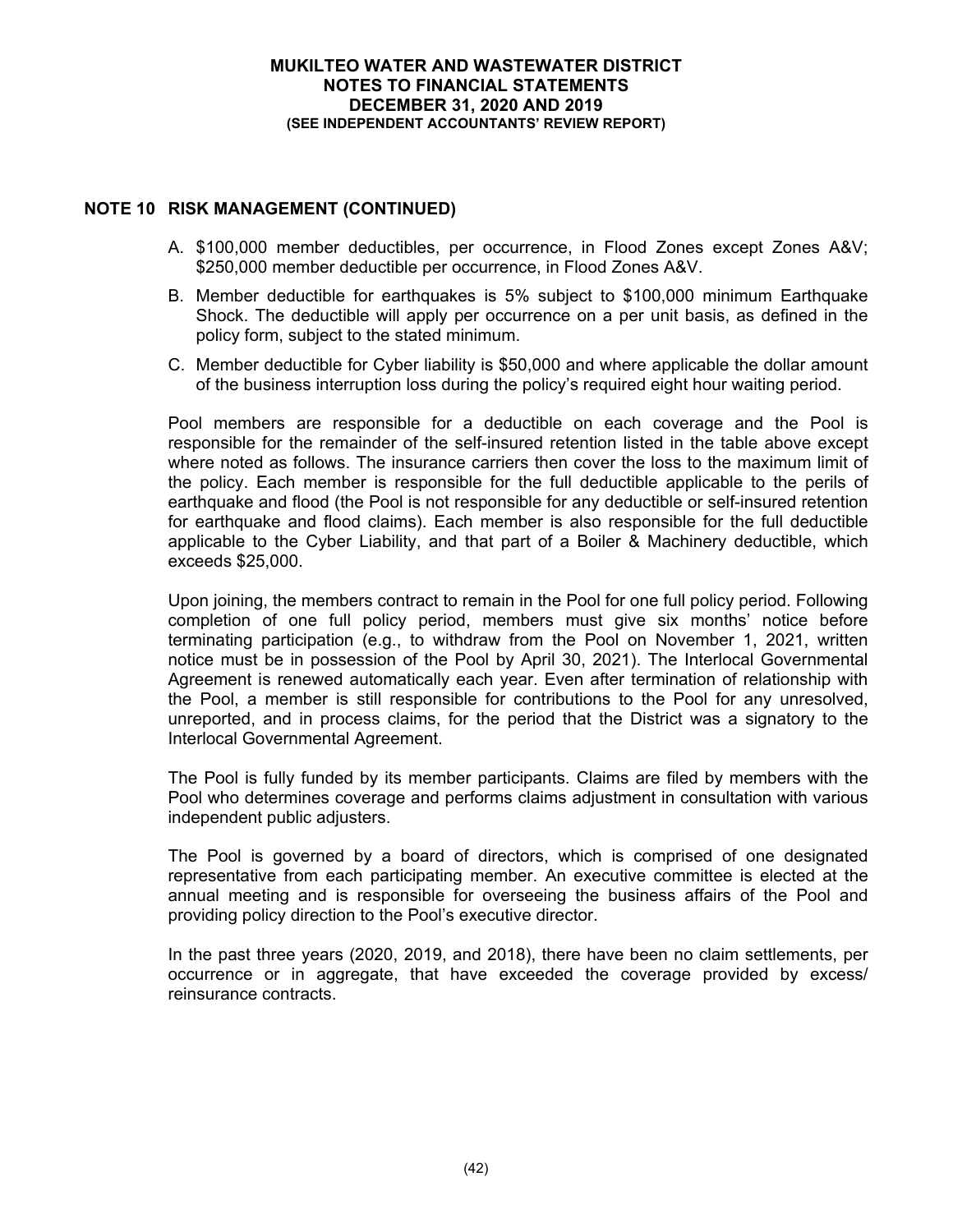## NOTE 10 RISK MANAGEMENT (CONTINUED)

A. \$100,000 member deductibles, per occurrence, in Flood Zones except Zones A&V; \$250,000 member deductible per occurrence, in Flood Zones A&V.

B. Member deductible for earthquakes is 5% subject to \$100,000 minimum Earthquake Shock. The deductible will apply per occurrence on a per unit basis, as defined in the policy form, subject to the stated minimum.

C. Member deductible for Cyber liability is \$50,000 and where applicable the dollar amount of the business interruption loss during the policy's required eight hour waiting period.

Pool members are responsible for a deductible on each coverage and the Pool is responsible for the remainder of the self-insured retention listed in the table above except where noted as follows. The insurance carriers then cover the loss to the maximum limit of the policy. Each member is responsible for the full deductible applicable to the perils of earthquake and flood (the Pool is not responsible for any deductible or self-insured retention for earthquake and flood claims). Each member is also responsible for the full deductible applicable to the Cyber Liability, and that part of a Boiler & Machinery deductible, which exceeds \$25,000.

Upon joining, the members contract to remain in the Pool for one full policy period. Following completion of one full policy period, members must give six months' notice before terminating participation (e.g., to withdraw from the Pool on November 1, 2021, written notice must be in possession of the Pool by April 30, 2021). The Interlocal Governmental Agreement is renewed automatically each year. Even after termination of relationship with the Pool, a member is still responsible for contributions to the Pool for any unresolved, unreported, and in process claims, for the period that the District was a signatory to the Interlocal Governmental Agreement.

The Pool is fully funded by its member participants. Claims are filed by members with the Pool who determines coverage and performs claims adjustment in consultation with various independent public adjusters.

The Pool is governed by a board of directors, which is comprised of one designated representative from each participating member. An executive committee is elected at the annual meeting and is responsible for overseeing the business affairs of the Pool and providing policy direction to the Pool's executive director.

In the past three years (2020, 2019, and 2018), there have been no claim settlements, per occurrence or in aggregate, that have exceeded the coverage provided by excess/ reinsurance contracts.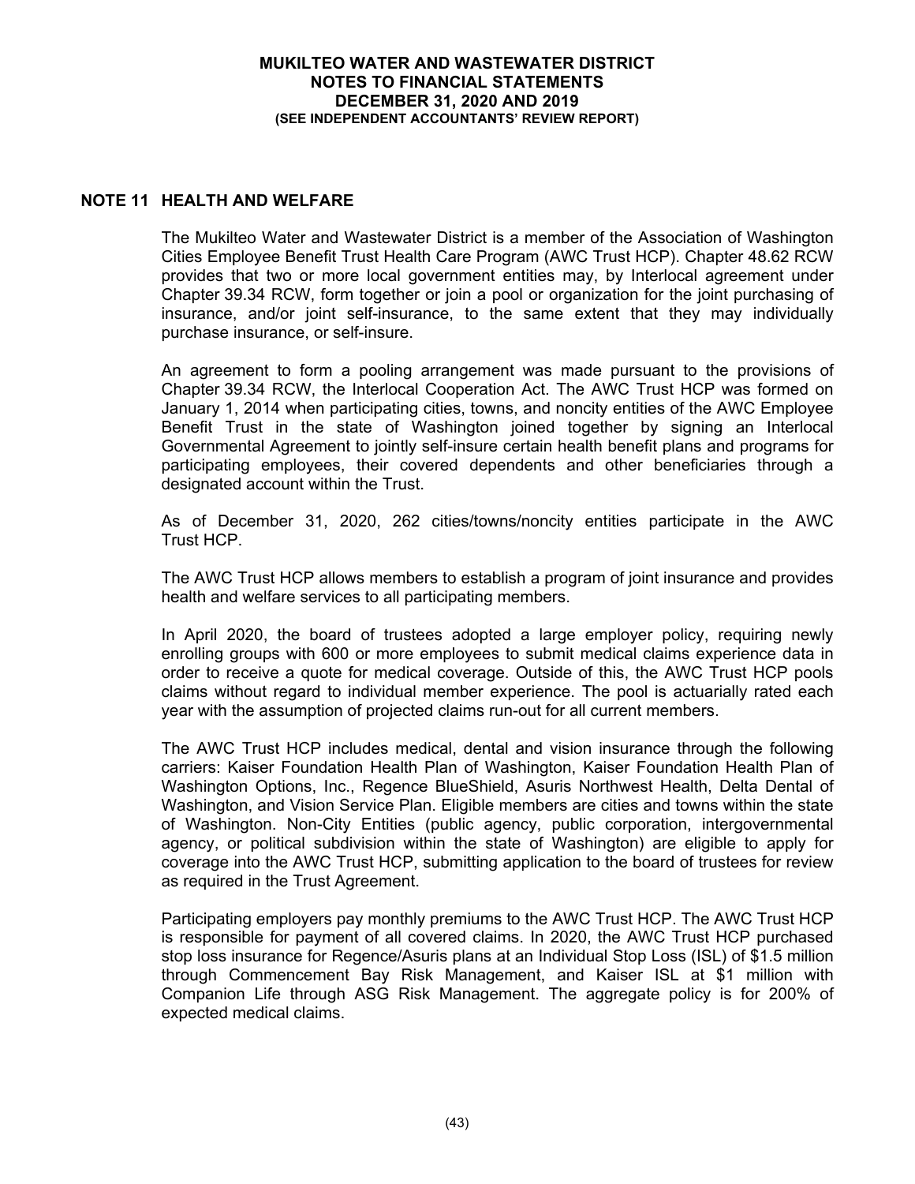## NOTE 11 HEALTH AND WELFARE

The Mukilteo Water and Wastewater District is a member of the Association of Washington Cities Employee Benefit Trust Health Care Program (AWC Trust HCP). Chapter 48.62 RCW provides that two or more local government entities may, by Interlocal agreement under Chapter 39.34 RCW, form together or join a pool or organization for the joint purchasing of insurance, and/or joint self-insurance, to the same extent that they may individually purchase insurance, or self-insure.

An agreement to form a pooling arrangement was made pursuant to the provisions of Chapter 39.34 RCW, the Interlocal Cooperation Act. The AWC Trust HCP was formed on January 1, 2014 when participating cities, towns, and noncity entities of the AWC Employee Benefit Trust in the state of Washington joined together by signing an Interlocal Governmental Agreement to jointly self-insure certain health benefit plans and programs for participating employees, their covered dependents and other beneficiaries through a designated account within the Trust.

As of December 31, 2020, 262 cities/towns/noncity entities participate in the AWC Trust HCP.

The AWC Trust HCP allows members to establish a program of joint insurance and provides health and welfare services to all participating members.

In April 2020, the board of trustees adopted a large employer policy, requiring newly enrolling groups with 600 or more employees to submit medical claims experience data in order to receive a quote for medical coverage. Outside of this, the AWC Trust HCP pools claims without regard to individual member experience. The pool is actuarially rated each year with the assumption of projected claims run-out for all current members.

The AWC Trust HCP includes medical, dental and vision insurance through the following carriers: Kaiser Foundation Health Plan of Washington, Kaiser Foundation Health Plan of Washington Options, Inc., Regence BlueShield, Asuris Northwest Health, Delta Dental of Washington, and Vision Service Plan. Eligible members are cities and towns within the state of Washington. Non-City Entities (public agency, public corporation, intergovernmental agency, or political subdivision within the state of Washington) are eligible to apply for coverage into the AWC Trust HCP, submitting application to the board of trustees for review as required in the Trust Agreement.

Participating employers pay monthly premiums to the AWC Trust HCP. The AWC Trust HCP is responsible for payment of all covered claims. In 2020, the AWC Trust HCP purchased stop loss insurance for Regence/Asuris plans at an Individual Stop Loss (ISL) of $1.5 million through Commencement Bay Risk Management, and Kaiser ISL at $1 million with Companion Life through ASG Risk Management. The aggregate policy is for 200% of expected medical claims.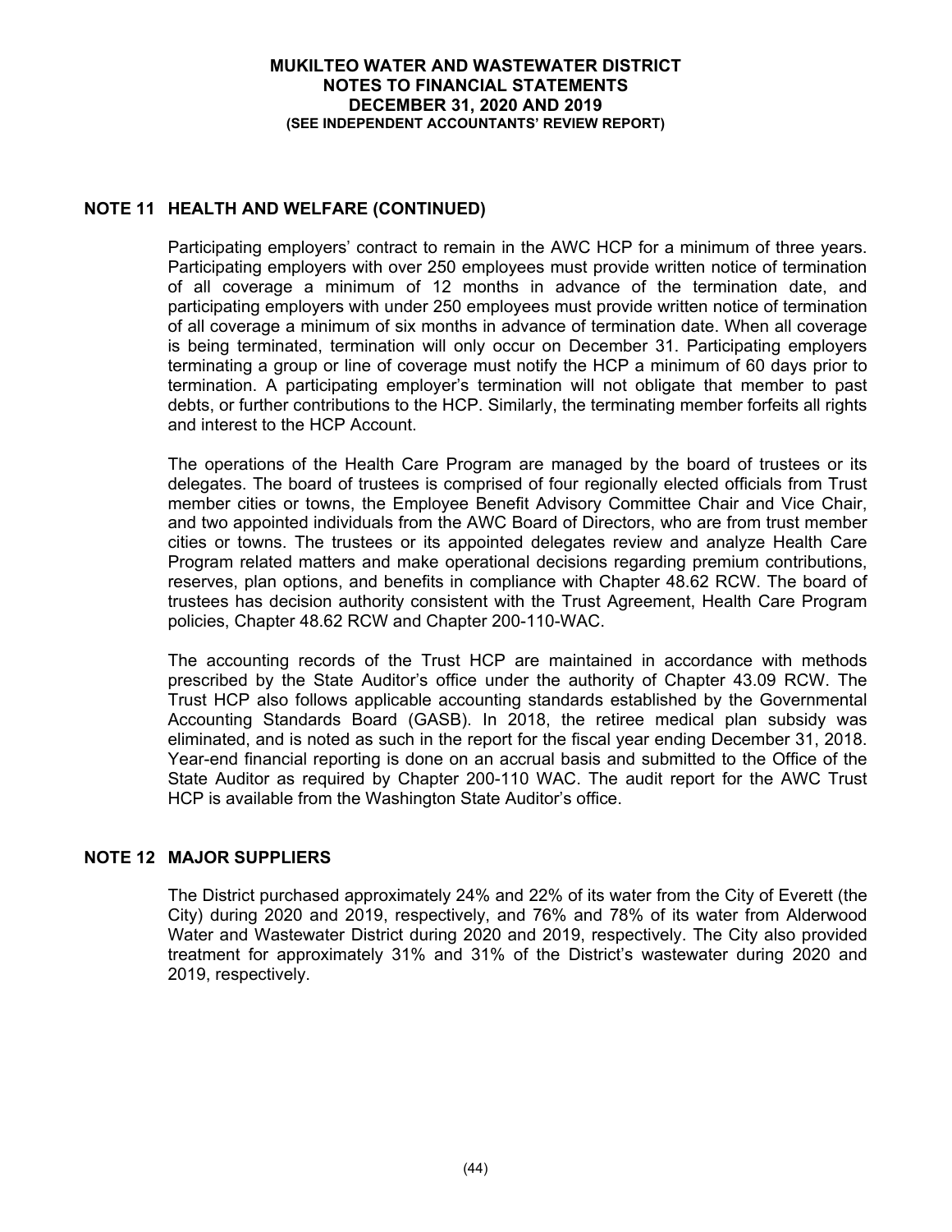## NOTE 11 HEALTH AND WELFARE (CONTINUED)

Participating employers' contract to remain in the AWC HCP for a minimum of three years. Participating employers with over 250 employees must provide written notice of termination of all coverage a minimum of 12 months in advance of the termination date, and participating employers with under 250 employees must provide written notice of termination of all coverage a minimum of six months in advance of termination date. When all coverage is being terminated, termination will only occur on December 31. Participating employers terminating a group or line of coverage must notify the HCP a minimum of 60 days prior to termination. A participating employer's termination will not obligate that member to past debts, or further contributions to the HCP. Similarly, the terminating member forfeits all rights and interest to the HCP Account.

The operations of the Health Care Program are managed by the board of trustees or its delegates. The board of trustees is comprised of four regionally elected officials from Trust member cities or towns, the Employee Benefit Advisory Committee Chair and Vice Chair, and two appointed individuals from the AWC Board of Directors, who are from trust member cities or towns. The trustees or its appointed delegates review and analyze Health Care Program related matters and make operational decisions regarding premium contributions, reserves, plan options, and benefits in compliance with Chapter 48.62 RCW. The board of trustees has decision authority consistent with the Trust Agreement, Health Care Program policies, Chapter 48.62 RCW and Chapter 200-110-WAC.

The accounting records of the Trust HCP are maintained in accordance with methods prescribed by the State Auditor's office under the authority of Chapter 43.09 RCW. The Trust HCP also follows applicable accounting standards established by the Governmental Accounting Standards Board (GASB). In 2018, the retiree medical plan subsidy was eliminated, and is noted as such in the report for the fiscal year ending December 31, 2018. Year-end financial reporting is done on an accrual basis and submitted to the Office of the State Auditor as required by Chapter 200-110 WAC. The audit report for the AWC Trust HCP is available from the Washington State Auditor's office.

## NOTE 12 MAJOR SUPPLIERS

The District purchased approximately 24% and 22% of its water from the City of Everett (the City) during 2020 and 2019, respectively, and 76% and 78% of its water from Alderwood Water and Wastewater District during 2020 and 2019, respectively. The City also provided treatment for approximately 31% and 31% of the District's wastewater during 2020 and 2019, respectively.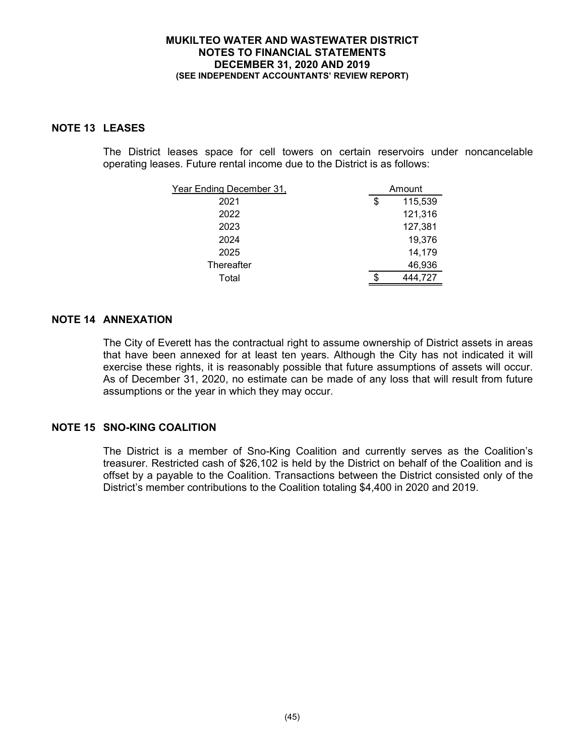## NOTE 13 LEASES

The District leases space for cell towers on certain reservoirs under noncancelable operating leases. Future rental income due to the District is as follows:

| Year Ending December 31, | Amount |
|---|---|
| 2021 | $ 115,539 |
| 2022 | 121,316 |
| 2023 | 127,381 |
| 2024 | 19,376 |
| 2025 | 14,179 |
| Thereafter | 46,936 |
| Total | $ 444,727 |

## NOTE 14 ANNEXATION

The City of Everett has the contractual right to assume ownership of District assets in areas that have been annexed for at least ten years. Although the City has not indicated it will exercise these rights, it is reasonably possible that future assumptions of assets will occur. As of December 31, 2020, no estimate can be made of any loss that will result from future assumptions or the year in which they may occur.

## NOTE 15 SNO-KING COALITION

The District is a member of Sno-King Coalition and currently serves as the Coalition's treasurer. Restricted cash of $26,102 is held by the District on behalf of the Coalition and is offset by a payable to the Coalition. Transactions between the District consisted only of the District's member contributions to the Coalition totaling $4,400 in 2020 and 2019.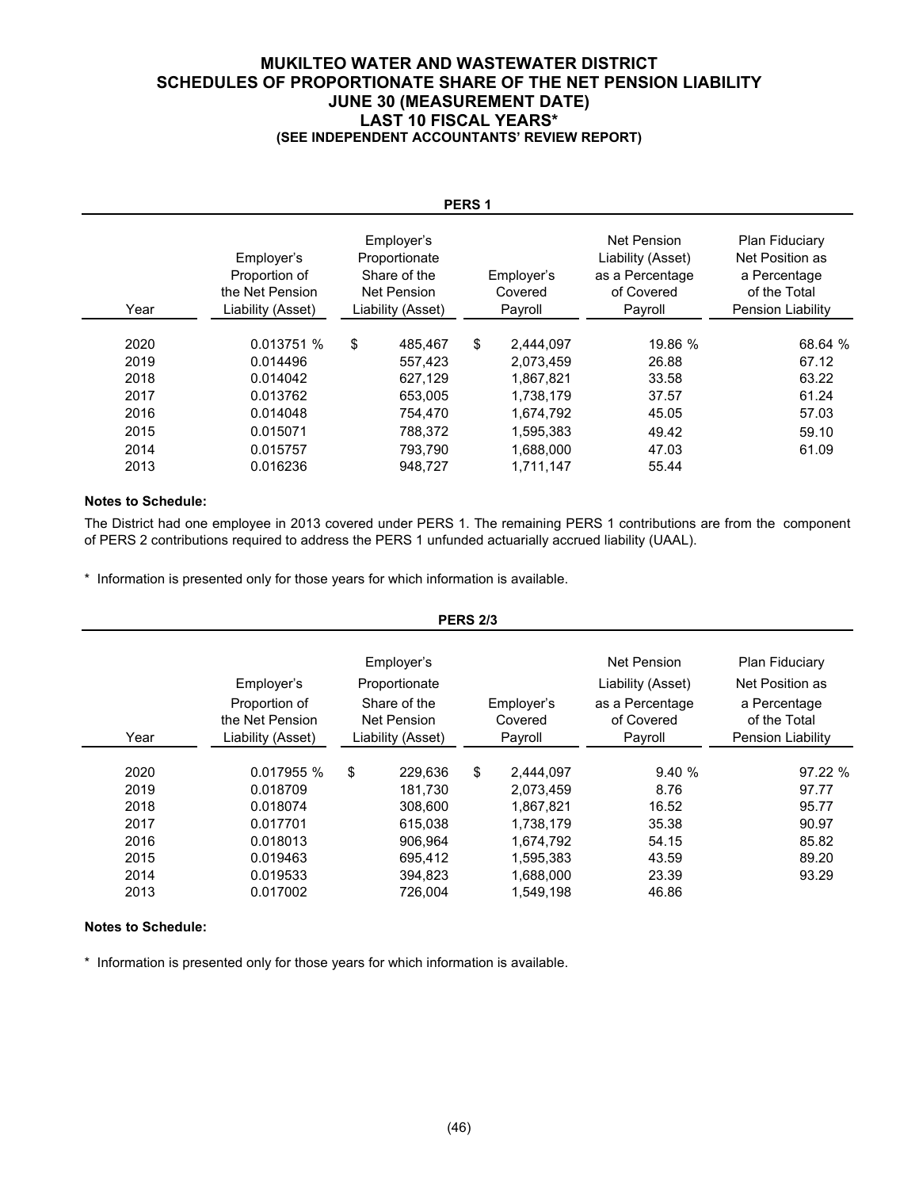# MUKILTEO WATER AND WASTEWATER DISTRICT
## SCHEDULES OF PROPORTIONATE SHARE OF THE NET PENSION LIABILITY
## JUNE 30 (MEASUREMENT DATE)
## LAST 10 FISCAL YEARS*
### (SEE INDEPENDENT ACCOUNTANTS' REVIEW REPORT)

**PERS 1**

| Year | Employer's Proportion of the Net Pension Liability (Asset) | Employer's Proportionate Share of the Net Pension Liability (Asset) | Employer's Covered Payroll | Net Pension Liability (Asset) as a Percentage of Covered Payroll | Plan Fiduciary Net Position as a Percentage of the Total Pension Liability |
|---|---|---|---|---|---|
| 2020 | 0.013751 % | $ 485,467 | $ 2,444,097 | 19.86 % | 68.64 % |
| 2019 | 0.014496 | 557,423 | 2,073,459 | 26.88 | 67.12 |
| 2018 | 0.014042 | 627,129 | 1,867,821 | 33.58 | 63.22 |
| 2017 | 0.013762 | 653,005 | 1,738,179 | 37.57 | 61.24 |
| 2016 | 0.014048 | 754,470 | 1,674,792 | 45.05 | 57.03 |
| 2015 | 0.015071 | 788,372 | 1,595,383 | 49.42 | 59.10 |
| 2014 | 0.015757 | 793,790 | 1,688,000 | 47.03 | 61.09 |
| 2013 | 0.016236 | 948,727 | 1,711,147 | 55.44 | |

**Notes to Schedule:**

The District had one employee in 2013 covered under PERS 1. The remaining PERS 1 contributions are from the component of PERS 2 contributions required to address the PERS 1 unfunded actuarially accrued liability (UAAL).

\* Information is presented only for those years for which information is available.

**PERS 2/3**

| Year | Employer's Proportion of the Net Pension Liability (Asset) | Employer's Proportionate Share of the Net Pension Liability (Asset) | Employer's Covered Payroll | Net Pension Liability (Asset) as a Percentage of Covered Payroll | Plan Fiduciary Net Position as a Percentage of the Total Pension Liability |
|---|---|---|---|---|---|
| 2020 | 0.017955 % | $ 229,636 | $ 2,444,097 | 9.40 % | 97.22 % |
| 2019 | 0.018709 | 181,730 | 2,073,459 | 8.76 | 97.77 |
| 2018 | 0.018074 | 308,600 | 1,867,821 | 16.52 | 95.77 |
| 2017 | 0.017701 | 615,038 | 1,738,179 | 35.38 | 90.97 |
| 2016 | 0.018013 | 906,964 | 1,674,792 | 54.15 | 85.82 |
| 2015 | 0.019463 | 695,412 | 1,595,383 | 43.59 | 89.20 |
| 2014 | 0.019533 | 394,823 | 1,688,000 | 23.39 | 93.29 |
| 2013 | 0.017002 | 726,004 | 1,549,198 | 46.86 | |

**Notes to Schedule:**

\* Information is presented only for those years for which information is available.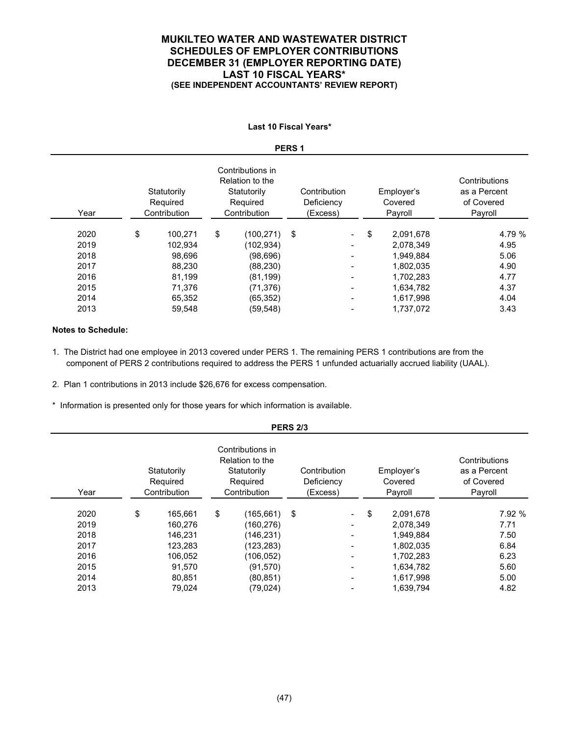# MUKILTEO WATER AND WASTEWATER DISTRICT
## SCHEDULES OF EMPLOYER CONTRIBUTIONS
## DECEMBER 31 (EMPLOYER REPORTING DATE)
## LAST 10 FISCAL YEARS*
### (SEE INDEPENDENT ACCOUNTANTS' REVIEW REPORT)

**Last 10 Fiscal Years***

**PERS 1**

| Year | Statutorily Required Contribution | Contributions in Relation to the Statutorily Required Contribution | Contribution Deficiency (Excess) | Employer's Covered Payroll | Contributions as a Percent of Covered Payroll |
|---|---|---|---|---|---|
| 2020 | $ 100,271 | $ (100,271) | $ - | $ 2,091,678 | 4.79 % |
| 2019 | 102,934 | (102,934) | - | 2,078,349 | 4.95 |
| 2018 | 98,696 | (98,696) | - | 1,949,884 | 5.06 |
| 2017 | 88,230 | (88,230) | - | 1,802,035 | 4.90 |
| 2016 | 81,199 | (81,199) | - | 1,702,283 | 4.77 |
| 2015 | 71,376 | (71,376) | - | 1,634,782 | 4.37 |
| 2014 | 65,352 | (65,352) | - | 1,617,998 | 4.04 |
| 2013 | 59,548 | (59,548) | - | 1,737,072 | 3.43 |

**Notes to Schedule:**

1. The District had one employee in 2013 covered under PERS 1. The remaining PERS 1 contributions are from the component of PERS 2 contributions required to address the PERS 1 unfunded actuarially accrued liability (UAAL).

2. Plan 1 contributions in 2013 include $26,676 for excess compensation.

\* Information is presented only for those years for which information is available.

**PERS 2/3**

| Year | Statutorily Required Contribution | Contributions in Relation to the Statutorily Required Contribution | Contribution Deficiency (Excess) | Employer's Covered Payroll | Contributions as a Percent of Covered Payroll |
|---|---|---|---|---|---|
| 2020 | $ 165,661 | $ (165,661) | $ - | $ 2,091,678 | 7.92 % |
| 2019 | 160,276 | (160,276) | - | 2,078,349 | 7.71 |
| 2018 | 146,231 | (146,231) | - | 1,949,884 | 7.50 |
| 2017 | 123,283 | (123,283) | - | 1,802,035 | 6.84 |
| 2016 | 106,052 | (106,052) | - | 1,702,283 | 6.23 |
| 2015 | 91,570 | (91,570) | - | 1,634,782 | 5.60 |
| 2014 | 80,851 | (80,851) | - | 1,617,998 | 5.00 |
| 2013 | 79,024 | (79,024) | - | 1,639,794 | 4.82 |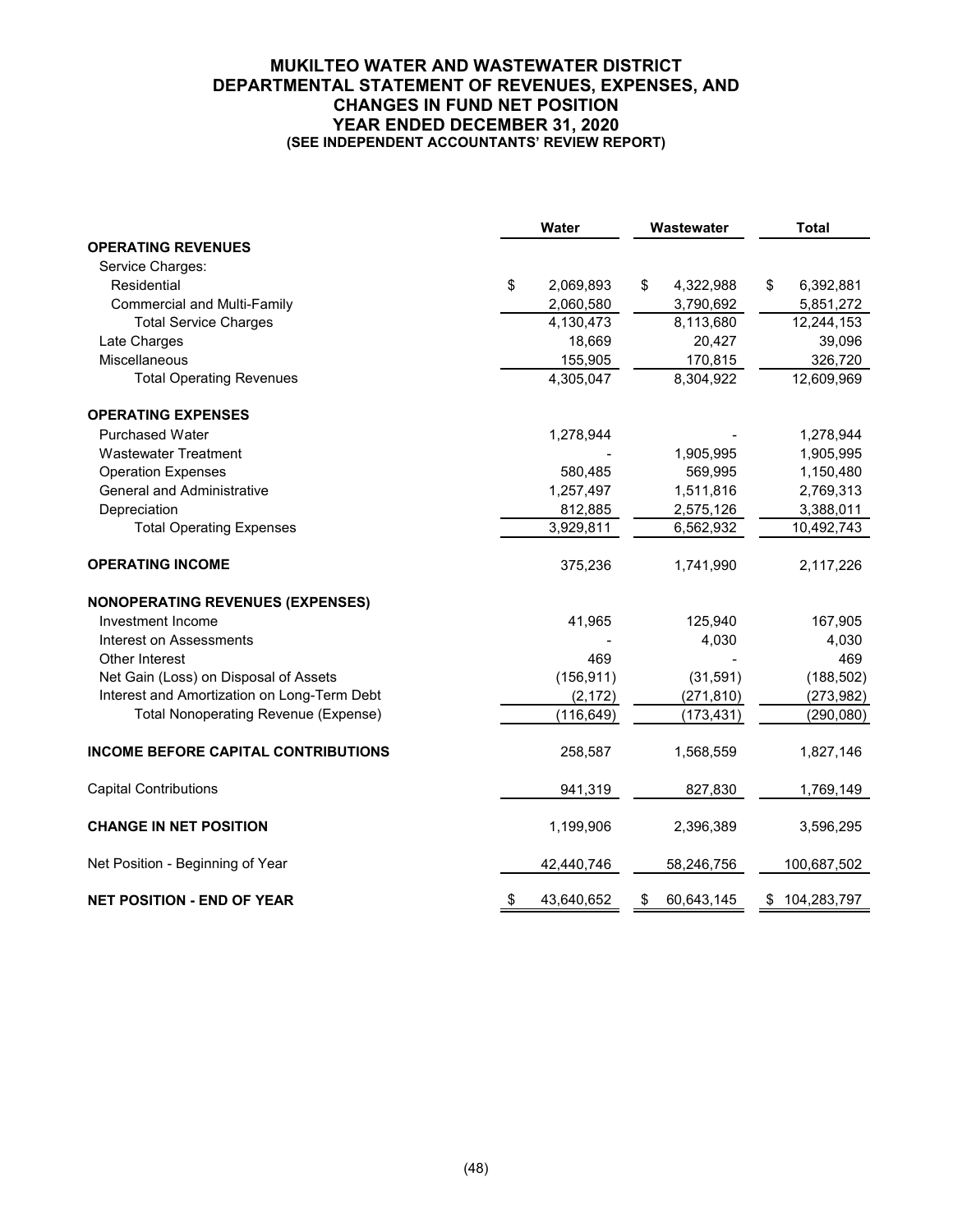# MUKILTEO WATER AND WASTEWATER DISTRICT
## DEPARTMENTAL STATEMENT OF REVENUES, EXPENSES, AND CHANGES IN FUND NET POSITION
### YEAR ENDED DECEMBER 31, 2020
**(SEE INDEPENDENT ACCOUNTANTS' REVIEW REPORT)**

| | Water | Wastewater | Total |
|---|---|---|---|
| **OPERATING REVENUES** | | | |
| Service Charges: | | | |
| Residential | $ 2,069,893 | $ 4,322,988 | $ 6,392,881 |
| Commercial and Multi-Family | 2,060,580 | 3,790,692 | 5,851,272 |
| Total Service Charges | 4,130,473 | 8,113,680 | 12,244,153 |
| Late Charges | 18,669 | 20,427 | 39,096 |
| Miscellaneous | 155,905 | 170,815 | 326,720 |
| Total Operating Revenues | 4,305,047 | 8,304,922 | 12,609,969 |
| **OPERATING EXPENSES** | | | |
| Purchased Water | 1,278,944 | - | 1,278,944 |
| Wastewater Treatment | - | 1,905,995 | 1,905,995 |
| Operation Expenses | 580,485 | 569,995 | 1,150,480 |
| General and Administrative | 1,257,497 | 1,511,816 | 2,769,313 |
| Depreciation | 812,885 | 2,575,126 | 3,388,011 |
| Total Operating Expenses | 3,929,811 | 6,562,932 | 10,492,743 |
| **OPERATING INCOME** | 375,236 | 1,741,990 | 2,117,226 |
| **NONOPERATING REVENUES (EXPENSES)** | | | |
| Investment Income | 41,965 | 125,940 | 167,905 |
| Interest on Assessments | - | 4,030 | 4,030 |
| Other Interest | 469 | - | 469 |
| Net Gain (Loss) on Disposal of Assets | (156,911) | (31,591) | (188,502) |
| Interest and Amortization on Long-Term Debt | (2,172) | (271,810) | (273,982) |
| Total Nonoperating Revenue (Expense) | (116,649) | (173,431) | (290,080) |
| **INCOME BEFORE CAPITAL CONTRIBUTIONS** | 258,587 | 1,568,559 | 1,827,146 |
| Capital Contributions | 941,319 | 827,830 | 1,769,149 |
| **CHANGE IN NET POSITION** | 1,199,906 | 2,396,389 | 3,596,295 |
| Net Position - Beginning of Year | 42,440,746 | 58,246,756 | 100,687,502 |
| **NET POSITION - END OF YEAR** | $ 43,640,652 | $ 60,643,145 | $ 104,283,797 |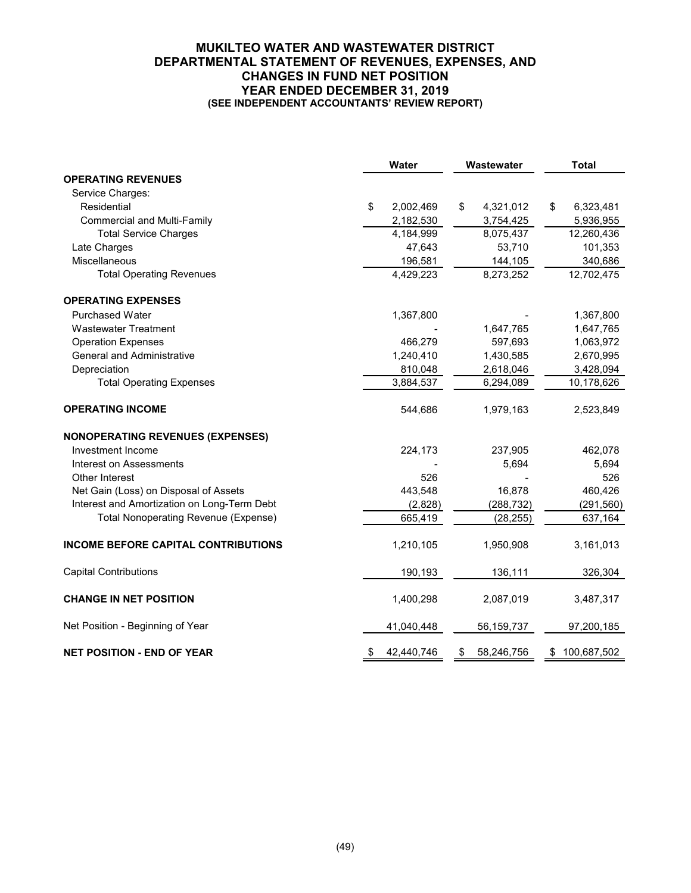# MUKILTEO WATER AND WASTEWATER DISTRICT
## DEPARTMENTAL STATEMENT OF REVENUES, EXPENSES, AND CHANGES IN FUND NET POSITION
### YEAR ENDED DECEMBER 31, 2019
**(SEE INDEPENDENT ACCOUNTANTS' REVIEW REPORT)**

| | Water | Wastewater | Total |
|---|---|---|---|
| **OPERATING REVENUES** | | | |
| Service Charges: | | | |
| Residential | $ 2,002,469 | $ 4,321,012 | $ 6,323,481 |
| Commercial and Multi-Family | 2,182,530 | 3,754,425 | 5,936,955 |
| Total Service Charges | 4,184,999 | 8,075,437 | 12,260,436 |
| Late Charges | 47,643 | 53,710 | 101,353 |
| Miscellaneous | 196,581 | 144,105 | 340,686 |
| Total Operating Revenues | 4,429,223 | 8,273,252 | 12,702,475 |
| **OPERATING EXPENSES** | | | |
| Purchased Water | 1,367,800 | - | 1,367,800 |
| Wastewater Treatment | - | 1,647,765 | 1,647,765 |
| Operation Expenses | 466,279 | 597,693 | 1,063,972 |
| General and Administrative | 1,240,410 | 1,430,585 | 2,670,995 |
| Depreciation | 810,048 | 2,618,046 | 3,428,094 |
| Total Operating Expenses | 3,884,537 | 6,294,089 | 10,178,626 |
| **OPERATING INCOME** | 544,686 | 1,979,163 | 2,523,849 |
| **NONOPERATING REVENUES (EXPENSES)** | | | |
| Investment Income | 224,173 | 237,905 | 462,078 |
| Interest on Assessments | - | 5,694 | 5,694 |
| Other Interest | 526 | - | 526 |
| Net Gain (Loss) on Disposal of Assets | 443,548 | 16,878 | 460,426 |
| Interest and Amortization on Long-Term Debt | (2,828) | (288,732) | (291,560) |
| Total Nonoperating Revenue (Expense) | 665,419 | (28,255) | 637,164 |
| **INCOME BEFORE CAPITAL CONTRIBUTIONS** | 1,210,105 | 1,950,908 | 3,161,013 |
| Capital Contributions | 190,193 | 136,111 | 326,304 |
| **CHANGE IN NET POSITION** | 1,400,298 | 2,087,019 | 3,487,317 |
| Net Position - Beginning of Year | 41,040,448 | 56,159,737 | 97,200,185 |
| **NET POSITION - END OF YEAR** | $ 42,440,746 | $ 58,246,756 | $ 100,687,502 |